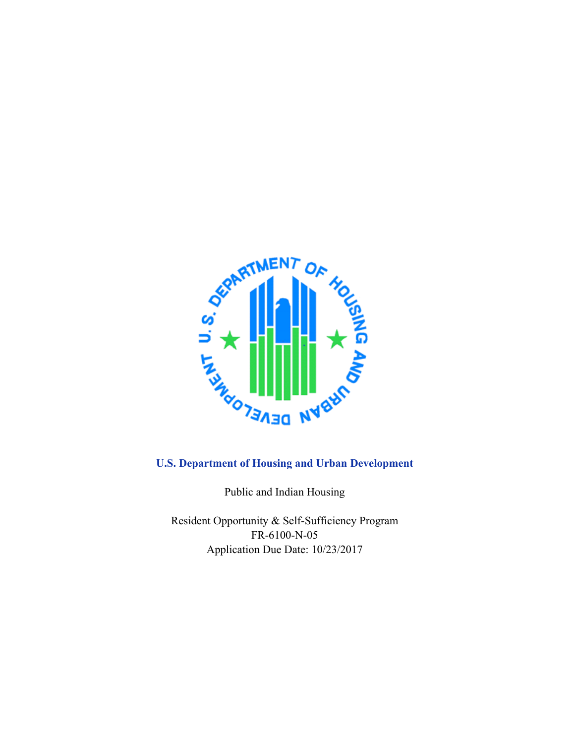**U.S. Department of Housing and Urban Development**

Public and Indian Housing

Resident Opportunity & Self-Sufficiency Program
FR-6100-N-05
Application Due Date: 10/23/2017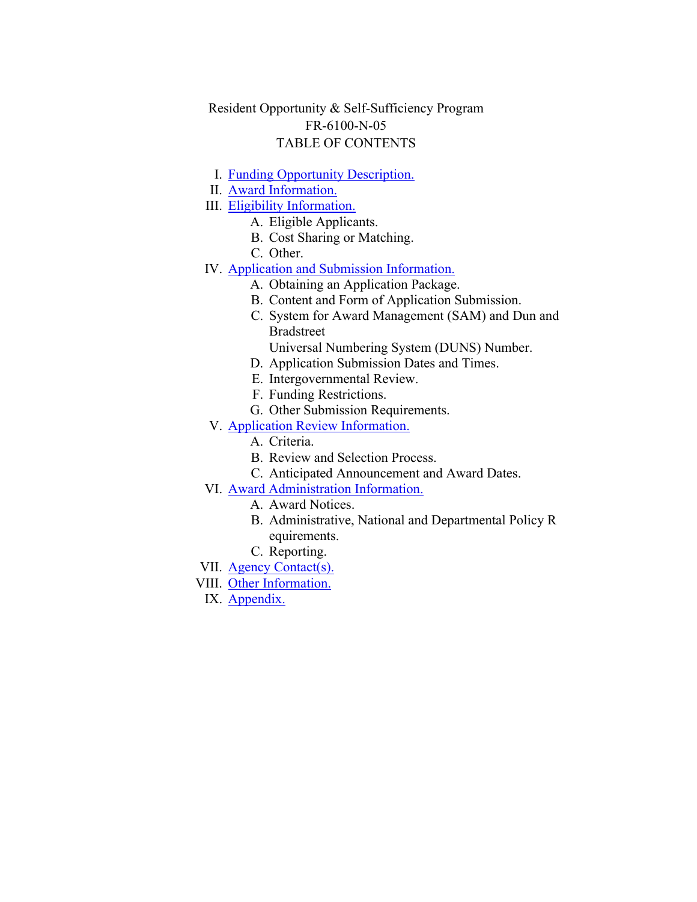Resident Opportunity & Self-Sufficiency Program
FR-6100-N-05
TABLE OF CONTENTS

I. Funding Opportunity Description.
II. Award Information.
III. Eligibility Information.
   A. Eligible Applicants.
   B. Cost Sharing or Matching.
   C. Other.
IV. Application and Submission Information.
   A. Obtaining an Application Package.
   B. Content and Form of Application Submission.
   C. System for Award Management (SAM) and Dun and Bradstreet
      Universal Numbering System (DUNS) Number.
   D. Application Submission Dates and Times.
   E. Intergovernmental Review.
   F. Funding Restrictions.
   G. Other Submission Requirements.
V. Application Review Information.
   A. Criteria.
   B. Review and Selection Process.
   C. Anticipated Announcement and Award Dates.
VI. Award Administration Information.
   A. Award Notices.
   B. Administrative, National and Departmental Policy R
      equirements.
   C. Reporting.
VII. Agency Contact(s).
VIII. Other Information.
IX. Appendix.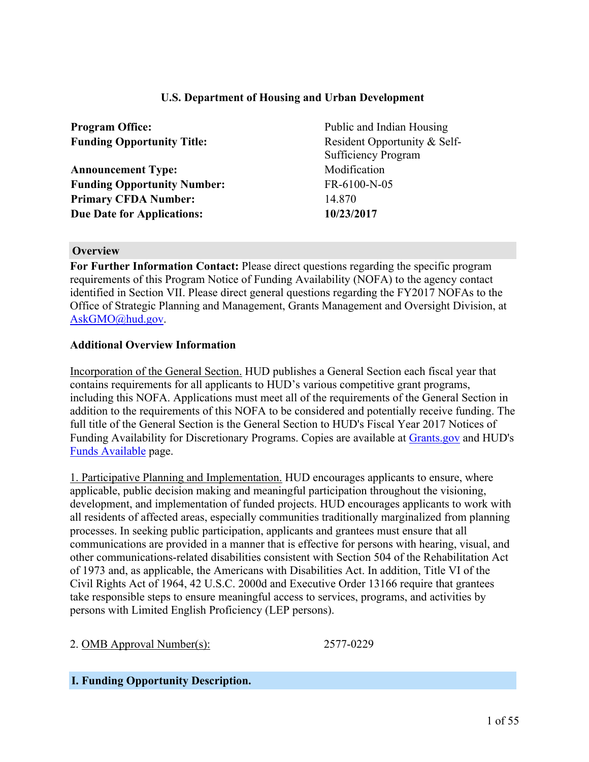**U.S. Department of Housing and Urban Development**

| | |
|---|---|
| **Program Office:** | Public and Indian Housing |
| **Funding Opportunity Title:** | Resident Opportunity & Self-Sufficiency Program |
| **Announcement Type:** | Modification |
| **Funding Opportunity Number:** | FR-6100-N-05 |
| **Primary CFDA Number:** | 14.870 |
| **Due Date for Applications:** | **10/23/2017** |

## Overview

**For Further Information Contact:** Please direct questions regarding the specific program requirements of this Program Notice of Funding Availability (NOFA) to the agency contact identified in Section VII. Please direct general questions regarding the FY2017 NOFAs to the Office of Strategic Planning and Management, Grants Management and Oversight Division, at AskGMO@hud.gov.

### Additional Overview Information

Incorporation of the General Section. HUD publishes a General Section each fiscal year that contains requirements for all applicants to HUD's various competitive grant programs, including this NOFA. Applications must meet all of the requirements of the General Section in addition to the requirements of this NOFA to be considered and potentially receive funding. The full title of the General Section is the General Section to HUD's Fiscal Year 2017 Notices of Funding Availability for Discretionary Programs. Copies are available at Grants.gov and HUD's Funds Available page.

1. Participative Planning and Implementation. HUD encourages applicants to ensure, where applicable, public decision making and meaningful participation throughout the visioning, development, and implementation of funded projects. HUD encourages applicants to work with all residents of affected areas, especially communities traditionally marginalized from planning processes. In seeking public participation, applicants and grantees must ensure that all communications are provided in a manner that is effective for persons with hearing, visual, and other communications-related disabilities consistent with Section 504 of the Rehabilitation Act of 1973 and, as applicable, the Americans with Disabilities Act. In addition, Title VI of the Civil Rights Act of 1964, 42 U.S.C. 2000d and Executive Order 13166 require that grantees take responsible steps to ensure meaningful access to services, programs, and activities by persons with Limited English Proficiency (LEP persons).

2. OMB Approval Number(s): 2577-0229

## I. Funding Opportunity Description.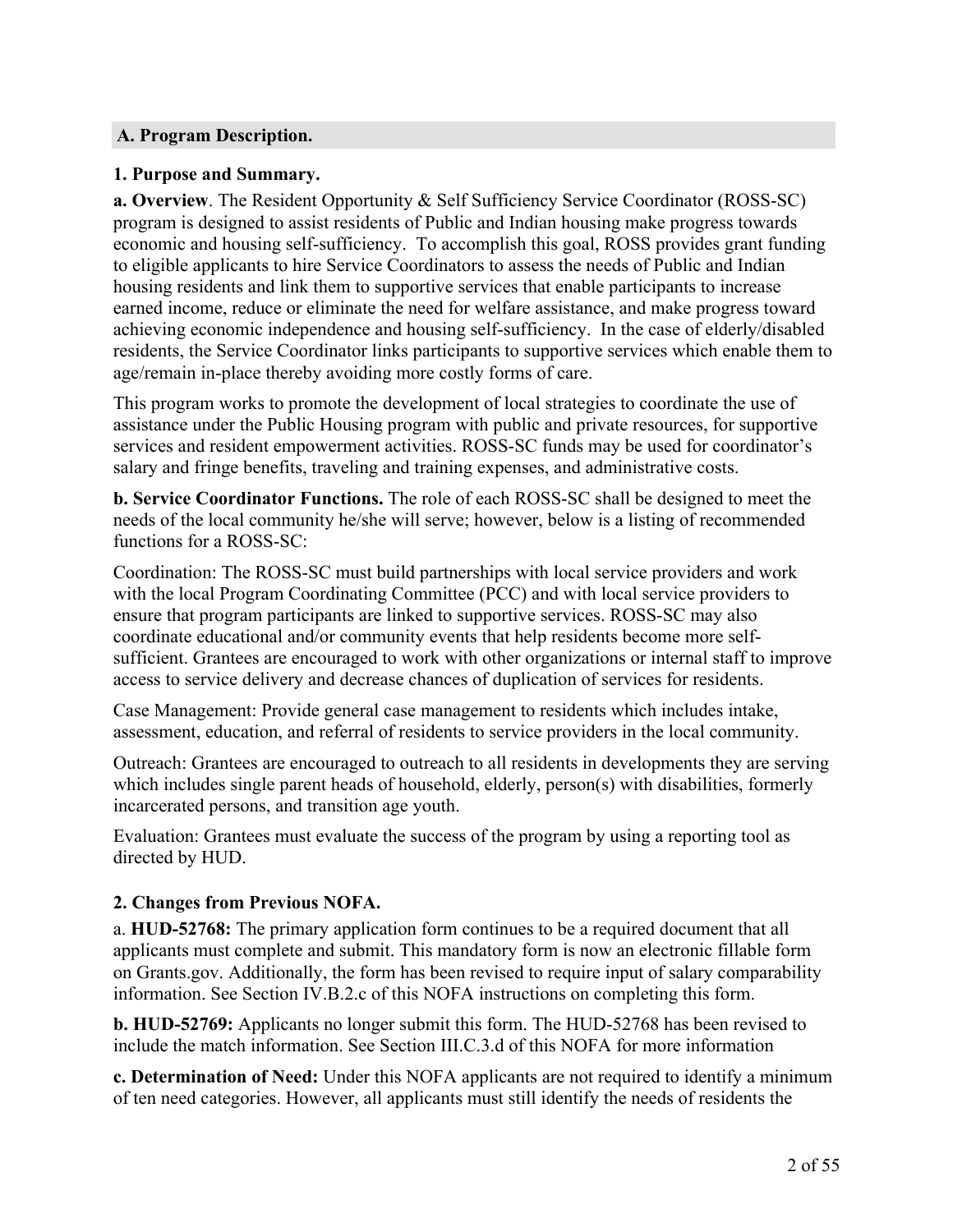## A. Program Description.

### 1. Purpose and Summary.

**a. Overview**. The Resident Opportunity & Self Sufficiency Service Coordinator (ROSS-SC) program is designed to assist residents of Public and Indian housing make progress towards economic and housing self-sufficiency. To accomplish this goal, ROSS provides grant funding to eligible applicants to hire Service Coordinators to assess the needs of Public and Indian housing residents and link them to supportive services that enable participants to increase earned income, reduce or eliminate the need for welfare assistance, and make progress toward achieving economic independence and housing self-sufficiency. In the case of elderly/disabled residents, the Service Coordinator links participants to supportive services which enable them to age/remain in-place thereby avoiding more costly forms of care.

This program works to promote the development of local strategies to coordinate the use of assistance under the Public Housing program with public and private resources, for supportive services and resident empowerment activities. ROSS-SC funds may be used for coordinator's salary and fringe benefits, traveling and training expenses, and administrative costs.

**b. Service Coordinator Functions.** The role of each ROSS-SC shall be designed to meet the needs of the local community he/she will serve; however, below is a listing of recommended functions for a ROSS-SC:

Coordination: The ROSS-SC must build partnerships with local service providers and work with the local Program Coordinating Committee (PCC) and with local service providers to ensure that program participants are linked to supportive services. ROSS-SC may also coordinate educational and/or community events that help residents become more self-sufficient. Grantees are encouraged to work with other organizations or internal staff to improve access to service delivery and decrease chances of duplication of services for residents.

Case Management: Provide general case management to residents which includes intake, assessment, education, and referral of residents to service providers in the local community.

Outreach: Grantees are encouraged to outreach to all residents in developments they are serving which includes single parent heads of household, elderly, person(s) with disabilities, formerly incarcerated persons, and transition age youth.

Evaluation: Grantees must evaluate the success of the program by using a reporting tool as directed by HUD.

### 2. Changes from Previous NOFA.

a. **HUD-52768:** The primary application form continues to be a required document that all applicants must complete and submit. This mandatory form is now an electronic fillable form on Grants.gov. Additionally, the form has been revised to require input of salary comparability information. See Section IV.B.2.c of this NOFA instructions on completing this form.

**b. HUD-52769:** Applicants no longer submit this form. The HUD-52768 has been revised to include the match information. See Section III.C.3.d of this NOFA for more information

**c. Determination of Need:** Under this NOFA applicants are not required to identify a minimum of ten need categories. However, all applicants must still identify the needs of residents the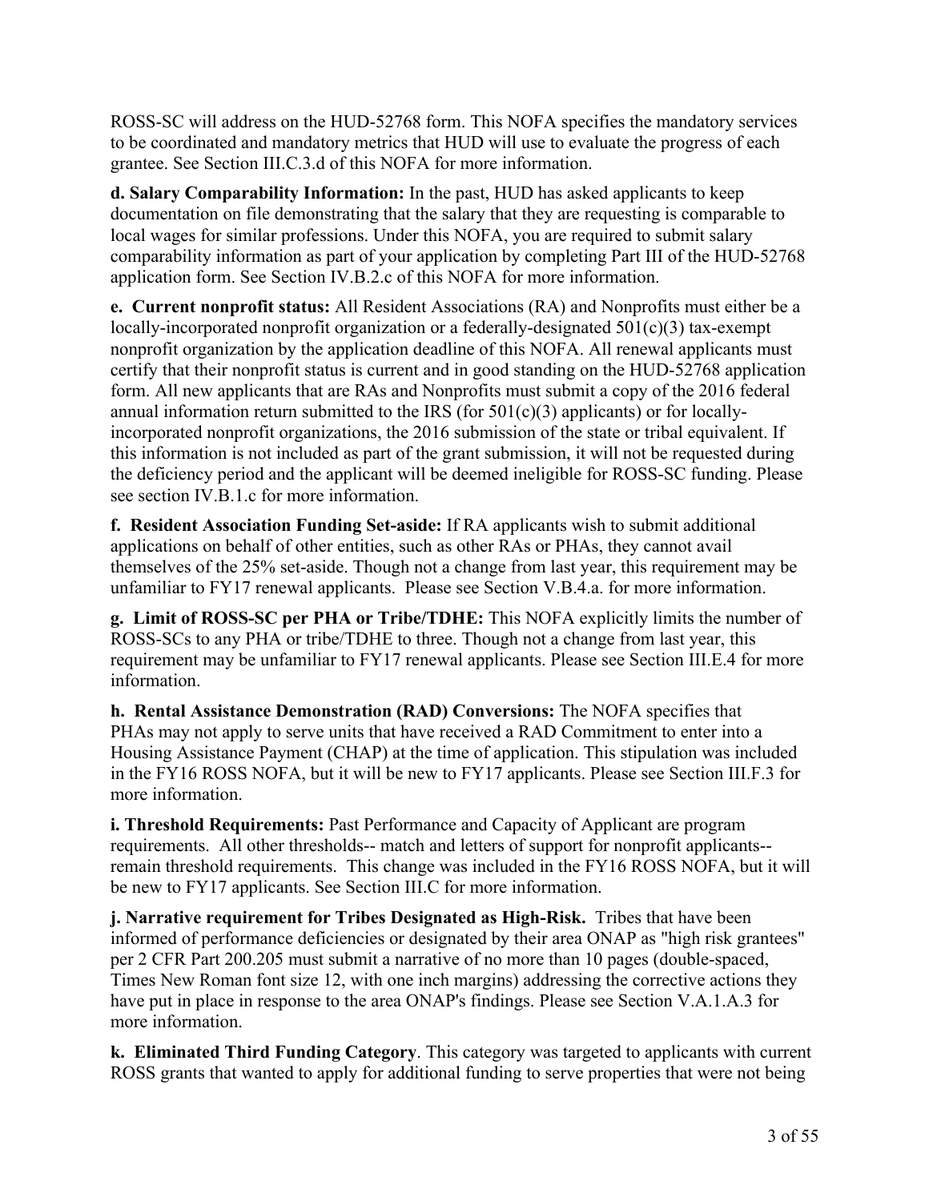ROSS-SC will address on the HUD-52768 form. This NOFA specifies the mandatory services to be coordinated and mandatory metrics that HUD will use to evaluate the progress of each grantee. See Section III.C.3.d of this NOFA for more information.

**d. Salary Comparability Information:** In the past, HUD has asked applicants to keep documentation on file demonstrating that the salary that they are requesting is comparable to local wages for similar professions. Under this NOFA, you are required to submit salary comparability information as part of your application by completing Part III of the HUD-52768 application form. See Section IV.B.2.c of this NOFA for more information.

**e. Current nonprofit status:** All Resident Associations (RA) and Nonprofits must either be a locally-incorporated nonprofit organization or a federally-designated 501(c)(3) tax-exempt nonprofit organization by the application deadline of this NOFA. All renewal applicants must certify that their nonprofit status is current and in good standing on the HUD-52768 application form. All new applicants that are RAs and Nonprofits must submit a copy of the 2016 federal annual information return submitted to the IRS (for 501(c)(3) applicants) or for locally-incorporated nonprofit organizations, the 2016 submission of the state or tribal equivalent. If this information is not included as part of the grant submission, it will not be requested during the deficiency period and the applicant will be deemed ineligible for ROSS-SC funding. Please see section IV.B.1.c for more information.

**f. Resident Association Funding Set-aside:** If RA applicants wish to submit additional applications on behalf of other entities, such as other RAs or PHAs, they cannot avail themselves of the 25% set-aside. Though not a change from last year, this requirement may be unfamiliar to FY17 renewal applicants. Please see Section V.B.4.a. for more information.

**g. Limit of ROSS-SC per PHA or Tribe/TDHE:** This NOFA explicitly limits the number of ROSS-SCs to any PHA or tribe/TDHE to three. Though not a change from last year, this requirement may be unfamiliar to FY17 renewal applicants. Please see Section III.E.4 for more information.

**h. Rental Assistance Demonstration (RAD) Conversions:** The NOFA specifies that PHAs may not apply to serve units that have received a RAD Commitment to enter into a Housing Assistance Payment (CHAP) at the time of application. This stipulation was included in the FY16 ROSS NOFA, but it will be new to FY17 applicants. Please see Section III.F.3 for more information.

**i. Threshold Requirements:** Past Performance and Capacity of Applicant are program requirements. All other thresholds-- match and letters of support for nonprofit applicants-- remain threshold requirements. This change was included in the FY16 ROSS NOFA, but it will be new to FY17 applicants. See Section III.C for more information.

**j. Narrative requirement for Tribes Designated as High-Risk.** Tribes that have been informed of performance deficiencies or designated by their area ONAP as "high risk grantees" per 2 CFR Part 200.205 must submit a narrative of no more than 10 pages (double-spaced, Times New Roman font size 12, with one inch margins) addressing the corrective actions they have put in place in response to the area ONAP's findings. Please see Section V.A.1.A.3 for more information.

**k. Eliminated Third Funding Category**. This category was targeted to applicants with current ROSS grants that wanted to apply for additional funding to serve properties that were not being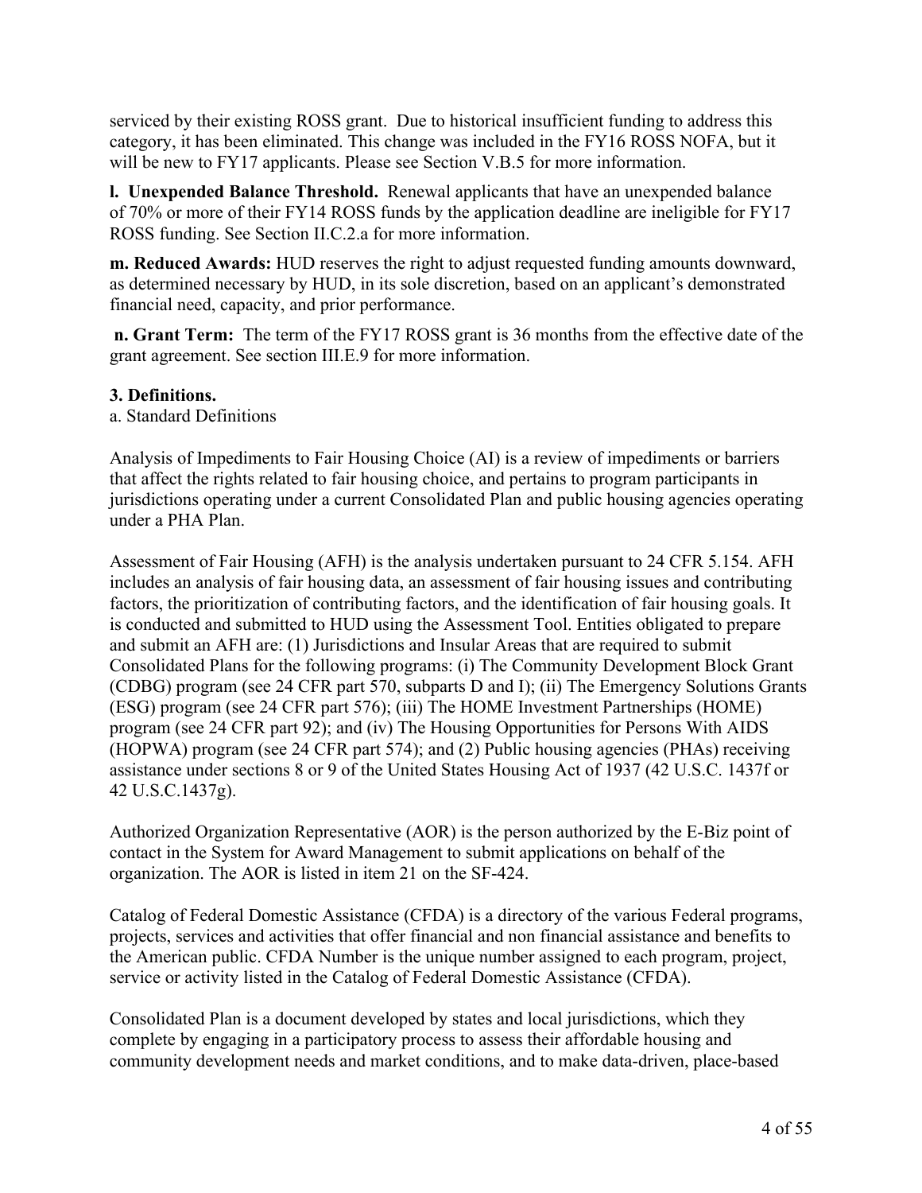serviced by their existing ROSS grant. Due to historical insufficient funding to address this category, it has been eliminated. This change was included in the FY16 ROSS NOFA, but it will be new to FY17 applicants. Please see Section V.B.5 for more information.

**l. Unexpended Balance Threshold.** Renewal applicants that have an unexpended balance of 70% or more of their FY14 ROSS funds by the application deadline are ineligible for FY17 ROSS funding. See Section II.C.2.a for more information.

**m. Reduced Awards:** HUD reserves the right to adjust requested funding amounts downward, as determined necessary by HUD, in its sole discretion, based on an applicant's demonstrated financial need, capacity, and prior performance.

**n. Grant Term:** The term of the FY17 ROSS grant is 36 months from the effective date of the grant agreement. See section III.E.9 for more information.

**3. Definitions.**

a. Standard Definitions

Analysis of Impediments to Fair Housing Choice (AI) is a review of impediments or barriers that affect the rights related to fair housing choice, and pertains to program participants in jurisdictions operating under a current Consolidated Plan and public housing agencies operating under a PHA Plan.

Assessment of Fair Housing (AFH) is the analysis undertaken pursuant to 24 CFR 5.154. AFH includes an analysis of fair housing data, an assessment of fair housing issues and contributing factors, the prioritization of contributing factors, and the identification of fair housing goals. It is conducted and submitted to HUD using the Assessment Tool. Entities obligated to prepare and submit an AFH are: (1) Jurisdictions and Insular Areas that are required to submit Consolidated Plans for the following programs: (i) The Community Development Block Grant (CDBG) program (see 24 CFR part 570, subparts D and I); (ii) The Emergency Solutions Grants (ESG) program (see 24 CFR part 576); (iii) The HOME Investment Partnerships (HOME) program (see 24 CFR part 92); and (iv) The Housing Opportunities for Persons With AIDS (HOPWA) program (see 24 CFR part 574); and (2) Public housing agencies (PHAs) receiving assistance under sections 8 or 9 of the United States Housing Act of 1937 (42 U.S.C. 1437f or 42 U.S.C.1437g).

Authorized Organization Representative (AOR) is the person authorized by the E-Biz point of contact in the System for Award Management to submit applications on behalf of the organization. The AOR is listed in item 21 on the SF-424.

Catalog of Federal Domestic Assistance (CFDA) is a directory of the various Federal programs, projects, services and activities that offer financial and non financial assistance and benefits to the American public. CFDA Number is the unique number assigned to each program, project, service or activity listed in the Catalog of Federal Domestic Assistance (CFDA).

Consolidated Plan is a document developed by states and local jurisdictions, which they complete by engaging in a participatory process to assess their affordable housing and community development needs and market conditions, and to make data-driven, place-based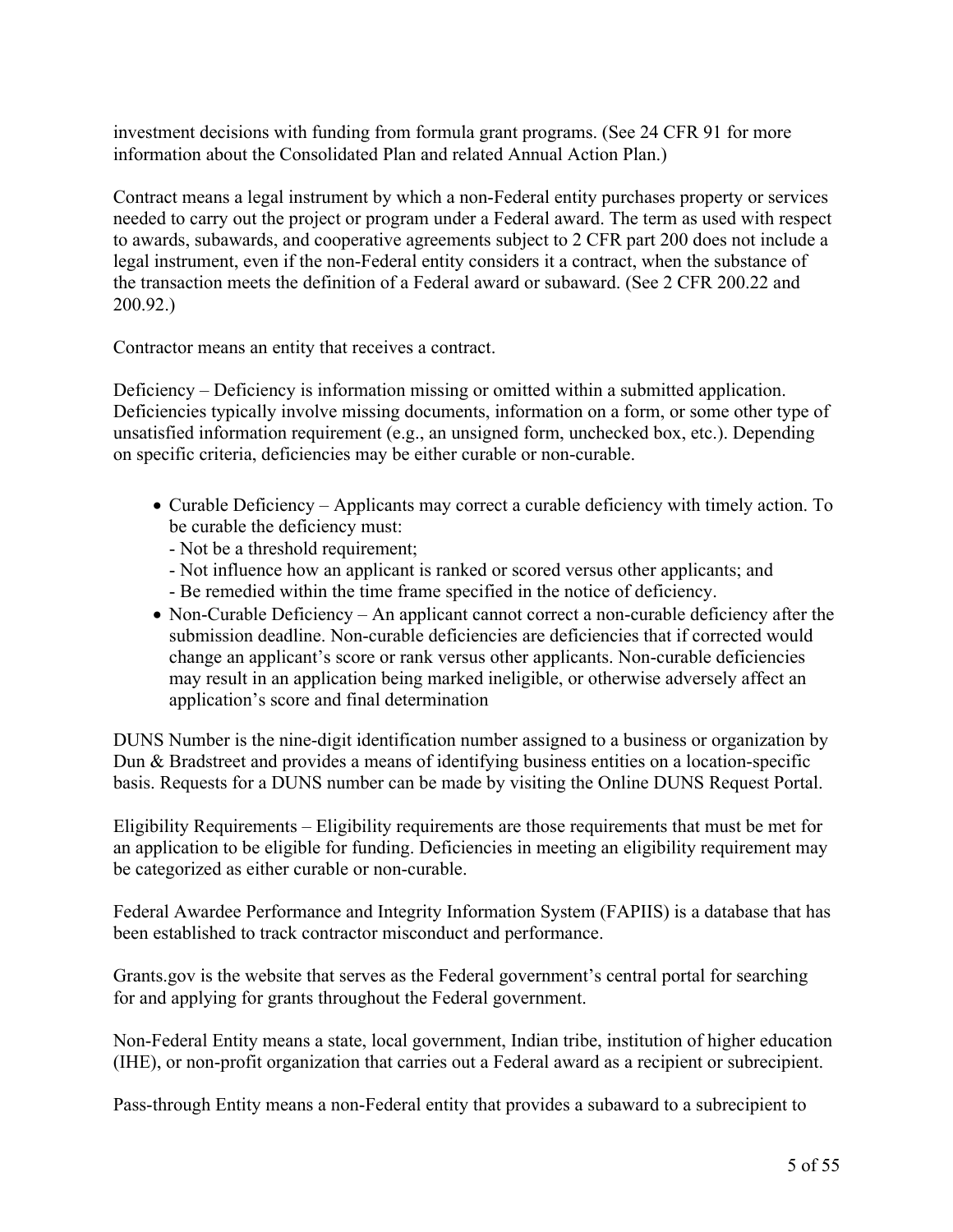investment decisions with funding from formula grant programs. (See 24 CFR 91 for more information about the Consolidated Plan and related Annual Action Plan.)

Contract means a legal instrument by which a non-Federal entity purchases property or services needed to carry out the project or program under a Federal award. The term as used with respect to awards, subawards, and cooperative agreements subject to 2 CFR part 200 does not include a legal instrument, even if the non-Federal entity considers it a contract, when the substance of the transaction meets the definition of a Federal award or subaward. (See 2 CFR 200.22 and 200.92.)

Contractor means an entity that receives a contract.

Deficiency – Deficiency is information missing or omitted within a submitted application. Deficiencies typically involve missing documents, information on a form, or some other type of unsatisfied information requirement (e.g., an unsigned form, unchecked box, etc.). Depending on specific criteria, deficiencies may be either curable or non-curable.

- Curable Deficiency – Applicants may correct a curable deficiency with timely action. To be curable the deficiency must:
  - Not be a threshold requirement;
  - Not influence how an applicant is ranked or scored versus other applicants; and
  - Be remedied within the time frame specified in the notice of deficiency.
- Non-Curable Deficiency – An applicant cannot correct a non-curable deficiency after the submission deadline. Non-curable deficiencies are deficiencies that if corrected would change an applicant's score or rank versus other applicants. Non-curable deficiencies may result in an application being marked ineligible, or otherwise adversely affect an application's score and final determination

DUNS Number is the nine-digit identification number assigned to a business or organization by Dun & Bradstreet and provides a means of identifying business entities on a location-specific basis. Requests for a DUNS number can be made by visiting the Online DUNS Request Portal.

Eligibility Requirements – Eligibility requirements are those requirements that must be met for an application to be eligible for funding. Deficiencies in meeting an eligibility requirement may be categorized as either curable or non-curable.

Federal Awardee Performance and Integrity Information System (FAPIIS) is a database that has been established to track contractor misconduct and performance.

Grants.gov is the website that serves as the Federal government's central portal for searching for and applying for grants throughout the Federal government.

Non-Federal Entity means a state, local government, Indian tribe, institution of higher education (IHE), or non-profit organization that carries out a Federal award as a recipient or subrecipient.

Pass-through Entity means a non-Federal entity that provides a subaward to a subrecipient to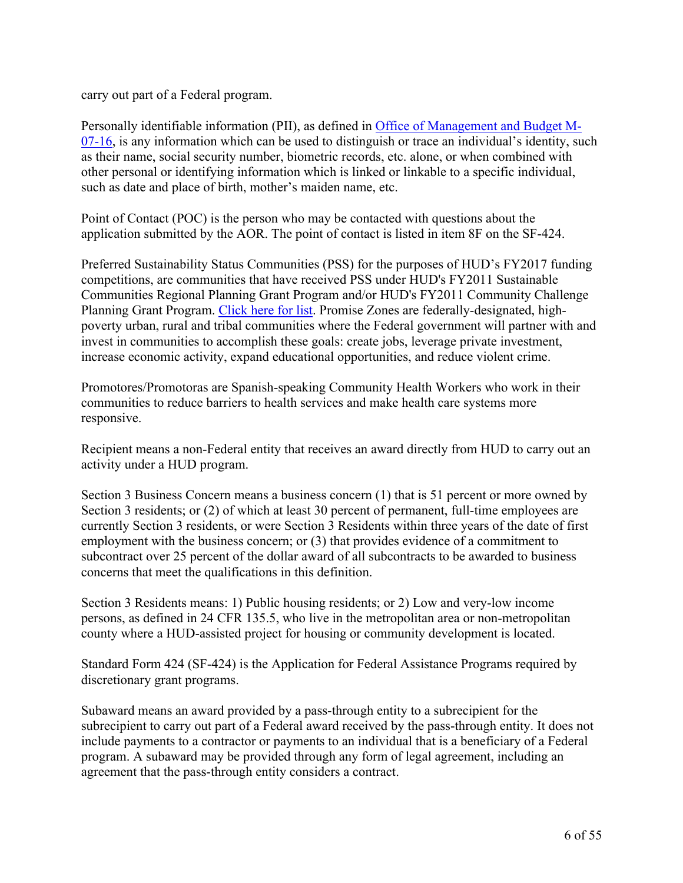carry out part of a Federal program.

Personally identifiable information (PII), as defined in [Office of Management and Budget M-07-16](), is any information which can be used to distinguish or trace an individual's identity, such as their name, social security number, biometric records, etc. alone, or when combined with other personal or identifying information which is linked or linkable to a specific individual, such as date and place of birth, mother's maiden name, etc.

Point of Contact (POC) is the person who may be contacted with questions about the application submitted by the AOR. The point of contact is listed in item 8F on the SF-424.

Preferred Sustainability Status Communities (PSS) for the purposes of HUD's FY2017 funding competitions, are communities that have received PSS under HUD's FY2011 Sustainable Communities Regional Planning Grant Program and/or HUD's FY2011 Community Challenge Planning Grant Program. [Click here for list](). Promise Zones are federally-designated, high-poverty urban, rural and tribal communities where the Federal government will partner with and invest in communities to accomplish these goals: create jobs, leverage private investment, increase economic activity, expand educational opportunities, and reduce violent crime.

Promotores/Promotoras are Spanish-speaking Community Health Workers who work in their communities to reduce barriers to health services and make health care systems more responsive.

Recipient means a non-Federal entity that receives an award directly from HUD to carry out an activity under a HUD program.

Section 3 Business Concern means a business concern (1) that is 51 percent or more owned by Section 3 residents; or (2) of which at least 30 percent of permanent, full-time employees are currently Section 3 residents, or were Section 3 Residents within three years of the date of first employment with the business concern; or (3) that provides evidence of a commitment to subcontract over 25 percent of the dollar award of all subcontracts to be awarded to business concerns that meet the qualifications in this definition.

Section 3 Residents means: 1) Public housing residents; or 2) Low and very-low income persons, as defined in 24 CFR 135.5, who live in the metropolitan area or non-metropolitan county where a HUD-assisted project for housing or community development is located.

Standard Form 424 (SF-424) is the Application for Federal Assistance Programs required by discretionary grant programs.

Subaward means an award provided by a pass-through entity to a subrecipient for the subrecipient to carry out part of a Federal award received by the pass-through entity. It does not include payments to a contractor or payments to an individual that is a beneficiary of a Federal program. A subaward may be provided through any form of legal agreement, including an agreement that the pass-through entity considers a contract.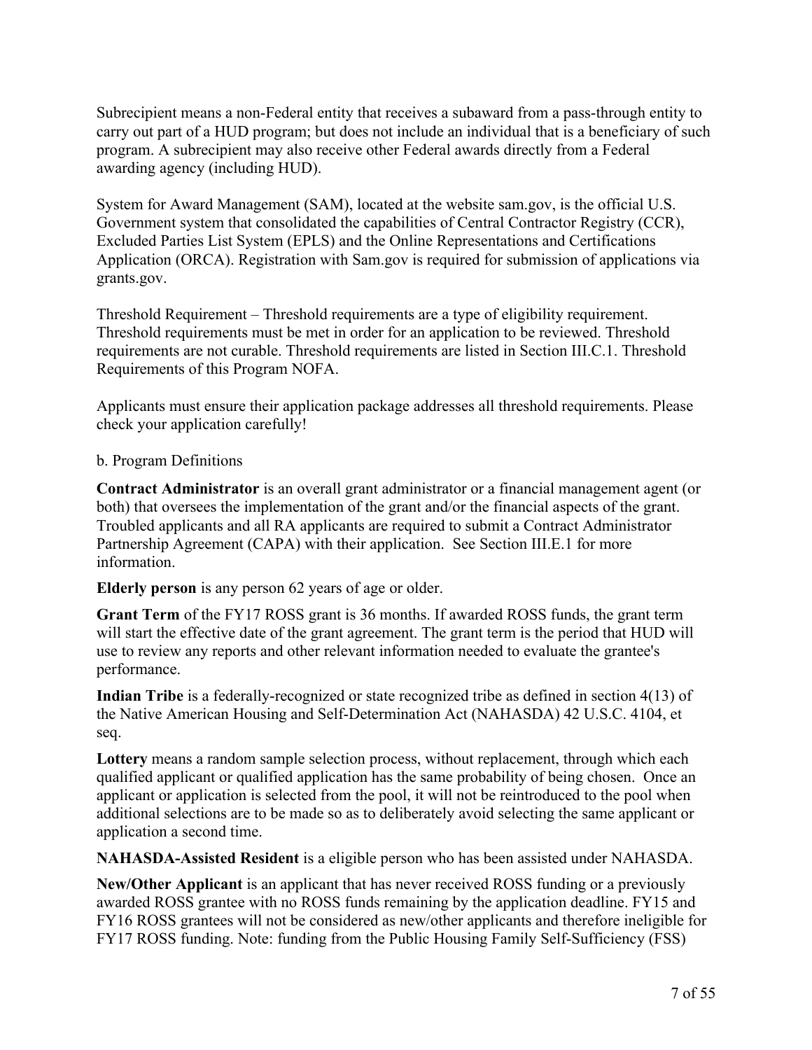Subrecipient means a non-Federal entity that receives a subaward from a pass-through entity to carry out part of a HUD program; but does not include an individual that is a beneficiary of such program. A subrecipient may also receive other Federal awards directly from a Federal awarding agency (including HUD).

System for Award Management (SAM), located at the website sam.gov, is the official U.S. Government system that consolidated the capabilities of Central Contractor Registry (CCR), Excluded Parties List System (EPLS) and the Online Representations and Certifications Application (ORCA). Registration with Sam.gov is required for submission of applications via grants.gov.

Threshold Requirement – Threshold requirements are a type of eligibility requirement. Threshold requirements must be met in order for an application to be reviewed. Threshold requirements are not curable. Threshold requirements are listed in Section III.C.1. Threshold Requirements of this Program NOFA.

Applicants must ensure their application package addresses all threshold requirements. Please check your application carefully!

b. Program Definitions

**Contract Administrator** is an overall grant administrator or a financial management agent (or both) that oversees the implementation of the grant and/or the financial aspects of the grant. Troubled applicants and all RA applicants are required to submit a Contract Administrator Partnership Agreement (CAPA) with their application. See Section III.E.1 for more information.

**Elderly person** is any person 62 years of age or older.

**Grant Term** of the FY17 ROSS grant is 36 months. If awarded ROSS funds, the grant term will start the effective date of the grant agreement. The grant term is the period that HUD will use to review any reports and other relevant information needed to evaluate the grantee's performance.

**Indian Tribe** is a federally-recognized or state recognized tribe as defined in section 4(13) of the Native American Housing and Self-Determination Act (NAHASDA) 42 U.S.C. 4104, et seq.

**Lottery** means a random sample selection process, without replacement, through which each qualified applicant or qualified application has the same probability of being chosen. Once an applicant or application is selected from the pool, it will not be reintroduced to the pool when additional selections are to be made so as to deliberately avoid selecting the same applicant or application a second time.

**NAHASDA-Assisted Resident** is a eligible person who has been assisted under NAHASDA.

**New/Other Applicant** is an applicant that has never received ROSS funding or a previously awarded ROSS grantee with no ROSS funds remaining by the application deadline. FY15 and FY16 ROSS grantees will not be considered as new/other applicants and therefore ineligible for FY17 ROSS funding. Note: funding from the Public Housing Family Self-Sufficiency (FSS)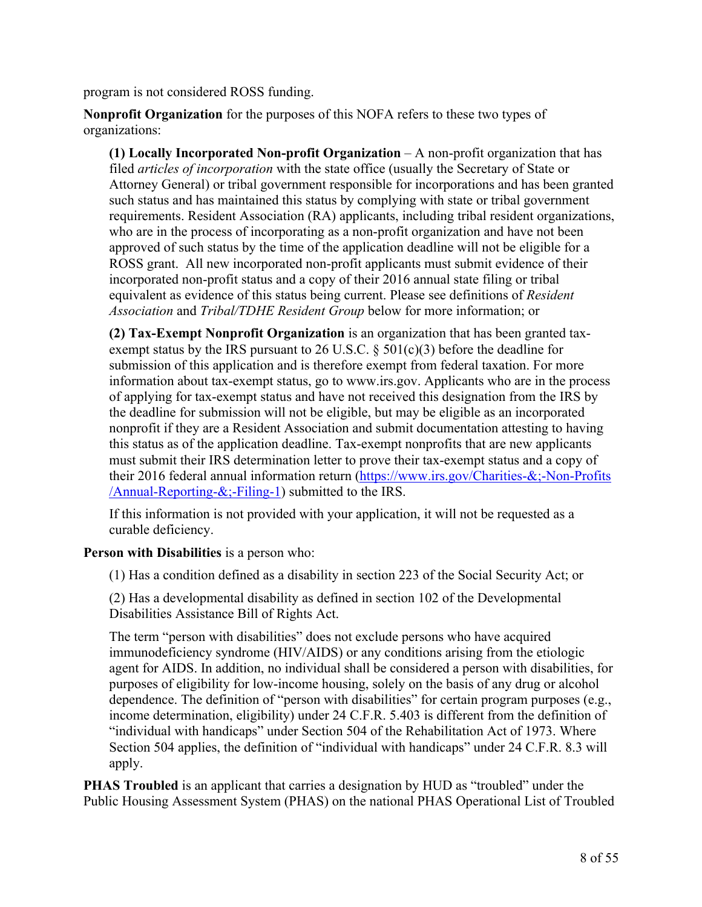program is not considered ROSS funding.

**Nonprofit Organization** for the purposes of this NOFA refers to these two types of organizations:

**(1) Locally Incorporated Non-profit Organization** – A non-profit organization that has filed *articles of incorporation* with the state office (usually the Secretary of State or Attorney General) or tribal government responsible for incorporations and has been granted such status and has maintained this status by complying with state or tribal government requirements. Resident Association (RA) applicants, including tribal resident organizations, who are in the process of incorporating as a non-profit organization and have not been approved of such status by the time of the application deadline will not be eligible for a ROSS grant. All new incorporated non-profit applicants must submit evidence of their incorporated non-profit status and a copy of their 2016 annual state filing or tribal equivalent as evidence of this status being current. Please see definitions of *Resident Association* and *Tribal/TDHE Resident Group* below for more information; or

**(2) Tax-Exempt Nonprofit Organization** is an organization that has been granted tax-exempt status by the IRS pursuant to 26 U.S.C. § 501(c)(3) before the deadline for submission of this application and is therefore exempt from federal taxation. For more information about tax-exempt status, go to www.irs.gov. Applicants who are in the process of applying for tax-exempt status and have not received this designation from the IRS by the deadline for submission will not be eligible, but may be eligible as an incorporated nonprofit if they are a Resident Association and submit documentation attesting to having this status as of the application deadline. Tax-exempt nonprofits that are new applicants must submit their IRS determination letter to prove their tax-exempt status and a copy of their 2016 federal annual information return ([https://www.irs.gov/Charities-&;-Non-Profits/Annual-Reporting-&;-Filing-1](https://www.irs.gov/Charities-&;-Non-Profits/Annual-Reporting-&;-Filing-1)) submitted to the IRS.

If this information is not provided with your application, it will not be requested as a curable deficiency.

**Person with Disabilities** is a person who:

(1) Has a condition defined as a disability in section 223 of the Social Security Act; or

(2) Has a developmental disability as defined in section 102 of the Developmental Disabilities Assistance Bill of Rights Act.

The term "person with disabilities" does not exclude persons who have acquired immunodeficiency syndrome (HIV/AIDS) or any conditions arising from the etiologic agent for AIDS. In addition, no individual shall be considered a person with disabilities, for purposes of eligibility for low-income housing, solely on the basis of any drug or alcohol dependence. The definition of "person with disabilities" for certain program purposes (e.g., income determination, eligibility) under 24 C.F.R. 5.403 is different from the definition of "individual with handicaps" under Section 504 of the Rehabilitation Act of 1973. Where Section 504 applies, the definition of "individual with handicaps" under 24 C.F.R. 8.3 will apply.

**PHAS Troubled** is an applicant that carries a designation by HUD as "troubled" under the Public Housing Assessment System (PHAS) on the national PHAS Operational List of Troubled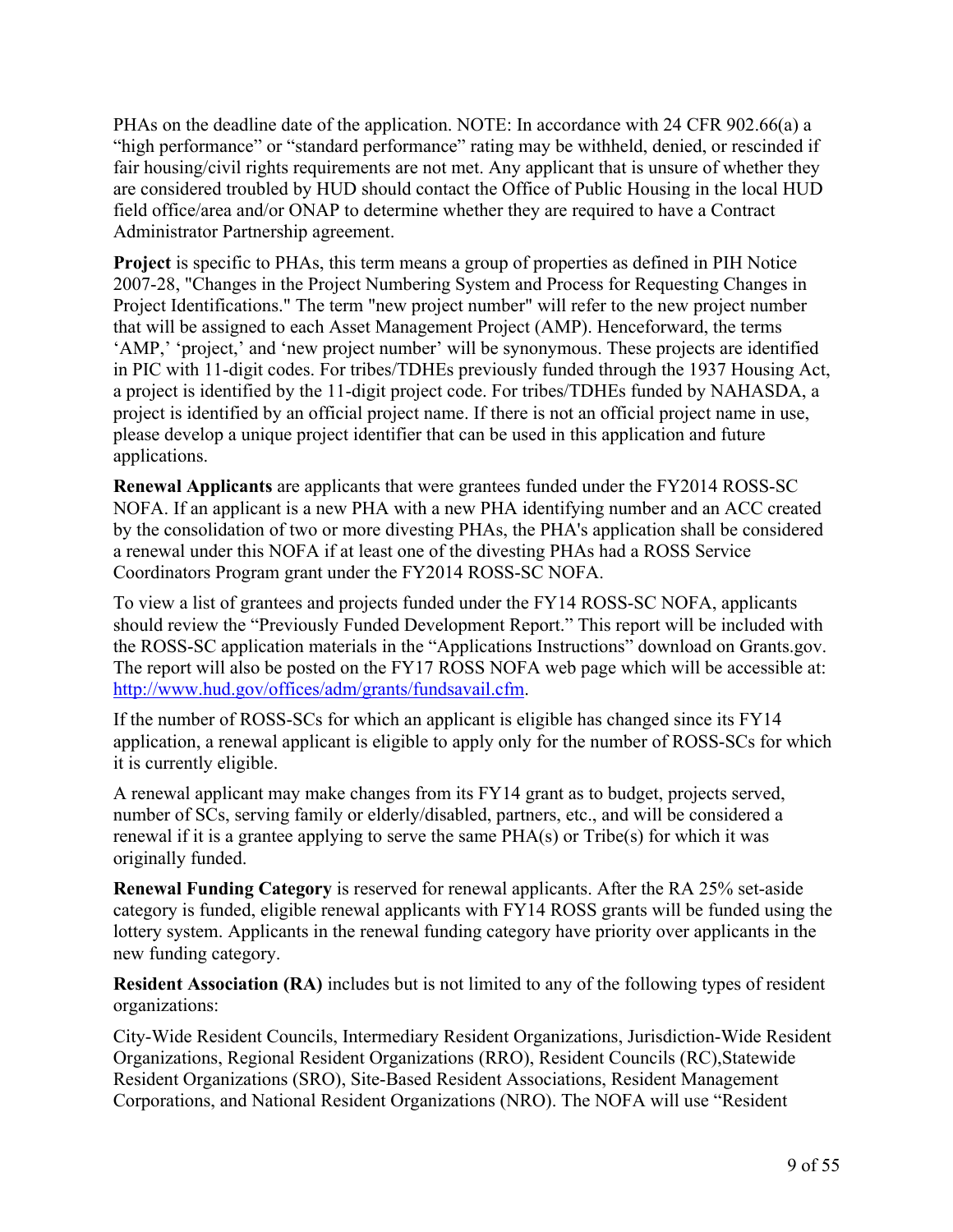PHAs on the deadline date of the application. NOTE: In accordance with 24 CFR 902.66(a) a "high performance" or "standard performance" rating may be withheld, denied, or rescinded if fair housing/civil rights requirements are not met. Any applicant that is unsure of whether they are considered troubled by HUD should contact the Office of Public Housing in the local HUD field office/area and/or ONAP to determine whether they are required to have a Contract Administrator Partnership agreement.

**Project** is specific to PHAs, this term means a group of properties as defined in PIH Notice 2007-28, "Changes in the Project Numbering System and Process for Requesting Changes in Project Identifications." The term "new project number" will refer to the new project number that will be assigned to each Asset Management Project (AMP). Henceforward, the terms 'AMP,' 'project,' and 'new project number' will be synonymous. These projects are identified in PIC with 11-digit codes. For tribes/TDHEs previously funded through the 1937 Housing Act, a project is identified by the 11-digit project code. For tribes/TDHEs funded by NAHASDA, a project is identified by an official project name. If there is not an official project name in use, please develop a unique project identifier that can be used in this application and future applications.

**Renewal Applicants** are applicants that were grantees funded under the FY2014 ROSS-SC NOFA. If an applicant is a new PHA with a new PHA identifying number and an ACC created by the consolidation of two or more divesting PHAs, the PHA's application shall be considered a renewal under this NOFA if at least one of the divesting PHAs had a ROSS Service Coordinators Program grant under the FY2014 ROSS-SC NOFA.

To view a list of grantees and projects funded under the FY14 ROSS-SC NOFA, applicants should review the "Previously Funded Development Report." This report will be included with the ROSS-SC application materials in the "Applications Instructions" download on Grants.gov. The report will also be posted on the FY17 ROSS NOFA web page which will be accessible at: [http://www.hud.gov/offices/adm/grants/fundsavail.cfm](http://www.hud.gov/offices/adm/grants/fundsavail.cfm).

If the number of ROSS-SCs for which an applicant is eligible has changed since its FY14 application, a renewal applicant is eligible to apply only for the number of ROSS-SCs for which it is currently eligible.

A renewal applicant may make changes from its FY14 grant as to budget, projects served, number of SCs, serving family or elderly/disabled, partners, etc., and will be considered a renewal if it is a grantee applying to serve the same PHA(s) or Tribe(s) for which it was originally funded.

**Renewal Funding Category** is reserved for renewal applicants. After the RA 25% set-aside category is funded, eligible renewal applicants with FY14 ROSS grants will be funded using the lottery system. Applicants in the renewal funding category have priority over applicants in the new funding category.

**Resident Association (RA)** includes but is not limited to any of the following types of resident organizations:

City-Wide Resident Councils, Intermediary Resident Organizations, Jurisdiction-Wide Resident Organizations, Regional Resident Organizations (RRO), Resident Councils (RC),Statewide Resident Organizations (SRO), Site-Based Resident Associations, Resident Management Corporations, and National Resident Organizations (NRO). The NOFA will use "Resident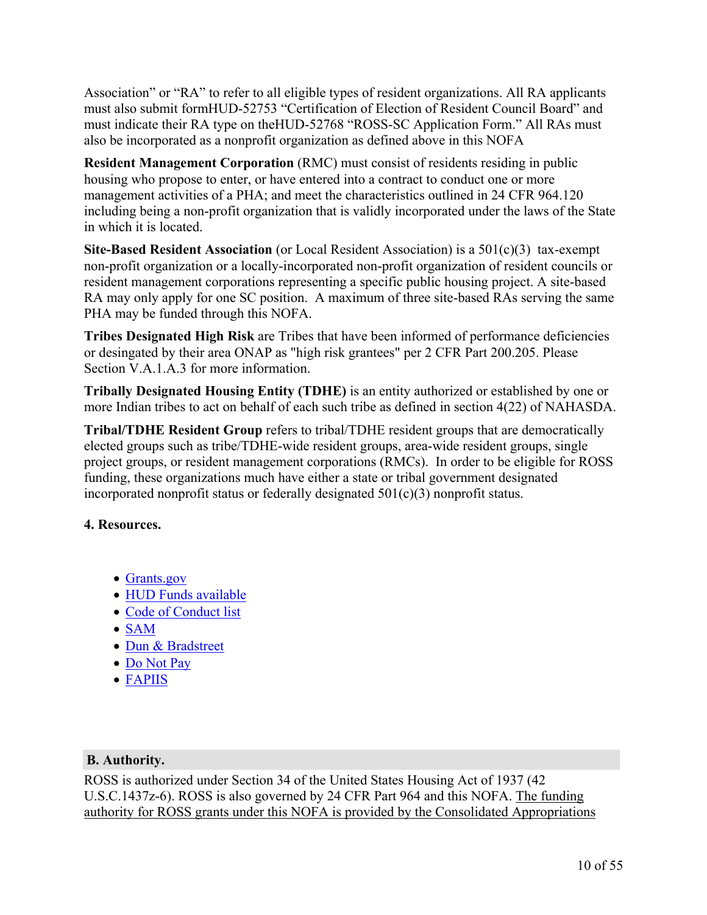Association" or "RA" to refer to all eligible types of resident organizations. All RA applicants must also submit formHUD-52753 "Certification of Election of Resident Council Board" and must indicate their RA type on theHUD-52768 "ROSS-SC Application Form." All RAs must also be incorporated as a nonprofit organization as defined above in this NOFA

**Resident Management Corporation** (RMC) must consist of residents residing in public housing who propose to enter, or have entered into a contract to conduct one or more management activities of a PHA; and meet the characteristics outlined in 24 CFR 964.120 including being a non-profit organization that is validly incorporated under the laws of the State in which it is located.

**Site-Based Resident Association** (or Local Resident Association) is a 501(c)(3) tax-exempt non-profit organization or a locally-incorporated non-profit organization of resident councils or resident management corporations representing a specific public housing project. A site-based RA may only apply for one SC position. A maximum of three site-based RAs serving the same PHA may be funded through this NOFA.

**Tribes Designated High Risk** are Tribes that have been informed of performance deficiencies or desingated by their area ONAP as "high risk grantees" per 2 CFR Part 200.205. Please Section V.A.1.A.3 for more information.

**Tribally Designated Housing Entity (TDHE)** is an entity authorized or established by one or more Indian tribes to act on behalf of each such tribe as defined in section 4(22) of NAHASDA.

**Tribal/TDHE Resident Group** refers to tribal/TDHE resident groups that are democratically elected groups such as tribe/TDHE-wide resident groups, area-wide resident groups, single project groups, or resident management corporations (RMCs). In order to be eligible for ROSS funding, these organizations much have either a state or tribal government designated incorporated nonprofit status or federally designated 501(c)(3) nonprofit status.

**4. Resources.**

- Grants.gov
- HUD Funds available
- Code of Conduct list
- SAM
- Dun & Bradstreet
- Do Not Pay
- FAPIIS

## B. Authority.

ROSS is authorized under Section 34 of the United States Housing Act of 1937 (42 U.S.C.1437z-6). ROSS is also governed by 24 CFR Part 964 and this NOFA. The funding authority for ROSS grants under this NOFA is provided by the Consolidated Appropriations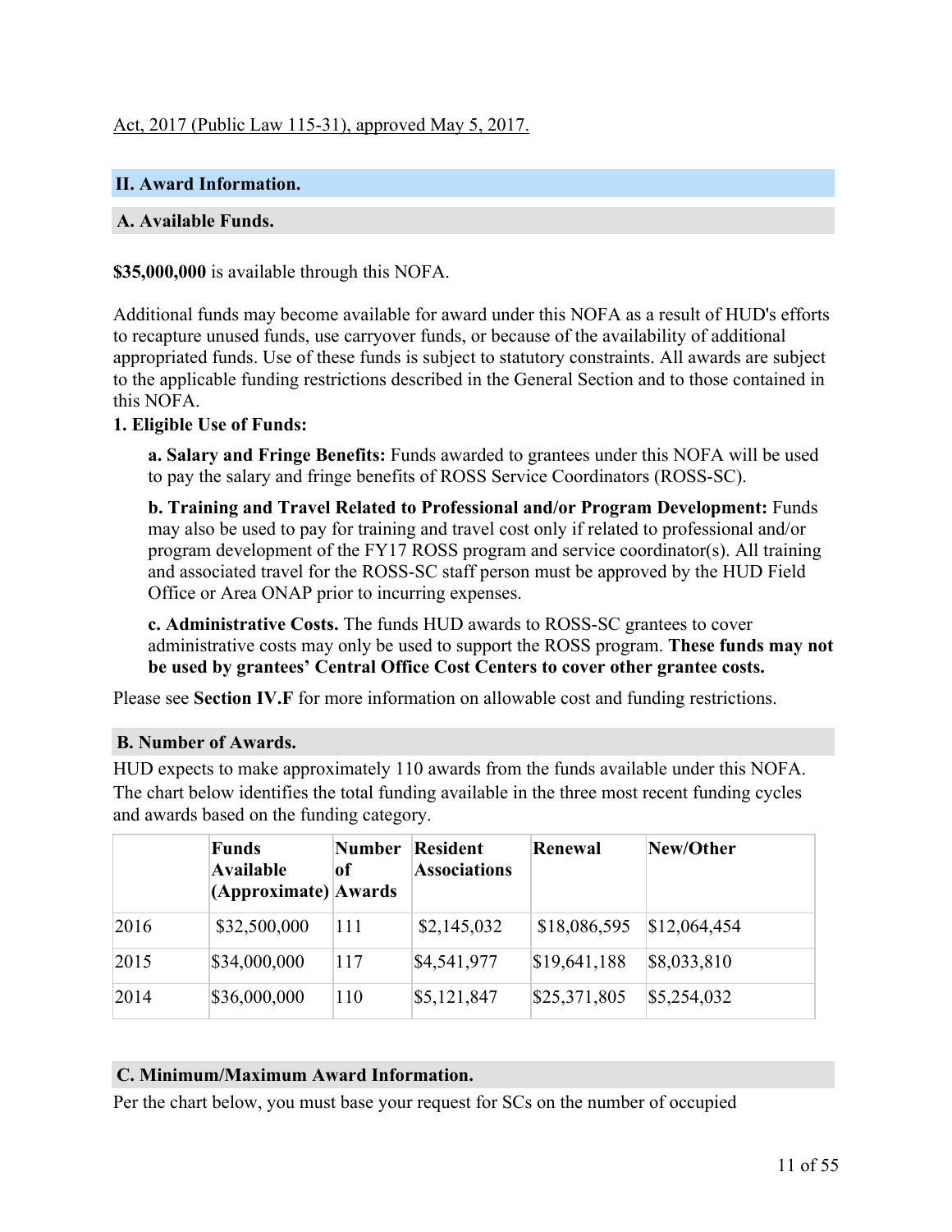Act, 2017 (Public Law 115-31), approved May 5, 2017.

## II. Award Information.

### A. Available Funds.

**$35,000,000** is available through this NOFA.

Additional funds may become available for award under this NOFA as a result of HUD's efforts to recapture unused funds, use carryover funds, or because of the availability of additional appropriated funds. Use of these funds is subject to statutory constraints. All awards are subject to the applicable funding restrictions described in the General Section and to those contained in this NOFA.

**1. Eligible Use of Funds:**

**a. Salary and Fringe Benefits:** Funds awarded to grantees under this NOFA will be used to pay the salary and fringe benefits of ROSS Service Coordinators (ROSS-SC).

**b. Training and Travel Related to Professional and/or Program Development:** Funds may also be used to pay for training and travel cost only if related to professional and/or program development of the FY17 ROSS program and service coordinator(s). All training and associated travel for the ROSS-SC staff person must be approved by the HUD Field Office or Area ONAP prior to incurring expenses.

**c. Administrative Costs.** The funds HUD awards to ROSS-SC grantees to cover administrative costs may only be used to support the ROSS program. **These funds may not be used by grantees' Central Office Cost Centers to cover other grantee costs.**

Please see **Section IV.F** for more information on allowable cost and funding restrictions.

### B. Number of Awards.

HUD expects to make approximately 110 awards from the funds available under this NOFA. The chart below identifies the total funding available in the three most recent funding cycles and awards based on the funding category.

| | Funds Available (Approximate) | Number of Awards | Resident Associations | Renewal | New/Other |
|---|---|---|---|---|---|
| 2016 | $32,500,000 | 111 | $2,145,032 | $18,086,595 | $12,064,454 |
| 2015 | $34,000,000 | 117 | $4,541,977 | $19,641,188 | $8,033,810 |
| 2014 | $36,000,000 | 110 | $5,121,847 | $25,371,805 | $5,254,032 |

### C. Minimum/Maximum Award Information.

Per the chart below, you must base your request for SCs on the number of occupied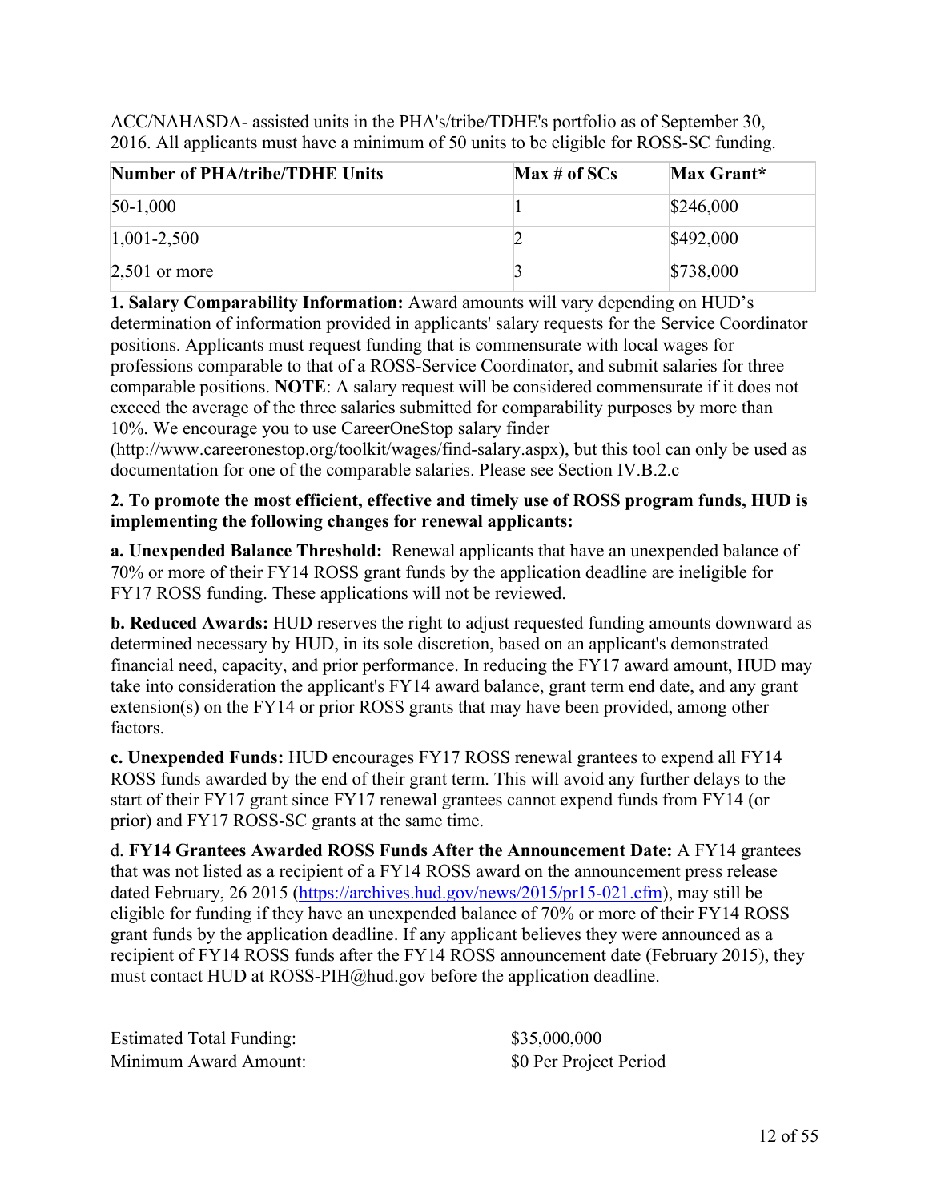ACC/NAHASDA- assisted units in the PHA's/tribe/TDHE's portfolio as of September 30, 2016. All applicants must have a minimum of 50 units to be eligible for ROSS-SC funding.

| Number of PHA/tribe/TDHE Units | Max # of SCs | Max Grant* |
|---|---|---|
| 50-1,000 | 1 | $246,000 |
| 1,001-2,500 | 2 | $492,000 |
| 2,501 or more | 3 | $738,000 |

**1. Salary Comparability Information:** Award amounts will vary depending on HUD's determination of information provided in applicants' salary requests for the Service Coordinator positions. Applicants must request funding that is commensurate with local wages for professions comparable to that of a ROSS-Service Coordinator, and submit salaries for three comparable positions. **NOTE**: A salary request will be considered commensurate if it does not exceed the average of the three salaries submitted for comparability purposes by more than 10%. We encourage you to use CareerOneStop salary finder (http://www.careeronestop.org/toolkit/wages/find-salary.aspx), but this tool can only be used as documentation for one of the comparable salaries. Please see Section IV.B.2.c

**2. To promote the most efficient, effective and timely use of ROSS program funds, HUD is implementing the following changes for renewal applicants:**

**a. Unexpended Balance Threshold:** Renewal applicants that have an unexpended balance of 70% or more of their FY14 ROSS grant funds by the application deadline are ineligible for FY17 ROSS funding. These applications will not be reviewed.

**b. Reduced Awards:** HUD reserves the right to adjust requested funding amounts downward as determined necessary by HUD, in its sole discretion, based on an applicant's demonstrated financial need, capacity, and prior performance. In reducing the FY17 award amount, HUD may take into consideration the applicant's FY14 award balance, grant term end date, and any grant extension(s) on the FY14 or prior ROSS grants that may have been provided, among other factors.

**c. Unexpended Funds:** HUD encourages FY17 ROSS renewal grantees to expend all FY14 ROSS funds awarded by the end of their grant term. This will avoid any further delays to the start of their FY17 grant since FY17 renewal grantees cannot expend funds from FY14 (or prior) and FY17 ROSS-SC grants at the same time.

d. **FY14 Grantees Awarded ROSS Funds After the Announcement Date:** A FY14 grantees that was not listed as a recipient of a FY14 ROSS award on the announcement press release dated February, 26 2015 ([https://archives.hud.gov/news/2015/pr15-021.cfm](https://archives.hud.gov/news/2015/pr15-021.cfm)), may still be eligible for funding if they have an unexpended balance of 70% or more of their FY14 ROSS grant funds by the application deadline. If any applicant believes they were announced as a recipient of FY14 ROSS funds after the FY14 ROSS announcement date (February 2015), they must contact HUD at ROSS-PIH@hud.gov before the application deadline.

Estimated Total Funding: $35,000,000
Minimum Award Amount: $0 Per Project Period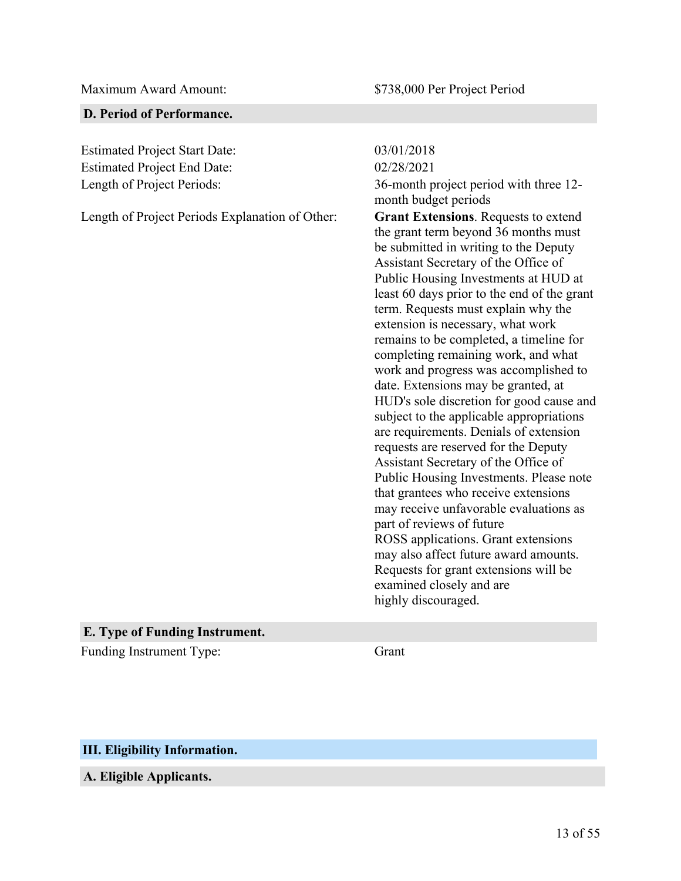Maximum Award Amount: $738,000 Per Project Period

### D. Period of Performance.

| | |
|---|---|
| Estimated Project Start Date: | 03/01/2018 |
| Estimated Project End Date: | 02/28/2021 |
| Length of Project Periods: | 36-month project period with three 12-month budget periods |
| Length of Project Periods Explanation of Other: | **Grant Extensions**. Requests to extend the grant term beyond 36 months must be submitted in writing to the Deputy Assistant Secretary of the Office of Public Housing Investments at HUD at least 60 days prior to the end of the grant term. Requests must explain why the extension is necessary, what work remains to be completed, a timeline for completing remaining work, and what work and progress was accomplished to date. Extensions may be granted, at HUD's sole discretion for good cause and subject to the applicable appropriations are requirements. Denials of extension requests are reserved for the Deputy Assistant Secretary of the Office of Public Housing Investments. Please note that grantees who receive extensions may receive unfavorable evaluations as part of reviews of future ROSS applications. Grant extensions may also affect future award amounts. Requests for grant extensions will be examined closely and are highly discouraged. |

### E. Type of Funding Instrument.

Funding Instrument Type: Grant

## III. Eligibility Information.

### A. Eligible Applicants.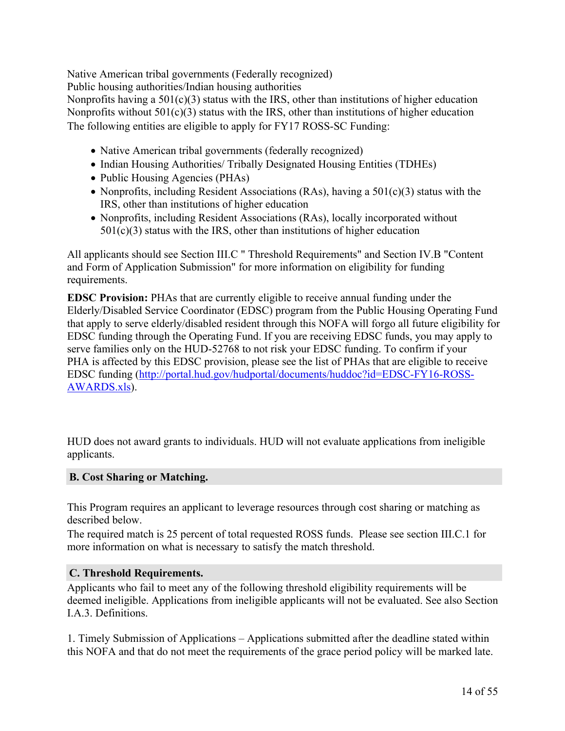Native American tribal governments (Federally recognized)
Public housing authorities/Indian housing authorities
Nonprofits having a 501(c)(3) status with the IRS, other than institutions of higher education
Nonprofits without 501(c)(3) status with the IRS, other than institutions of higher education
The following entities are eligible to apply for FY17 ROSS-SC Funding:

- Native American tribal governments (federally recognized)
- Indian Housing Authorities/ Tribally Designated Housing Entities (TDHEs)
- Public Housing Agencies (PHAs)
- Nonprofits, including Resident Associations (RAs), having a 501(c)(3) status with the IRS, other than institutions of higher education
- Nonprofits, including Resident Associations (RAs), locally incorporated without 501(c)(3) status with the IRS, other than institutions of higher education

All applicants should see Section III.C " Threshold Requirements" and Section IV.B "Content and Form of Application Submission" for more information on eligibility for funding requirements.

**EDSC Provision:** PHAs that are currently eligible to receive annual funding under the Elderly/Disabled Service Coordinator (EDSC) program from the Public Housing Operating Fund that apply to serve elderly/disabled resident through this NOFA will forgo all future eligibility for EDSC funding through the Operating Fund. If you are receiving EDSC funds, you may apply to serve families only on the HUD-52768 to not risk your EDSC funding. To confirm if your PHA is affected by this EDSC provision, please see the list of PHAs that are eligible to receive EDSC funding ([http://portal.hud.gov/hudportal/documents/huddoc?id=EDSC-FY16-ROSS-AWARDS.xls](http://portal.hud.gov/hudportal/documents/huddoc?id=EDSC-FY16-ROSS-AWARDS.xls)).

HUD does not award grants to individuals. HUD will not evaluate applications from ineligible applicants.

### B. Cost Sharing or Matching.

This Program requires an applicant to leverage resources through cost sharing or matching as described below.
The required match is 25 percent of total requested ROSS funds. Please see section III.C.1 for more information on what is necessary to satisfy the match threshold.

### C. Threshold Requirements.

Applicants who fail to meet any of the following threshold eligibility requirements will be deemed ineligible. Applications from ineligible applicants will not be evaluated. See also Section I.A.3. Definitions.

1. Timely Submission of Applications – Applications submitted after the deadline stated within this NOFA and that do not meet the requirements of the grace period policy will be marked late.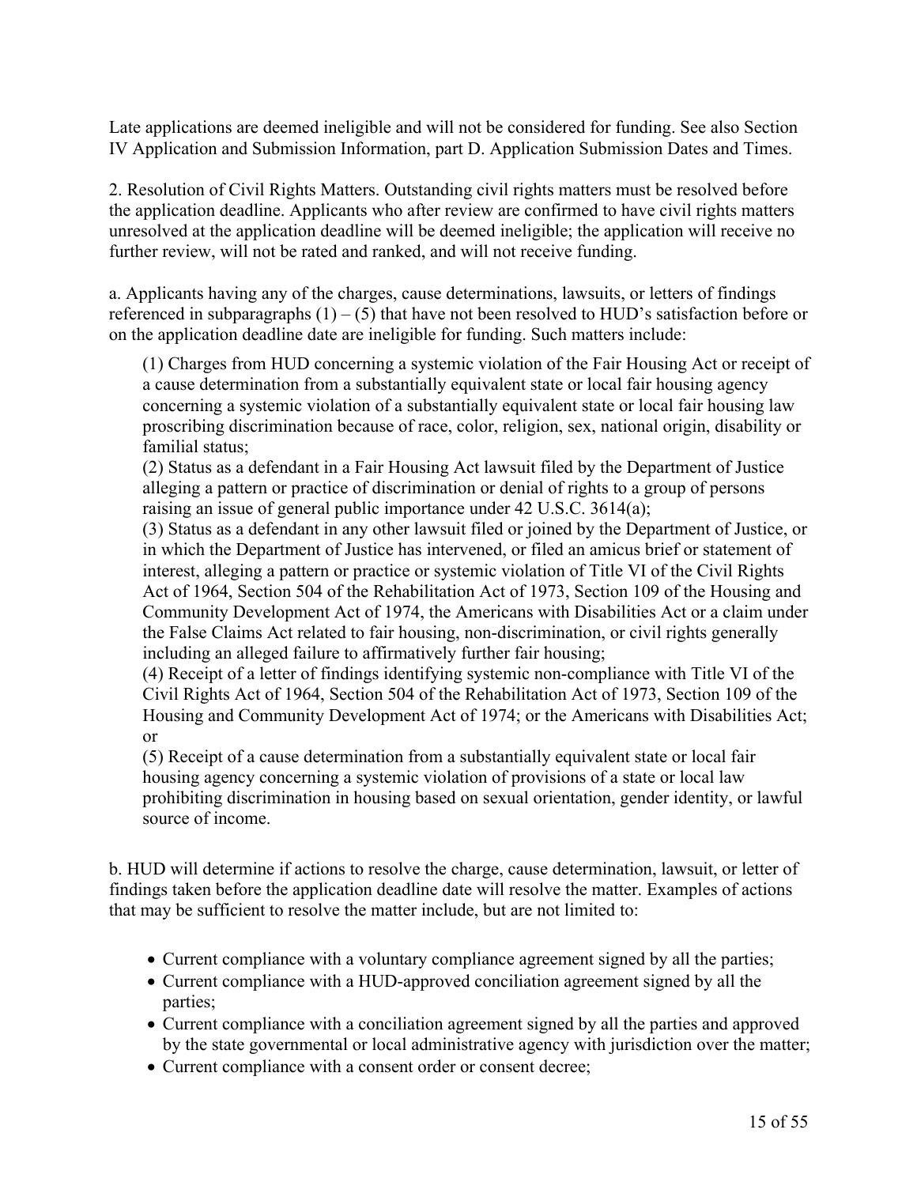Late applications are deemed ineligible and will not be considered for funding. See also Section IV Application and Submission Information, part D. Application Submission Dates and Times.

2. Resolution of Civil Rights Matters. Outstanding civil rights matters must be resolved before the application deadline. Applicants who after review are confirmed to have civil rights matters unresolved at the application deadline will be deemed ineligible; the application will receive no further review, will not be rated and ranked, and will not receive funding.

a. Applicants having any of the charges, cause determinations, lawsuits, or letters of findings referenced in subparagraphs (1) – (5) that have not been resolved to HUD's satisfaction before or on the application deadline date are ineligible for funding. Such matters include:

(1) Charges from HUD concerning a systemic violation of the Fair Housing Act or receipt of a cause determination from a substantially equivalent state or local fair housing agency concerning a systemic violation of a substantially equivalent state or local fair housing law proscribing discrimination because of race, color, religion, sex, national origin, disability or familial status;
(2) Status as a defendant in a Fair Housing Act lawsuit filed by the Department of Justice alleging a pattern or practice of discrimination or denial of rights to a group of persons raising an issue of general public importance under 42 U.S.C. 3614(a);
(3) Status as a defendant in any other lawsuit filed or joined by the Department of Justice, or in which the Department of Justice has intervened, or filed an amicus brief or statement of interest, alleging a pattern or practice or systemic violation of Title VI of the Civil Rights Act of 1964, Section 504 of the Rehabilitation Act of 1973, Section 109 of the Housing and Community Development Act of 1974, the Americans with Disabilities Act or a claim under the False Claims Act related to fair housing, non-discrimination, or civil rights generally including an alleged failure to affirmatively further fair housing;
(4) Receipt of a letter of findings identifying systemic non-compliance with Title VI of the Civil Rights Act of 1964, Section 504 of the Rehabilitation Act of 1973, Section 109 of the Housing and Community Development Act of 1974; or the Americans with Disabilities Act; or
(5) Receipt of a cause determination from a substantially equivalent state or local fair housing agency concerning a systemic violation of provisions of a state or local law prohibiting discrimination in housing based on sexual orientation, gender identity, or lawful source of income.

b. HUD will determine if actions to resolve the charge, cause determination, lawsuit, or letter of findings taken before the application deadline date will resolve the matter. Examples of actions that may be sufficient to resolve the matter include, but are not limited to:

- Current compliance with a voluntary compliance agreement signed by all the parties;
- Current compliance with a HUD-approved conciliation agreement signed by all the parties;
- Current compliance with a conciliation agreement signed by all the parties and approved by the state governmental or local administrative agency with jurisdiction over the matter;
- Current compliance with a consent order or consent decree;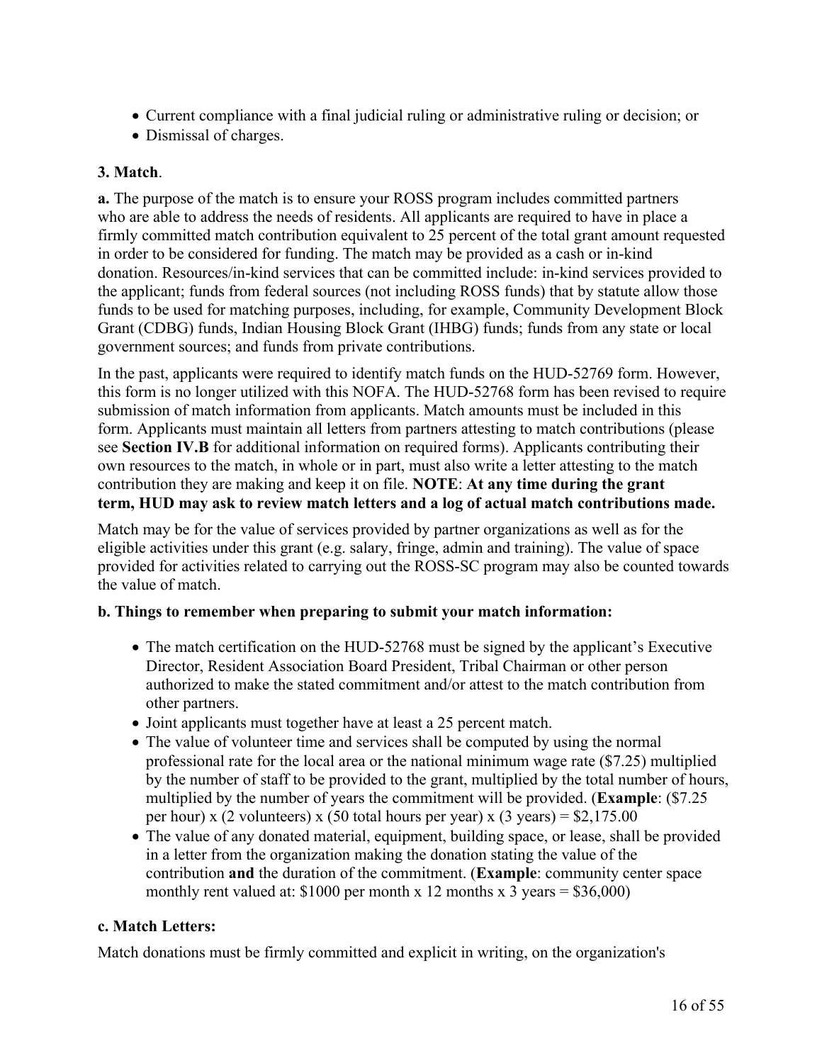- Current compliance with a final judicial ruling or administrative ruling or decision; or
- Dismissal of charges.

**3. Match**.

**a.** The purpose of the match is to ensure your ROSS program includes committed partners who are able to address the needs of residents. All applicants are required to have in place a firmly committed match contribution equivalent to 25 percent of the total grant amount requested in order to be considered for funding. The match may be provided as a cash or in-kind donation. Resources/in-kind services that can be committed include: in-kind services provided to the applicant; funds from federal sources (not including ROSS funds) that by statute allow those funds to be used for matching purposes, including, for example, Community Development Block Grant (CDBG) funds, Indian Housing Block Grant (IHBG) funds; funds from any state or local government sources; and funds from private contributions.

In the past, applicants were required to identify match funds on the HUD-52769 form. However, this form is no longer utilized with this NOFA. The HUD-52768 form has been revised to require submission of match information from applicants. Match amounts must be included in this form. Applicants must maintain all letters from partners attesting to match contributions (please see **Section IV.B** for additional information on required forms). Applicants contributing their own resources to the match, in whole or in part, must also write a letter attesting to the match contribution they are making and keep it on file. **NOTE**: **At any time during the grant term, HUD may ask to review match letters and a log of actual match contributions made.**

Match may be for the value of services provided by partner organizations as well as for the eligible activities under this grant (e.g. salary, fringe, admin and training). The value of space provided for activities related to carrying out the ROSS-SC program may also be counted towards the value of match.

**b. Things to remember when preparing to submit your match information:**

- The match certification on the HUD-52768 must be signed by the applicant's Executive Director, Resident Association Board President, Tribal Chairman or other person authorized to make the stated commitment and/or attest to the match contribution from other partners.
- Joint applicants must together have at least a 25 percent match.
- The value of volunteer time and services shall be computed by using the normal professional rate for the local area or the national minimum wage rate ($7.25) multiplied by the number of staff to be provided to the grant, multiplied by the total number of hours, multiplied by the number of years the commitment will be provided. (**Example**: ($7.25 per hour) x (2 volunteers) x (50 total hours per year) x (3 years) = $2,175.00
- The value of any donated material, equipment, building space, or lease, shall be provided in a letter from the organization making the donation stating the value of the contribution **and** the duration of the commitment. (**Example**: community center space monthly rent valued at: $1000 per month x 12 months x 3 years = $36,000)

**c. Match Letters:**

Match donations must be firmly committed and explicit in writing, on the organization's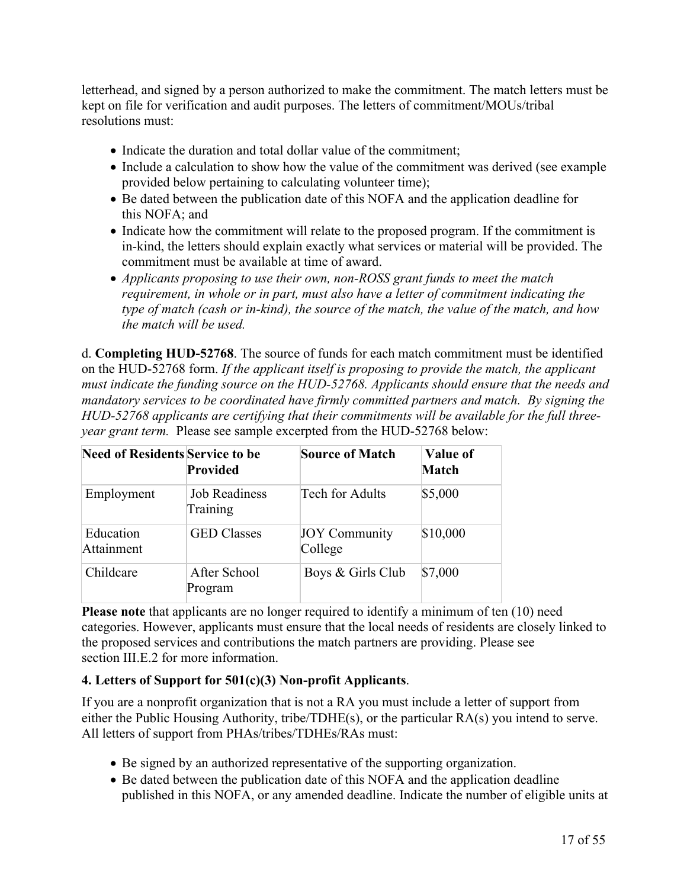letterhead, and signed by a person authorized to make the commitment. The match letters must be kept on file for verification and audit purposes. The letters of commitment/MOUs/tribal resolutions must:

- Indicate the duration and total dollar value of the commitment;
- Include a calculation to show how the value of the commitment was derived (see example provided below pertaining to calculating volunteer time);
- Be dated between the publication date of this NOFA and the application deadline for this NOFA; and
- Indicate how the commitment will relate to the proposed program. If the commitment is in-kind, the letters should explain exactly what services or material will be provided. The commitment must be available at time of award.
- *Applicants proposing to use their own, non-ROSS grant funds to meet the match requirement, in whole or in part, must also have a letter of commitment indicating the type of match (cash or in-kind), the source of the match, the value of the match, and how the match will be used.*

d. **Completing HUD-52768**. The source of funds for each match commitment must be identified on the HUD-52768 form. *If the applicant itself is proposing to provide the match, the applicant must indicate the funding source on the HUD-52768. Applicants should ensure that the needs and mandatory services to be coordinated have firmly committed partners and match. By signing the HUD-52768 applicants are certifying that their commitments will be available for the full three-year grant term.* Please see sample excerpted from the HUD-52768 below:

| Need of Residents | Service to be Provided | Source of Match | Value of Match |
|---|---|---|---|
| Employment | Job Readiness Training | Tech for Adults | $5,000 |
| Education Attainment | GED Classes | JOY Community College | $10,000 |
| Childcare | After School Program | Boys & Girls Club | $7,000 |

**Please note** that applicants are no longer required to identify a minimum of ten (10) need categories. However, applicants must ensure that the local needs of residents are closely linked to the proposed services and contributions the match partners are providing. Please see section III.E.2 for more information.

**4. Letters of Support for 501(c)(3) Non-profit Applicants**.

If you are a nonprofit organization that is not a RA you must include a letter of support from either the Public Housing Authority, tribe/TDHE(s), or the particular RA(s) you intend to serve. All letters of support from PHAs/tribes/TDHEs/RAs must:

- Be signed by an authorized representative of the supporting organization.
- Be dated between the publication date of this NOFA and the application deadline published in this NOFA, or any amended deadline. Indicate the number of eligible units at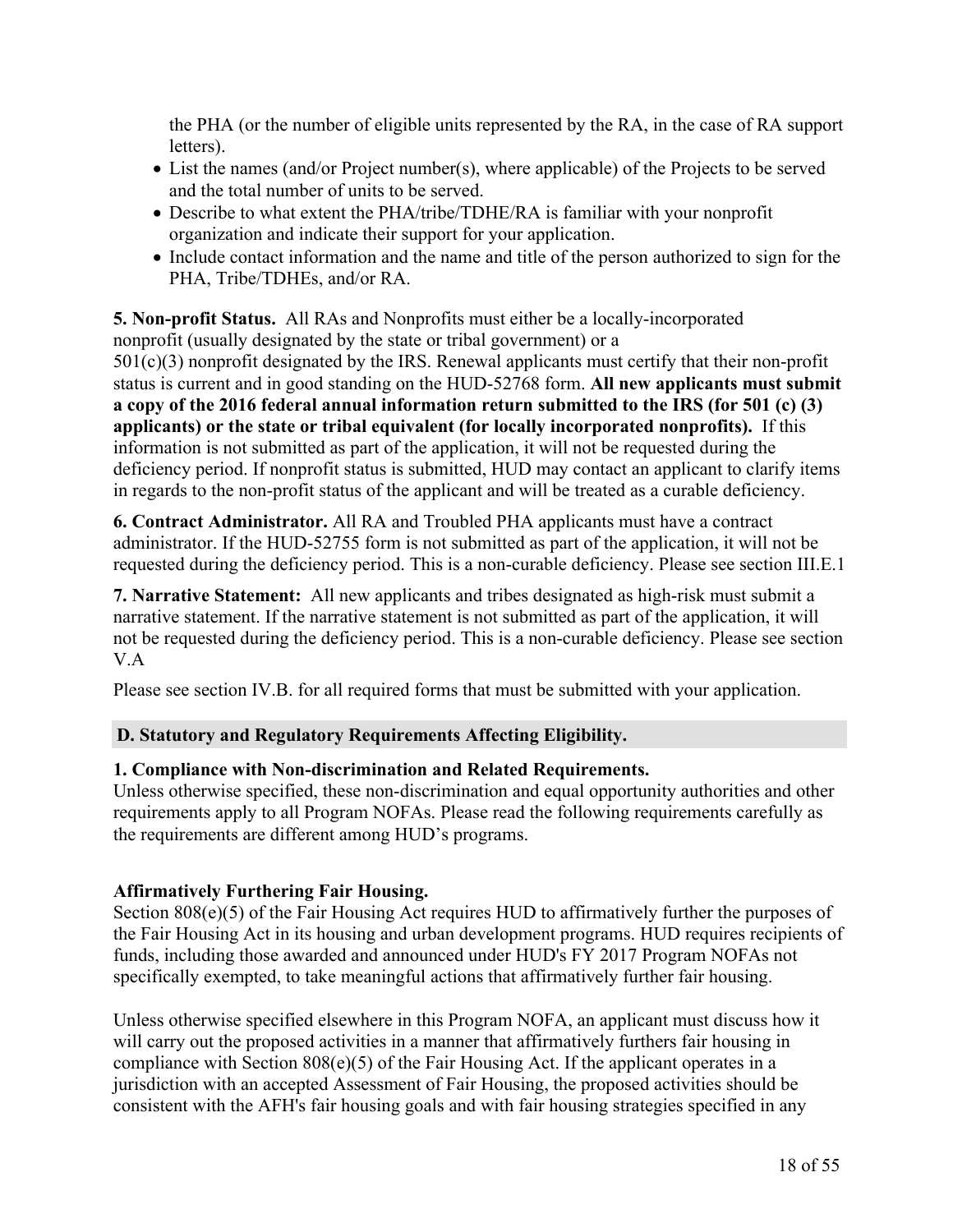the PHA (or the number of eligible units represented by the RA, in the case of RA support letters).

- List the names (and/or Project number(s), where applicable) of the Projects to be served and the total number of units to be served.
- Describe to what extent the PHA/tribe/TDHE/RA is familiar with your nonprofit organization and indicate their support for your application.
- Include contact information and the name and title of the person authorized to sign for the PHA, Tribe/TDHEs, and/or RA.

**5. Non-profit Status.** All RAs and Nonprofits must either be a locally-incorporated nonprofit (usually designated by the state or tribal government) or a 501(c)(3) nonprofit designated by the IRS. Renewal applicants must certify that their non-profit status is current and in good standing on the HUD-52768 form. **All new applicants must submit a copy of the 2016 federal annual information return submitted to the IRS (for 501 (c) (3) applicants) or the state or tribal equivalent (for locally incorporated nonprofits).** If this information is not submitted as part of the application, it will not be requested during the deficiency period. If nonprofit status is submitted, HUD may contact an applicant to clarify items in regards to the non-profit status of the applicant and will be treated as a curable deficiency.

**6. Contract Administrator.** All RA and Troubled PHA applicants must have a contract administrator. If the HUD-52755 form is not submitted as part of the application, it will not be requested during the deficiency period. This is a non-curable deficiency. Please see section III.E.1

**7. Narrative Statement:** All new applicants and tribes designated as high-risk must submit a narrative statement. If the narrative statement is not submitted as part of the application, it will not be requested during the deficiency period. This is a non-curable deficiency. Please see section V.A

Please see section IV.B. for all required forms that must be submitted with your application.

## D. Statutory and Regulatory Requirements Affecting Eligibility.

**1. Compliance with Non-discrimination and Related Requirements.**
Unless otherwise specified, these non-discrimination and equal opportunity authorities and other requirements apply to all Program NOFAs. Please read the following requirements carefully as the requirements are different among HUD's programs.

**Affirmatively Furthering Fair Housing.**
Section 808(e)(5) of the Fair Housing Act requires HUD to affirmatively further the purposes of the Fair Housing Act in its housing and urban development programs. HUD requires recipients of funds, including those awarded and announced under HUD's FY 2017 Program NOFAs not specifically exempted, to take meaningful actions that affirmatively further fair housing.

Unless otherwise specified elsewhere in this Program NOFA, an applicant must discuss how it will carry out the proposed activities in a manner that affirmatively furthers fair housing in compliance with Section 808(e)(5) of the Fair Housing Act. If the applicant operates in a jurisdiction with an accepted Assessment of Fair Housing, the proposed activities should be consistent with the AFH's fair housing goals and with fair housing strategies specified in any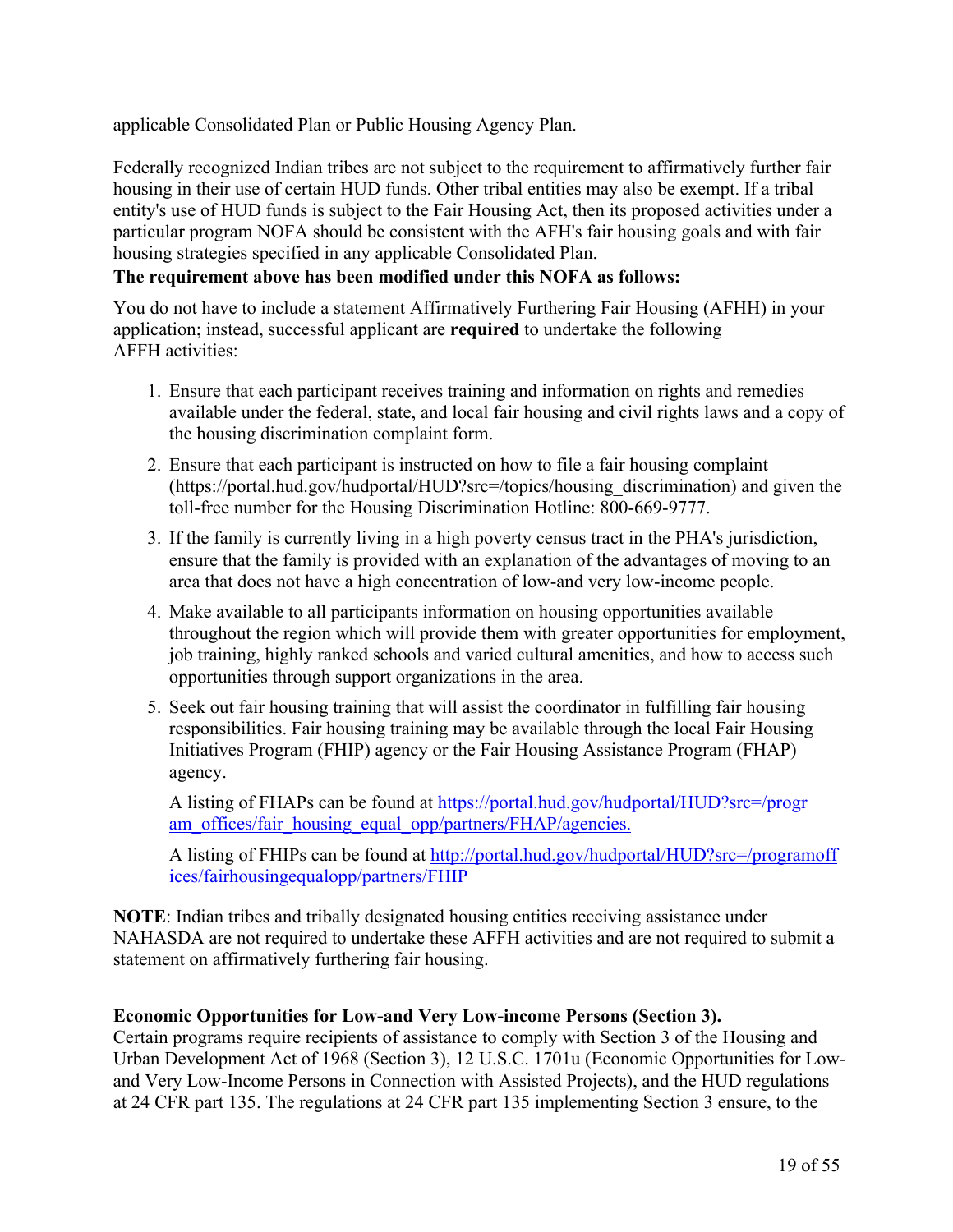applicable Consolidated Plan or Public Housing Agency Plan.

Federally recognized Indian tribes are not subject to the requirement to affirmatively further fair housing in their use of certain HUD funds. Other tribal entities may also be exempt. If a tribal entity's use of HUD funds is subject to the Fair Housing Act, then its proposed activities under a particular program NOFA should be consistent with the AFH's fair housing goals and with fair housing strategies specified in any applicable Consolidated Plan.

**The requirement above has been modified under this NOFA as follows:**

You do not have to include a statement Affirmatively Furthering Fair Housing (AFHH) in your application; instead, successful applicant are **required** to undertake the following AFFH activities:

1. Ensure that each participant receives training and information on rights and remedies available under the federal, state, and local fair housing and civil rights laws and a copy of the housing discrimination complaint form.
2. Ensure that each participant is instructed on how to file a fair housing complaint (https://portal.hud.gov/hudportal/HUD?src=/topics/housing_discrimination) and given the toll-free number for the Housing Discrimination Hotline: 800-669-9777.
3. If the family is currently living in a high poverty census tract in the PHA's jurisdiction, ensure that the family is provided with an explanation of the advantages of moving to an area that does not have a high concentration of low-and very low-income people.
4. Make available to all participants information on housing opportunities available throughout the region which will provide them with greater opportunities for employment, job training, highly ranked schools and varied cultural amenities, and how to access such opportunities through support organizations in the area.
5. Seek out fair housing training that will assist the coordinator in fulfilling fair housing responsibilities. Fair housing training may be available through the local Fair Housing Initiatives Program (FHIP) agency or the Fair Housing Assistance Program (FHAP) agency.

   A listing of FHAPs can be found at [https://portal.hud.gov/hudportal/HUD?src=/program_offices/fair_housing_equal_opp/partners/FHAP/agencies.](https://portal.hud.gov/hudportal/HUD?src=/program_offices/fair_housing_equal_opp/partners/FHAP/agencies)

   A listing of FHIPs can be found at [http://portal.hud.gov/hudportal/HUD?src=/programoffices/fairhousingequalopp/partners/FHIP](http://portal.hud.gov/hudportal/HUD?src=/programoffices/fairhousingequalopp/partners/FHIP)

**NOTE**: Indian tribes and tribally designated housing entities receiving assistance under NAHASDA are not required to undertake these AFFH activities and are not required to submit a statement on affirmatively furthering fair housing.

**Economic Opportunities for Low-and Very Low-income Persons (Section 3).**
Certain programs require recipients of assistance to comply with Section 3 of the Housing and Urban Development Act of 1968 (Section 3), 12 U.S.C. 1701u (Economic Opportunities for Low- and Very Low-Income Persons in Connection with Assisted Projects), and the HUD regulations at 24 CFR part 135. The regulations at 24 CFR part 135 implementing Section 3 ensure, to the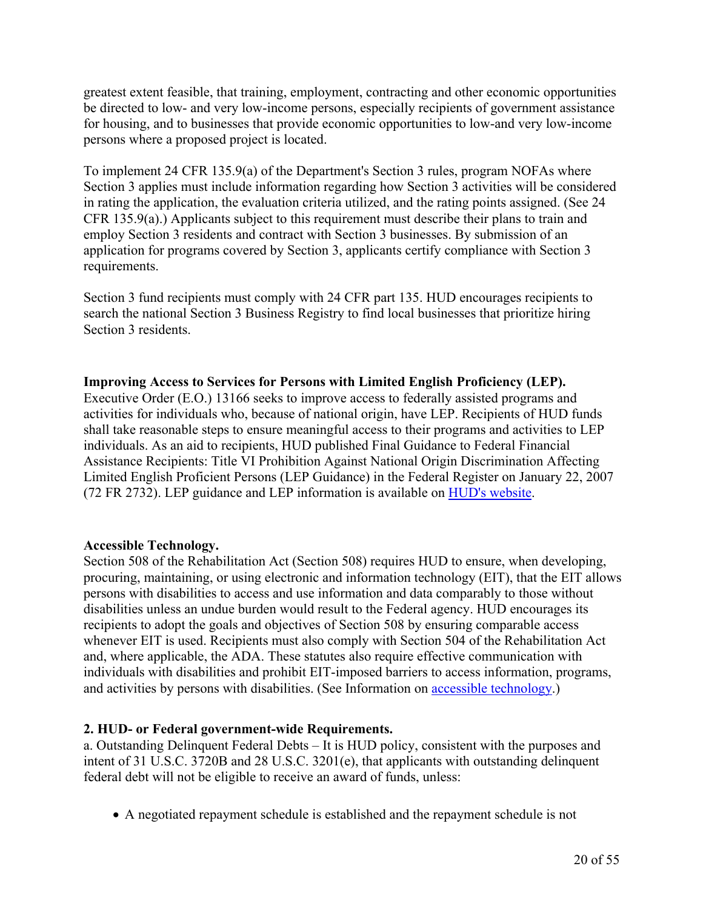greatest extent feasible, that training, employment, contracting and other economic opportunities be directed to low- and very low-income persons, especially recipients of government assistance for housing, and to businesses that provide economic opportunities to low-and very low-income persons where a proposed project is located.

To implement 24 CFR 135.9(a) of the Department's Section 3 rules, program NOFAs where Section 3 applies must include information regarding how Section 3 activities will be considered in rating the application, the evaluation criteria utilized, and the rating points assigned. (See 24 CFR 135.9(a).) Applicants subject to this requirement must describe their plans to train and employ Section 3 residents and contract with Section 3 businesses. By submission of an application for programs covered by Section 3, applicants certify compliance with Section 3 requirements.

Section 3 fund recipients must comply with 24 CFR part 135. HUD encourages recipients to search the national Section 3 Business Registry to find local businesses that prioritize hiring Section 3 residents.

**Improving Access to Services for Persons with Limited English Proficiency (LEP).**
Executive Order (E.O.) 13166 seeks to improve access to federally assisted programs and activities for individuals who, because of national origin, have LEP. Recipients of HUD funds shall take reasonable steps to ensure meaningful access to their programs and activities to LEP individuals. As an aid to recipients, HUD published Final Guidance to Federal Financial Assistance Recipients: Title VI Prohibition Against National Origin Discrimination Affecting Limited English Proficient Persons (LEP Guidance) in the Federal Register on January 22, 2007 (72 FR 2732). LEP guidance and LEP information is available on HUD's website.

**Accessible Technology.**
Section 508 of the Rehabilitation Act (Section 508) requires HUD to ensure, when developing, procuring, maintaining, or using electronic and information technology (EIT), that the EIT allows persons with disabilities to access and use information and data comparably to those without disabilities unless an undue burden would result to the Federal agency. HUD encourages its recipients to adopt the goals and objectives of Section 508 by ensuring comparable access whenever EIT is used. Recipients must also comply with Section 504 of the Rehabilitation Act and, where applicable, the ADA. These statutes also require effective communication with individuals with disabilities and prohibit EIT-imposed barriers to access information, programs, and activities by persons with disabilities. (See Information on accessible technology.)

**2. HUD- or Federal government-wide Requirements.**
a. Outstanding Delinquent Federal Debts – It is HUD policy, consistent with the purposes and intent of 31 U.S.C. 3720B and 28 U.S.C. 3201(e), that applicants with outstanding delinquent federal debt will not be eligible to receive an award of funds, unless:

- A negotiated repayment schedule is established and the repayment schedule is not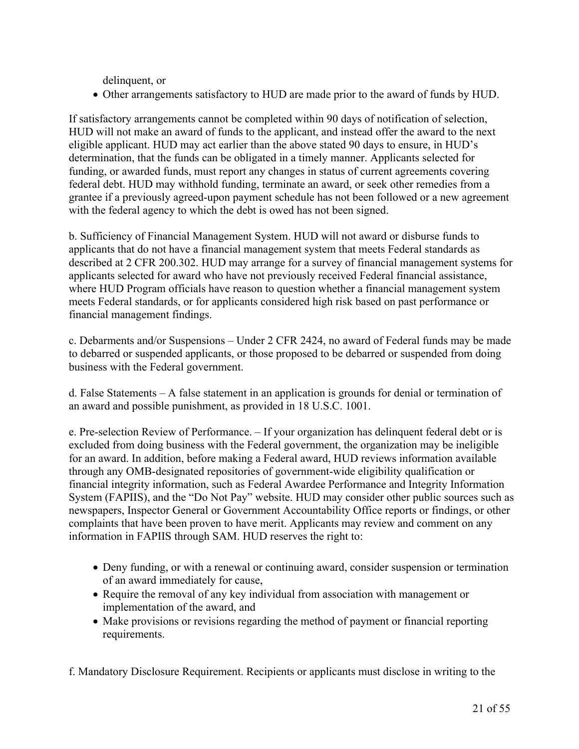delinquent, or

- Other arrangements satisfactory to HUD are made prior to the award of funds by HUD.

If satisfactory arrangements cannot be completed within 90 days of notification of selection, HUD will not make an award of funds to the applicant, and instead offer the award to the next eligible applicant. HUD may act earlier than the above stated 90 days to ensure, in HUD's determination, that the funds can be obligated in a timely manner. Applicants selected for funding, or awarded funds, must report any changes in status of current agreements covering federal debt. HUD may withhold funding, terminate an award, or seek other remedies from a grantee if a previously agreed-upon payment schedule has not been followed or a new agreement with the federal agency to which the debt is owed has not been signed.

b. Sufficiency of Financial Management System. HUD will not award or disburse funds to applicants that do not have a financial management system that meets Federal standards as described at 2 CFR 200.302. HUD may arrange for a survey of financial management systems for applicants selected for award who have not previously received Federal financial assistance, where HUD Program officials have reason to question whether a financial management system meets Federal standards, or for applicants considered high risk based on past performance or financial management findings.

c. Debarments and/or Suspensions – Under 2 CFR 2424, no award of Federal funds may be made to debarred or suspended applicants, or those proposed to be debarred or suspended from doing business with the Federal government.

d. False Statements – A false statement in an application is grounds for denial or termination of an award and possible punishment, as provided in 18 U.S.C. 1001.

e. Pre-selection Review of Performance. – If your organization has delinquent federal debt or is excluded from doing business with the Federal government, the organization may be ineligible for an award. In addition, before making a Federal award, HUD reviews information available through any OMB-designated repositories of government-wide eligibility qualification or financial integrity information, such as Federal Awardee Performance and Integrity Information System (FAPIIS), and the "Do Not Pay" website. HUD may consider other public sources such as newspapers, Inspector General or Government Accountability Office reports or findings, or other complaints that have been proven to have merit. Applicants may review and comment on any information in FAPIIS through SAM. HUD reserves the right to:

- Deny funding, or with a renewal or continuing award, consider suspension or termination of an award immediately for cause,
- Require the removal of any key individual from association with management or implementation of the award, and
- Make provisions or revisions regarding the method of payment or financial reporting requirements.

f. Mandatory Disclosure Requirement. Recipients or applicants must disclose in writing to the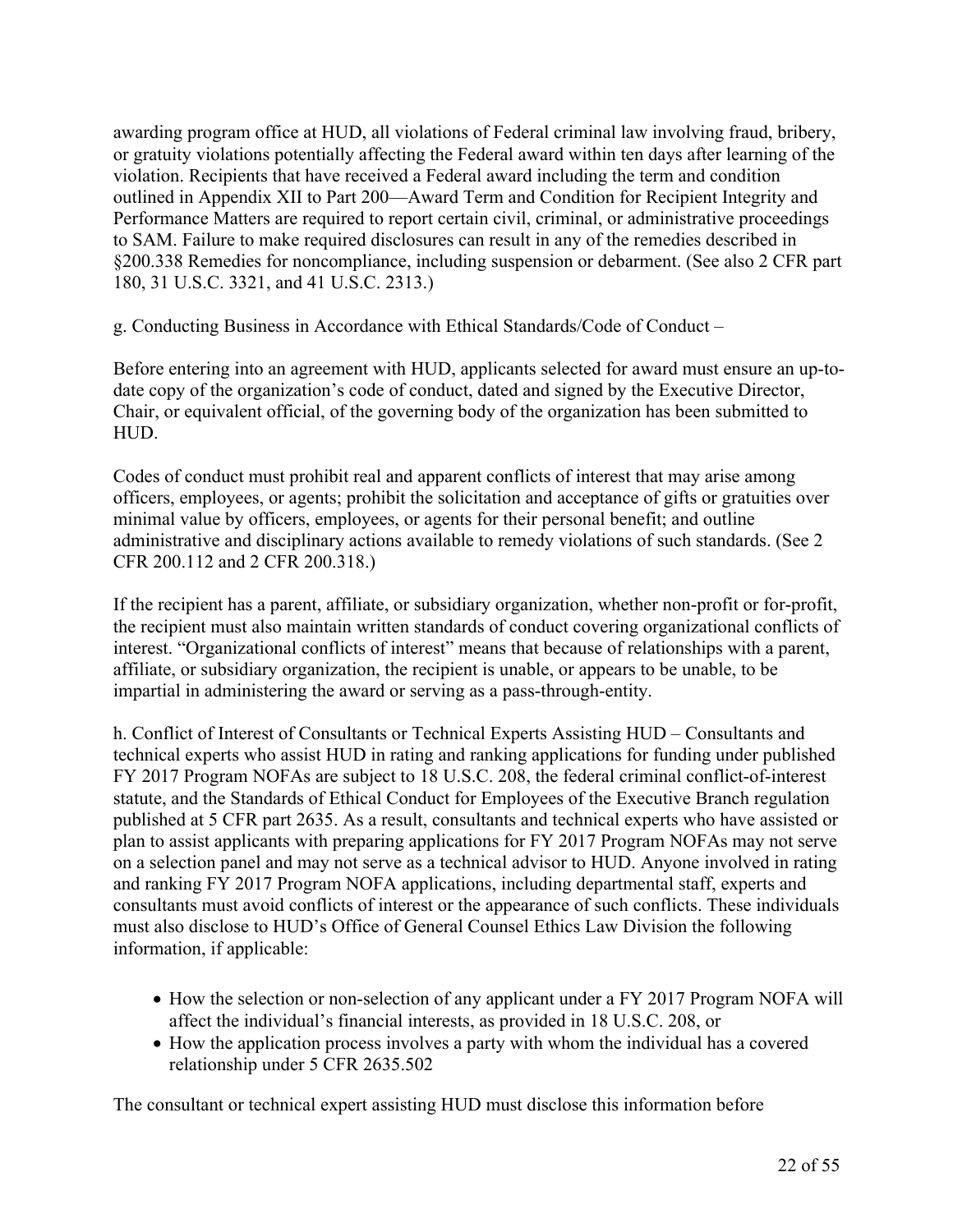awarding program office at HUD, all violations of Federal criminal law involving fraud, bribery, or gratuity violations potentially affecting the Federal award within ten days after learning of the violation. Recipients that have received a Federal award including the term and condition outlined in Appendix XII to Part 200—Award Term and Condition for Recipient Integrity and Performance Matters are required to report certain civil, criminal, or administrative proceedings to SAM. Failure to make required disclosures can result in any of the remedies described in §200.338 Remedies for noncompliance, including suspension or debarment. (See also 2 CFR part 180, 31 U.S.C. 3321, and 41 U.S.C. 2313.)

g. Conducting Business in Accordance with Ethical Standards/Code of Conduct –

Before entering into an agreement with HUD, applicants selected for award must ensure an up-to-date copy of the organization's code of conduct, dated and signed by the Executive Director, Chair, or equivalent official, of the governing body of the organization has been submitted to HUD.

Codes of conduct must prohibit real and apparent conflicts of interest that may arise among officers, employees, or agents; prohibit the solicitation and acceptance of gifts or gratuities over minimal value by officers, employees, or agents for their personal benefit; and outline administrative and disciplinary actions available to remedy violations of such standards. (See 2 CFR 200.112 and 2 CFR 200.318.)

If the recipient has a parent, affiliate, or subsidiary organization, whether non-profit or for-profit, the recipient must also maintain written standards of conduct covering organizational conflicts of interest. "Organizational conflicts of interest" means that because of relationships with a parent, affiliate, or subsidiary organization, the recipient is unable, or appears to be unable, to be impartial in administering the award or serving as a pass-through-entity.

h. Conflict of Interest of Consultants or Technical Experts Assisting HUD – Consultants and technical experts who assist HUD in rating and ranking applications for funding under published FY 2017 Program NOFAs are subject to 18 U.S.C. 208, the federal criminal conflict-of-interest statute, and the Standards of Ethical Conduct for Employees of the Executive Branch regulation published at 5 CFR part 2635. As a result, consultants and technical experts who have assisted or plan to assist applicants with preparing applications for FY 2017 Program NOFAs may not serve on a selection panel and may not serve as a technical advisor to HUD. Anyone involved in rating and ranking FY 2017 Program NOFA applications, including departmental staff, experts and consultants must avoid conflicts of interest or the appearance of such conflicts. These individuals must also disclose to HUD's Office of General Counsel Ethics Law Division the following information, if applicable:

- How the selection or non-selection of any applicant under a FY 2017 Program NOFA will affect the individual's financial interests, as provided in 18 U.S.C. 208, or
- How the application process involves a party with whom the individual has a covered relationship under 5 CFR 2635.502

The consultant or technical expert assisting HUD must disclose this information before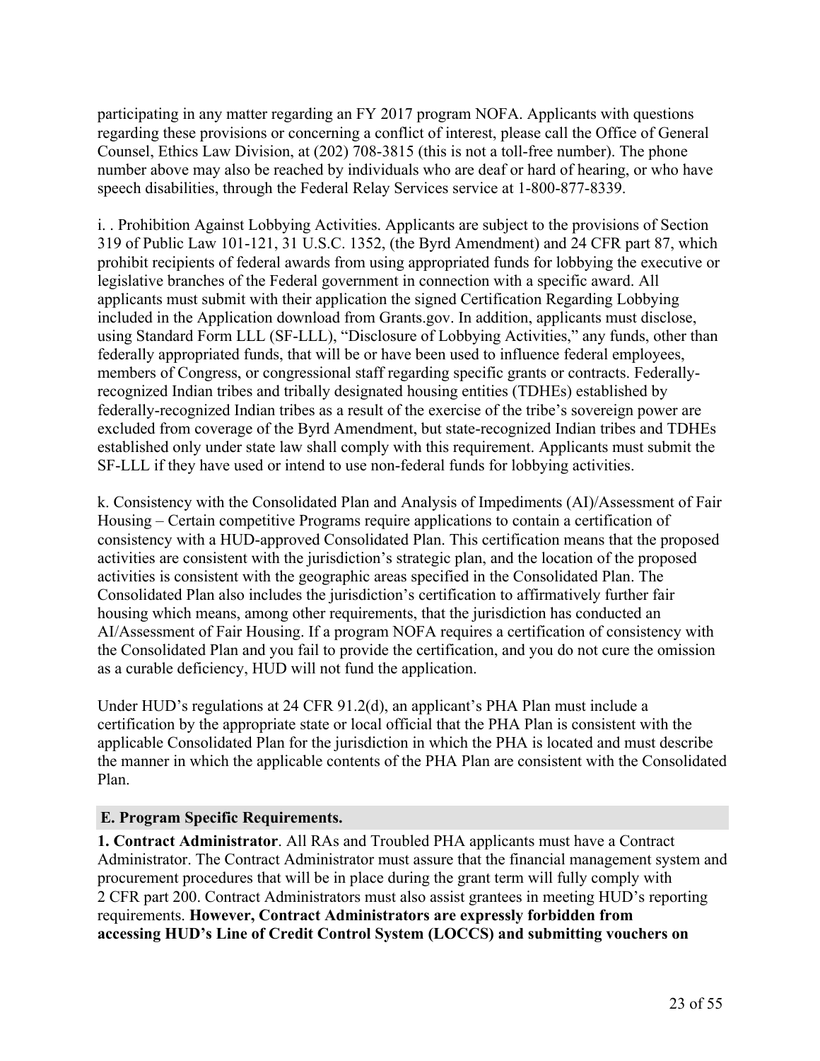participating in any matter regarding an FY 2017 program NOFA. Applicants with questions regarding these provisions or concerning a conflict of interest, please call the Office of General Counsel, Ethics Law Division, at (202) 708-3815 (this is not a toll-free number). The phone number above may also be reached by individuals who are deaf or hard of hearing, or who have speech disabilities, through the Federal Relay Services service at 1-800-877-8339.

i. . Prohibition Against Lobbying Activities. Applicants are subject to the provisions of Section 319 of Public Law 101-121, 31 U.S.C. 1352, (the Byrd Amendment) and 24 CFR part 87, which prohibit recipients of federal awards from using appropriated funds for lobbying the executive or legislative branches of the Federal government in connection with a specific award. All applicants must submit with their application the signed Certification Regarding Lobbying included in the Application download from Grants.gov. In addition, applicants must disclose, using Standard Form LLL (SF-LLL), "Disclosure of Lobbying Activities," any funds, other than federally appropriated funds, that will be or have been used to influence federal employees, members of Congress, or congressional staff regarding specific grants or contracts. Federally-recognized Indian tribes and tribally designated housing entities (TDHEs) established by federally-recognized Indian tribes as a result of the exercise of the tribe's sovereign power are excluded from coverage of the Byrd Amendment, but state-recognized Indian tribes and TDHEs established only under state law shall comply with this requirement. Applicants must submit the SF-LLL if they have used or intend to use non-federal funds for lobbying activities.

k. Consistency with the Consolidated Plan and Analysis of Impediments (AI)/Assessment of Fair Housing – Certain competitive Programs require applications to contain a certification of consistency with a HUD-approved Consolidated Plan. This certification means that the proposed activities are consistent with the jurisdiction's strategic plan, and the location of the proposed activities is consistent with the geographic areas specified in the Consolidated Plan. The Consolidated Plan also includes the jurisdiction's certification to affirmatively further fair housing which means, among other requirements, that the jurisdiction has conducted an AI/Assessment of Fair Housing. If a program NOFA requires a certification of consistency with the Consolidated Plan and you fail to provide the certification, and you do not cure the omission as a curable deficiency, HUD will not fund the application.

Under HUD's regulations at 24 CFR 91.2(d), an applicant's PHA Plan must include a certification by the appropriate state or local official that the PHA Plan is consistent with the applicable Consolidated Plan for the jurisdiction in which the PHA is located and must describe the manner in which the applicable contents of the PHA Plan are consistent with the Consolidated Plan.

### E. Program Specific Requirements.

**1. Contract Administrator**. All RAs and Troubled PHA applicants must have a Contract Administrator. The Contract Administrator must assure that the financial management system and procurement procedures that will be in place during the grant term will fully comply with 2 CFR part 200. Contract Administrators must also assist grantees in meeting HUD's reporting requirements. **However, Contract Administrators are expressly forbidden from accessing HUD's Line of Credit Control System (LOCCS) and submitting vouchers on**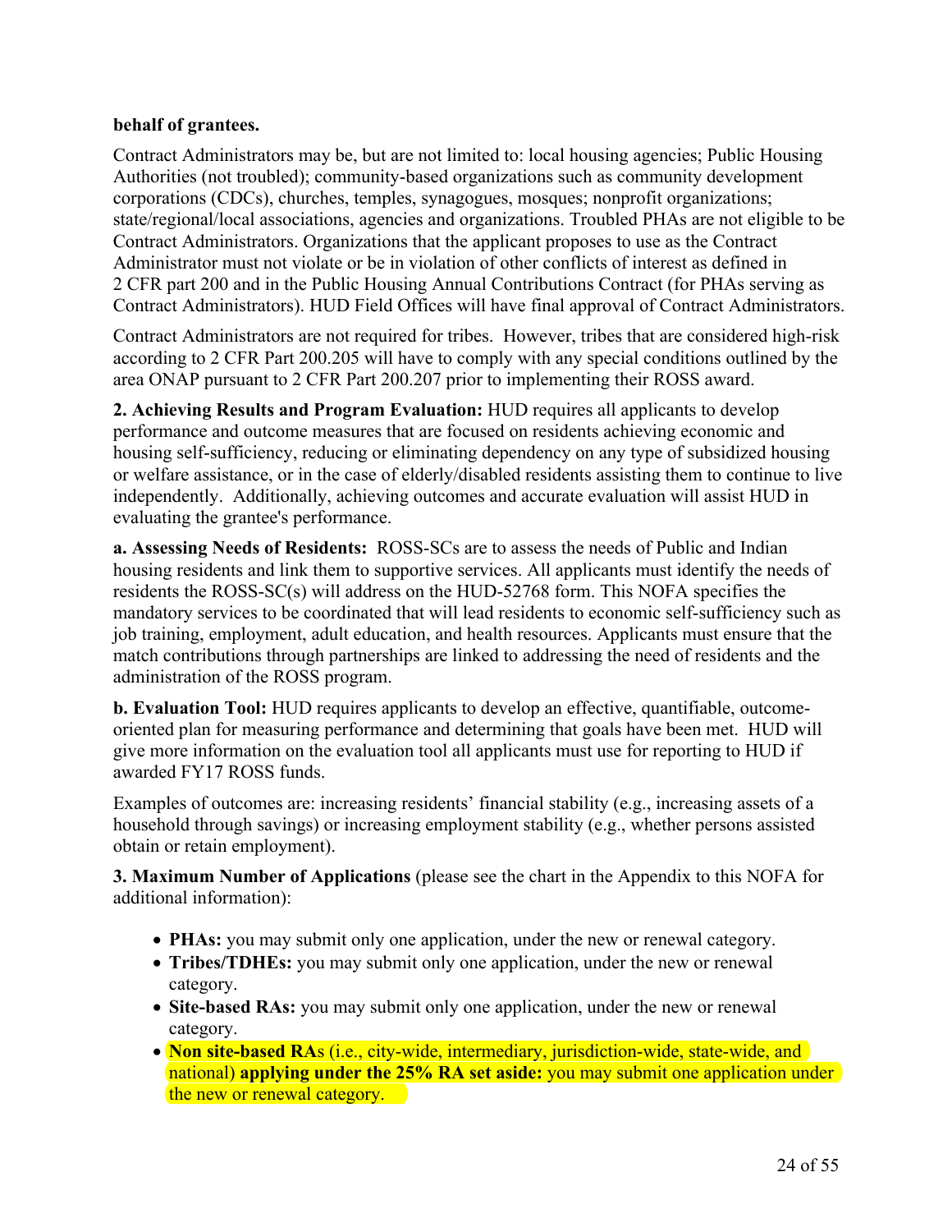**behalf of grantees.**

Contract Administrators may be, but are not limited to: local housing agencies; Public Housing Authorities (not troubled); community-based organizations such as community development corporations (CDCs), churches, temples, synagogues, mosques; nonprofit organizations; state/regional/local associations, agencies and organizations. Troubled PHAs are not eligible to be Contract Administrators. Organizations that the applicant proposes to use as the Contract Administrator must not violate or be in violation of other conflicts of interest as defined in 2 CFR part 200 and in the Public Housing Annual Contributions Contract (for PHAs serving as Contract Administrators). HUD Field Offices will have final approval of Contract Administrators.

Contract Administrators are not required for tribes. However, tribes that are considered high-risk according to 2 CFR Part 200.205 will have to comply with any special conditions outlined by the area ONAP pursuant to 2 CFR Part 200.207 prior to implementing their ROSS award.

**2. Achieving Results and Program Evaluation:** HUD requires all applicants to develop performance and outcome measures that are focused on residents achieving economic and housing self-sufficiency, reducing or eliminating dependency on any type of subsidized housing or welfare assistance, or in the case of elderly/disabled residents assisting them to continue to live independently. Additionally, achieving outcomes and accurate evaluation will assist HUD in evaluating the grantee's performance.

**a. Assessing Needs of Residents:** ROSS-SCs are to assess the needs of Public and Indian housing residents and link them to supportive services. All applicants must identify the needs of residents the ROSS-SC(s) will address on the HUD-52768 form. This NOFA specifies the mandatory services to be coordinated that will lead residents to economic self-sufficiency such as job training, employment, adult education, and health resources. Applicants must ensure that the match contributions through partnerships are linked to addressing the need of residents and the administration of the ROSS program.

**b. Evaluation Tool:** HUD requires applicants to develop an effective, quantifiable, outcome-oriented plan for measuring performance and determining that goals have been met. HUD will give more information on the evaluation tool all applicants must use for reporting to HUD if awarded FY17 ROSS funds.

Examples of outcomes are: increasing residents' financial stability (e.g., increasing assets of a household through savings) or increasing employment stability (e.g., whether persons assisted obtain or retain employment).

**3. Maximum Number of Applications** (please see the chart in the Appendix to this NOFA for additional information):

- **PHAs:** you may submit only one application, under the new or renewal category.
- **Tribes/TDHEs:** you may submit only one application, under the new or renewal category.
- **Site-based RAs:** you may submit only one application, under the new or renewal category.
- **Non site-based RA**s (i.e., city-wide, intermediary, jurisdiction-wide, state-wide, and national) **applying under the 25% RA set aside:** you may submit one application under the new or renewal category.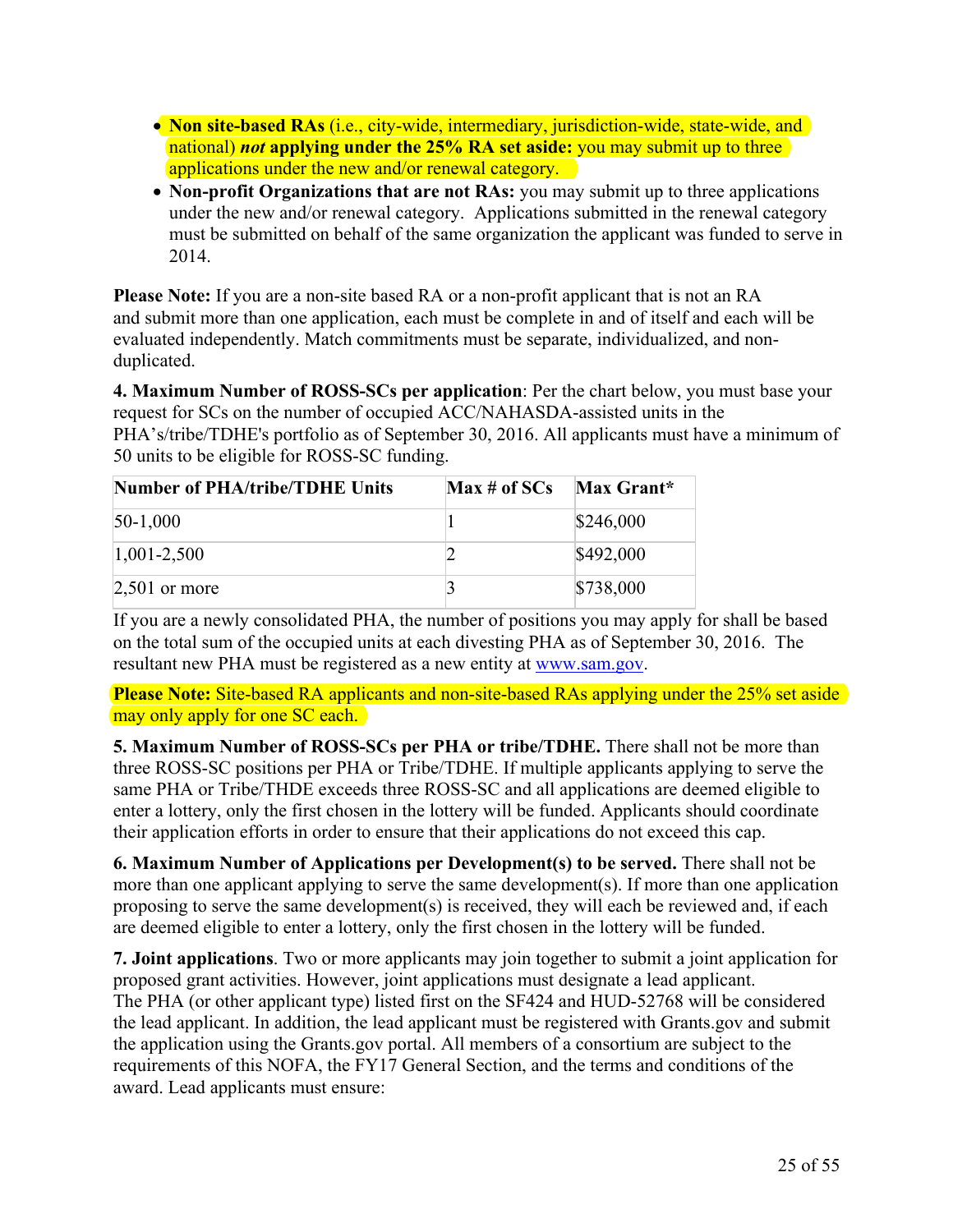- **Non site-based RAs** (i.e., city-wide, intermediary, jurisdiction-wide, state-wide, and national) ***not*** **applying under the 25% RA set aside:** you may submit up to three applications under the new and/or renewal category.
- **Non-profit Organizations that are not RAs:** you may submit up to three applications under the new and/or renewal category. Applications submitted in the renewal category must be submitted on behalf of the same organization the applicant was funded to serve in 2014.

**Please Note:** If you are a non-site based RA or a non-profit applicant that is not an RA and submit more than one application, each must be complete in and of itself and each will be evaluated independently. Match commitments must be separate, individualized, and non-duplicated.

**4. Maximum Number of ROSS-SCs per application**: Per the chart below, you must base your request for SCs on the number of occupied ACC/NAHASDA-assisted units in the PHA's/tribe/TDHE's portfolio as of September 30, 2016. All applicants must have a minimum of 50 units to be eligible for ROSS-SC funding.

| Number of PHA/tribe/TDHE Units | Max # of SCs | Max Grant* |
|---|---|---|
| 50-1,000 | 1 | $246,000 |
| 1,001-2,500 | 2 | $492,000 |
| 2,501 or more | 3 | $738,000 |

If you are a newly consolidated PHA, the number of positions you may apply for shall be based on the total sum of the occupied units at each divesting PHA as of September 30, 2016. The resultant new PHA must be registered as a new entity at www.sam.gov.

**Please Note:** Site-based RA applicants and non-site-based RAs applying under the 25% set aside may only apply for one SC each.

**5. Maximum Number of ROSS-SCs per PHA or tribe/TDHE.** There shall not be more than three ROSS-SC positions per PHA or Tribe/TDHE. If multiple applicants applying to serve the same PHA or Tribe/THDE exceeds three ROSS-SC and all applications are deemed eligible to enter a lottery, only the first chosen in the lottery will be funded. Applicants should coordinate their application efforts in order to ensure that their applications do not exceed this cap.

**6. Maximum Number of Applications per Development(s) to be served.** There shall not be more than one applicant applying to serve the same development(s). If more than one application proposing to serve the same development(s) is received, they will each be reviewed and, if each are deemed eligible to enter a lottery, only the first chosen in the lottery will be funded.

**7. Joint applications**. Two or more applicants may join together to submit a joint application for proposed grant activities. However, joint applications must designate a lead applicant. The PHA (or other applicant type) listed first on the SF424 and HUD-52768 will be considered the lead applicant. In addition, the lead applicant must be registered with Grants.gov and submit the application using the Grants.gov portal. All members of a consortium are subject to the requirements of this NOFA, the FY17 General Section, and the terms and conditions of the award. Lead applicants must ensure: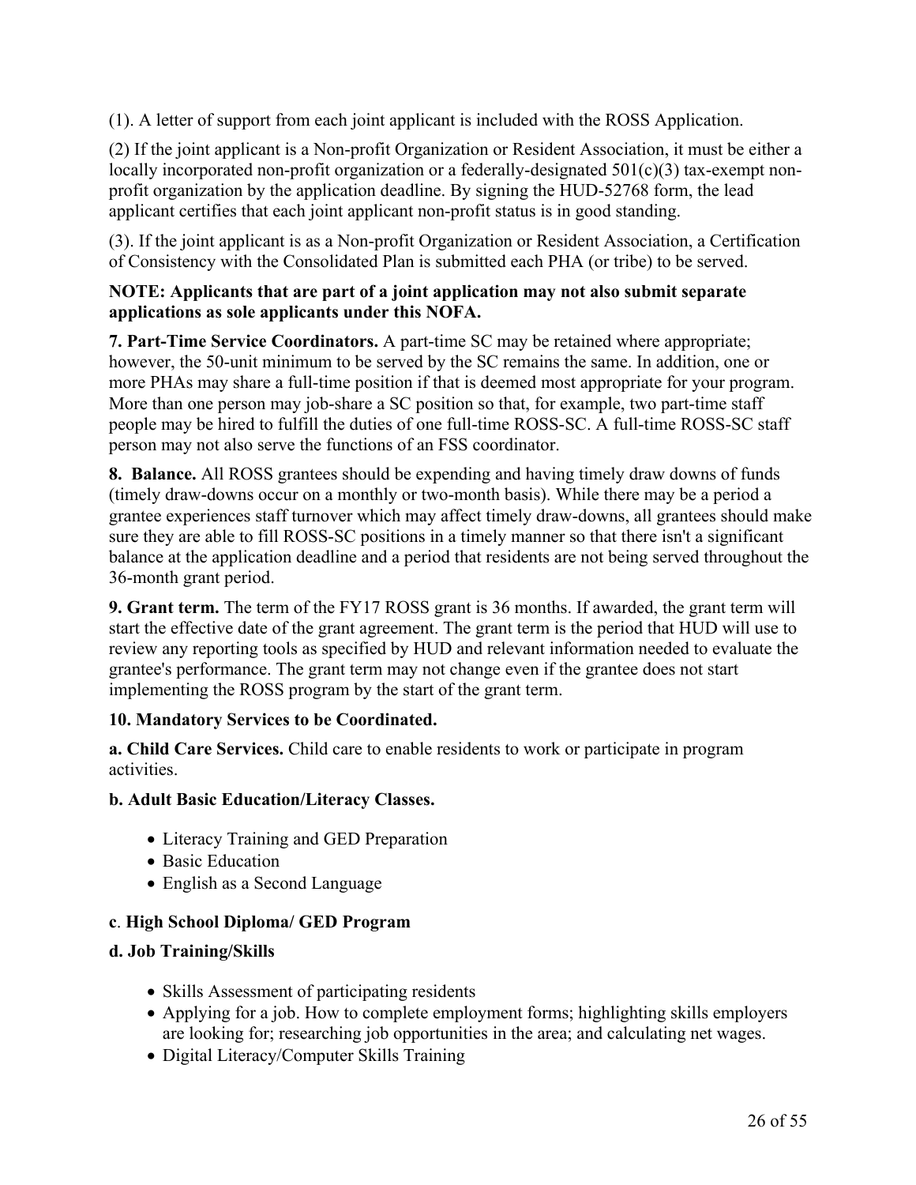(1). A letter of support from each joint applicant is included with the ROSS Application.

(2) If the joint applicant is a Non-profit Organization or Resident Association, it must be either a locally incorporated non-profit organization or a federally-designated 501(c)(3) tax-exempt non-profit organization by the application deadline. By signing the HUD-52768 form, the lead applicant certifies that each joint applicant non-profit status is in good standing.

(3). If the joint applicant is as a Non-profit Organization or Resident Association, a Certification of Consistency with the Consolidated Plan is submitted each PHA (or tribe) to be served.

**NOTE: Applicants that are part of a joint application may not also submit separate applications as sole applicants under this NOFA.**

**7. Part-Time Service Coordinators.** A part-time SC may be retained where appropriate; however, the 50-unit minimum to be served by the SC remains the same. In addition, one or more PHAs may share a full-time position if that is deemed most appropriate for your program. More than one person may job-share a SC position so that, for example, two part-time staff people may be hired to fulfill the duties of one full-time ROSS-SC. A full-time ROSS-SC staff person may not also serve the functions of an FSS coordinator.

**8. Balance.** All ROSS grantees should be expending and having timely draw downs of funds (timely draw-downs occur on a monthly or two-month basis). While there may be a period a grantee experiences staff turnover which may affect timely draw-downs, all grantees should make sure they are able to fill ROSS-SC positions in a timely manner so that there isn't a significant balance at the application deadline and a period that residents are not being served throughout the 36-month grant period.

**9. Grant term.** The term of the FY17 ROSS grant is 36 months. If awarded, the grant term will start the effective date of the grant agreement. The grant term is the period that HUD will use to review any reporting tools as specified by HUD and relevant information needed to evaluate the grantee's performance. The grant term may not change even if the grantee does not start implementing the ROSS program by the start of the grant term.

**10. Mandatory Services to be Coordinated.**

**a. Child Care Services.** Child care to enable residents to work or participate in program activities.

**b. Adult Basic Education/Literacy Classes.**

- Literacy Training and GED Preparation
- Basic Education
- English as a Second Language

**c**. **High School Diploma/ GED Program**

**d. Job Training/Skills**

- Skills Assessment of participating residents
- Applying for a job. How to complete employment forms; highlighting skills employers are looking for; researching job opportunities in the area; and calculating net wages.
- Digital Literacy/Computer Skills Training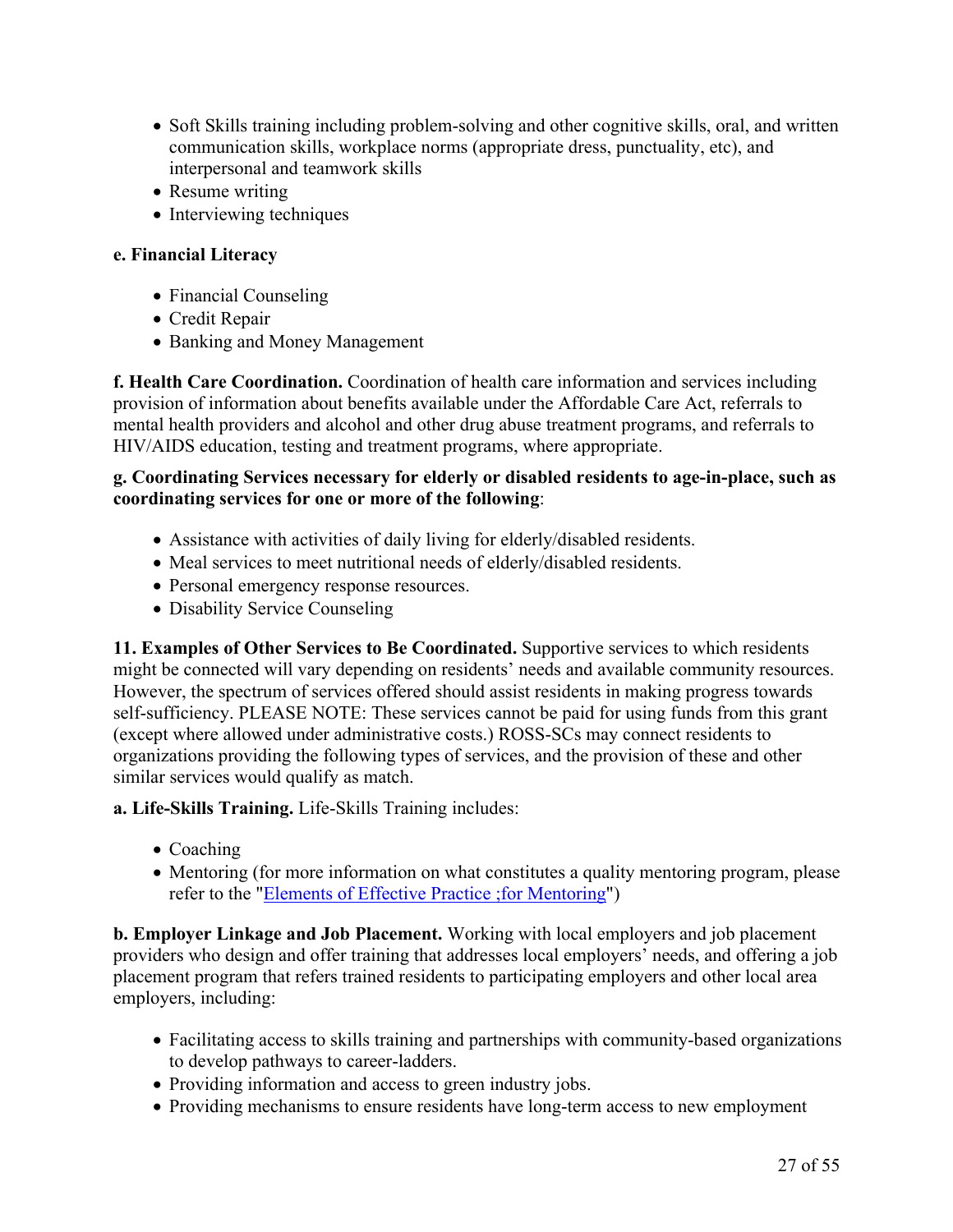- Soft Skills training including problem-solving and other cognitive skills, oral, and written communication skills, workplace norms (appropriate dress, punctuality, etc), and interpersonal and teamwork skills
- Resume writing
- Interviewing techniques

**e. Financial Literacy**

- Financial Counseling
- Credit Repair
- Banking and Money Management

**f. Health Care Coordination.** Coordination of health care information and services including provision of information about benefits available under the Affordable Care Act, referrals to mental health providers and alcohol and other drug abuse treatment programs, and referrals to HIV/AIDS education, testing and treatment programs, where appropriate.

**g. Coordinating Services necessary for elderly or disabled residents to age-in-place, such as coordinating services for one or more of the following**:

- Assistance with activities of daily living for elderly/disabled residents.
- Meal services to meet nutritional needs of elderly/disabled residents.
- Personal emergency response resources.
- Disability Service Counseling

**11. Examples of Other Services to Be Coordinated.** Supportive services to which residents might be connected will vary depending on residents' needs and available community resources. However, the spectrum of services offered should assist residents in making progress towards self-sufficiency. PLEASE NOTE: These services cannot be paid for using funds from this grant (except where allowed under administrative costs.) ROSS-SCs may connect residents to organizations providing the following types of services, and the provision of these and other similar services would qualify as match.

**a. Life-Skills Training.** Life-Skills Training includes:

- Coaching
- Mentoring (for more information on what constitutes a quality mentoring program, please refer to the "Elements of Effective Practice ;for Mentoring")

**b. Employer Linkage and Job Placement.** Working with local employers and job placement providers who design and offer training that addresses local employers' needs, and offering a job placement program that refers trained residents to participating employers and other local area employers, including:

- Facilitating access to skills training and partnerships with community-based organizations to develop pathways to career-ladders.
- Providing information and access to green industry jobs.
- Providing mechanisms to ensure residents have long-term access to new employment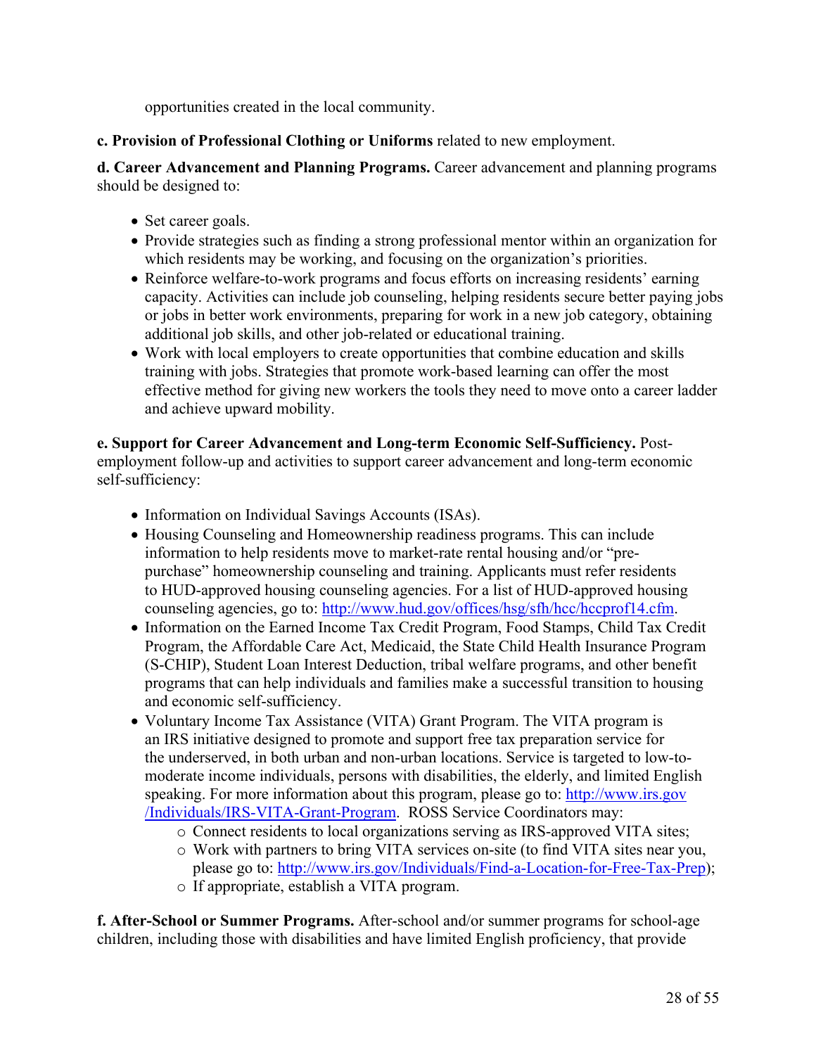opportunities created in the local community.

**c. Provision of Professional Clothing or Uniforms** related to new employment.

**d. Career Advancement and Planning Programs.** Career advancement and planning programs should be designed to:

- Set career goals.
- Provide strategies such as finding a strong professional mentor within an organization for which residents may be working, and focusing on the organization's priorities.
- Reinforce welfare-to-work programs and focus efforts on increasing residents' earning capacity. Activities can include job counseling, helping residents secure better paying jobs or jobs in better work environments, preparing for work in a new job category, obtaining additional job skills, and other job-related or educational training.
- Work with local employers to create opportunities that combine education and skills training with jobs. Strategies that promote work-based learning can offer the most effective method for giving new workers the tools they need to move onto a career ladder and achieve upward mobility.

**e. Support for Career Advancement and Long-term Economic Self-Sufficiency.** Post-employment follow-up and activities to support career advancement and long-term economic self-sufficiency:

- Information on Individual Savings Accounts (ISAs).
- Housing Counseling and Homeownership readiness programs. This can include information to help residents move to market-rate rental housing and/or "pre-purchase" homeownership counseling and training. Applicants must refer residents to HUD-approved housing counseling agencies. For a list of HUD-approved housing counseling agencies, go to: http://www.hud.gov/offices/hsg/sfh/hcc/hccprof14.cfm.
- Information on the Earned Income Tax Credit Program, Food Stamps, Child Tax Credit Program, the Affordable Care Act, Medicaid, the State Child Health Insurance Program (S-CHIP), Student Loan Interest Deduction, tribal welfare programs, and other benefit programs that can help individuals and families make a successful transition to housing and economic self-sufficiency.
- Voluntary Income Tax Assistance (VITA) Grant Program. The VITA program is an IRS initiative designed to promote and support free tax preparation service for the underserved, in both urban and non-urban locations. Service is targeted to low-to-moderate income individuals, persons with disabilities, the elderly, and limited English speaking. For more information about this program, please go to: http://www.irs.gov/Individuals/IRS-VITA-Grant-Program. ROSS Service Coordinators may:
  - Connect residents to local organizations serving as IRS-approved VITA sites;
  - Work with partners to bring VITA services on-site (to find VITA sites near you, please go to: http://www.irs.gov/Individuals/Find-a-Location-for-Free-Tax-Prep);
  - If appropriate, establish a VITA program.

**f. After-School or Summer Programs.** After-school and/or summer programs for school-age children, including those with disabilities and have limited English proficiency, that provide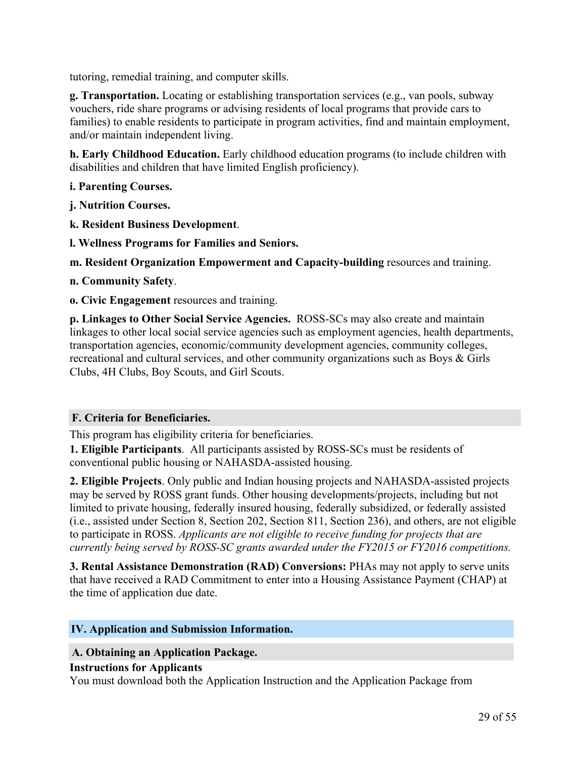tutoring, remedial training, and computer skills.

**g. Transportation.** Locating or establishing transportation services (e.g., van pools, subway vouchers, ride share programs or advising residents of local programs that provide cars to families) to enable residents to participate in program activities, find and maintain employment, and/or maintain independent living.

**h. Early Childhood Education.** Early childhood education programs (to include children with disabilities and children that have limited English proficiency).

**i. Parenting Courses.**

**j. Nutrition Courses.**

**k. Resident Business Development**.

**l. Wellness Programs for Families and Seniors.**

**m. Resident Organization Empowerment and Capacity-building** resources and training.

**n. Community Safety**.

**o. Civic Engagement** resources and training.

**p. Linkages to Other Social Service Agencies.** ROSS-SCs may also create and maintain linkages to other local social service agencies such as employment agencies, health departments, transportation agencies, economic/community development agencies, community colleges, recreational and cultural services, and other community organizations such as Boys & Girls Clubs, 4H Clubs, Boy Scouts, and Girl Scouts.

## F. Criteria for Beneficiaries.

This program has eligibility criteria for beneficiaries.

**1. Eligible Participants**. All participants assisted by ROSS-SCs must be residents of conventional public housing or NAHASDA-assisted housing.

**2. Eligible Projects**. Only public and Indian housing projects and NAHASDA-assisted projects may be served by ROSS grant funds. Other housing developments/projects, including but not limited to private housing, federally insured housing, federally subsidized, or federally assisted (i.e., assisted under Section 8, Section 202, Section 811, Section 236), and others, are not eligible to participate in ROSS. *Applicants are not eligible to receive funding for projects that are currently being served by ROSS-SC grants awarded under the FY2015 or FY2016 competitions.*

**3. Rental Assistance Demonstration (RAD) Conversions:** PHAs may not apply to serve units that have received a RAD Commitment to enter into a Housing Assistance Payment (CHAP) at the time of application due date.

# IV. Application and Submission Information.

## A. Obtaining an Application Package.

**Instructions for Applicants**

You must download both the Application Instruction and the Application Package from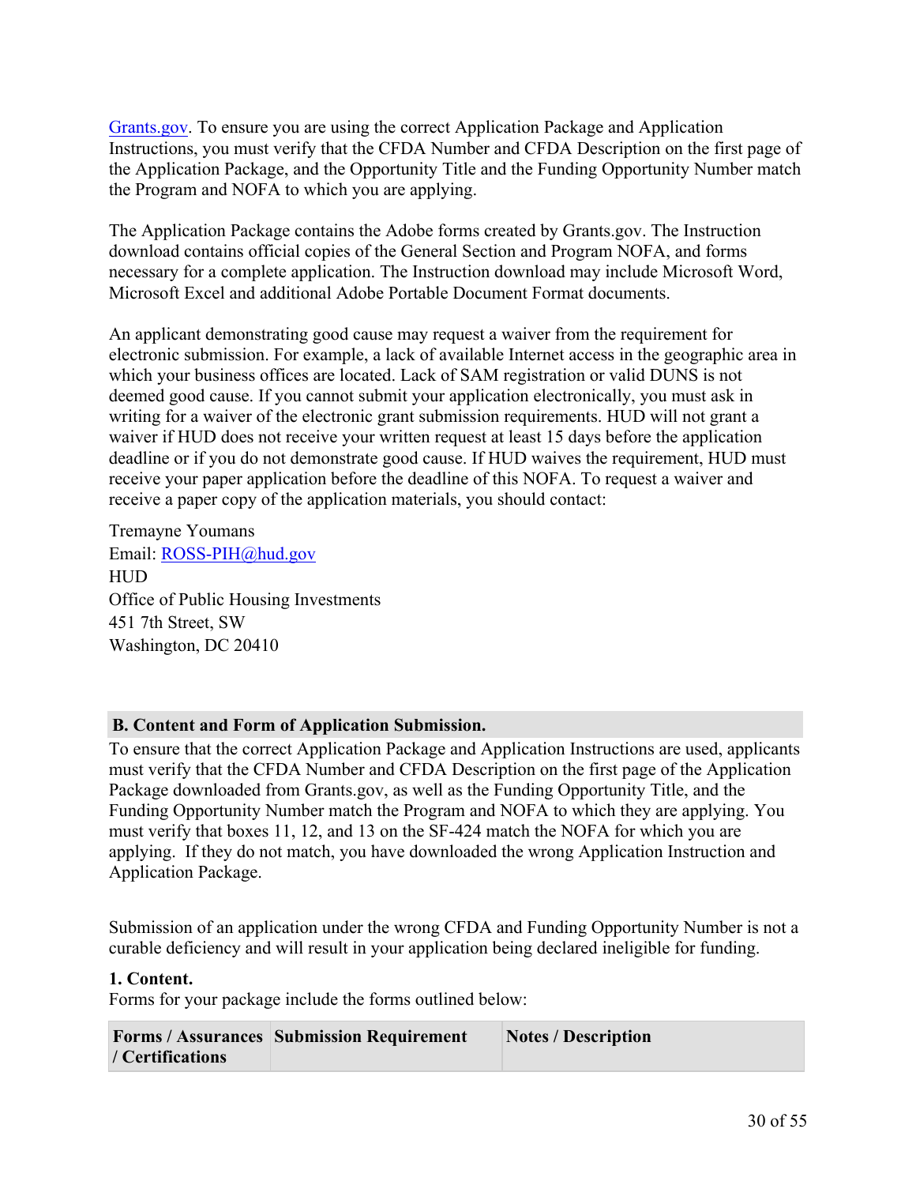[Grants.gov](http://www.grants.gov). To ensure you are using the correct Application Package and Application Instructions, you must verify that the CFDA Number and CFDA Description on the first page of the Application Package, and the Opportunity Title and the Funding Opportunity Number match the Program and NOFA to which you are applying.

The Application Package contains the Adobe forms created by Grants.gov. The Instruction download contains official copies of the General Section and Program NOFA, and forms necessary for a complete application. The Instruction download may include Microsoft Word, Microsoft Excel and additional Adobe Portable Document Format documents.

An applicant demonstrating good cause may request a waiver from the requirement for electronic submission. For example, a lack of available Internet access in the geographic area in which your business offices are located. Lack of SAM registration or valid DUNS is not deemed good cause. If you cannot submit your application electronically, you must ask in writing for a waiver of the electronic grant submission requirements. HUD will not grant a waiver if HUD does not receive your written request at least 15 days before the application deadline or if you do not demonstrate good cause. If HUD waives the requirement, HUD must receive your paper application before the deadline of this NOFA. To request a waiver and receive a paper copy of the application materials, you should contact:

Tremayne Youmans
Email: [ROSS-PIH@hud.gov](mailto:ROSS-PIH@hud.gov)
HUD
Office of Public Housing Investments
451 7th Street, SW
Washington, DC 20410

## B. Content and Form of Application Submission.

To ensure that the correct Application Package and Application Instructions are used, applicants must verify that the CFDA Number and CFDA Description on the first page of the Application Package downloaded from Grants.gov, as well as the Funding Opportunity Title, and the Funding Opportunity Number match the Program and NOFA to which they are applying. You must verify that boxes 11, 12, and 13 on the SF-424 match the NOFA for which you are applying. If they do not match, you have downloaded the wrong Application Instruction and Application Package.

Submission of an application under the wrong CFDA and Funding Opportunity Number is not a curable deficiency and will result in your application being declared ineligible for funding.

**1. Content.**
Forms for your package include the forms outlined below:

| Forms / Assurances / Certifications | Submission Requirement | Notes / Description |
|---|---|---|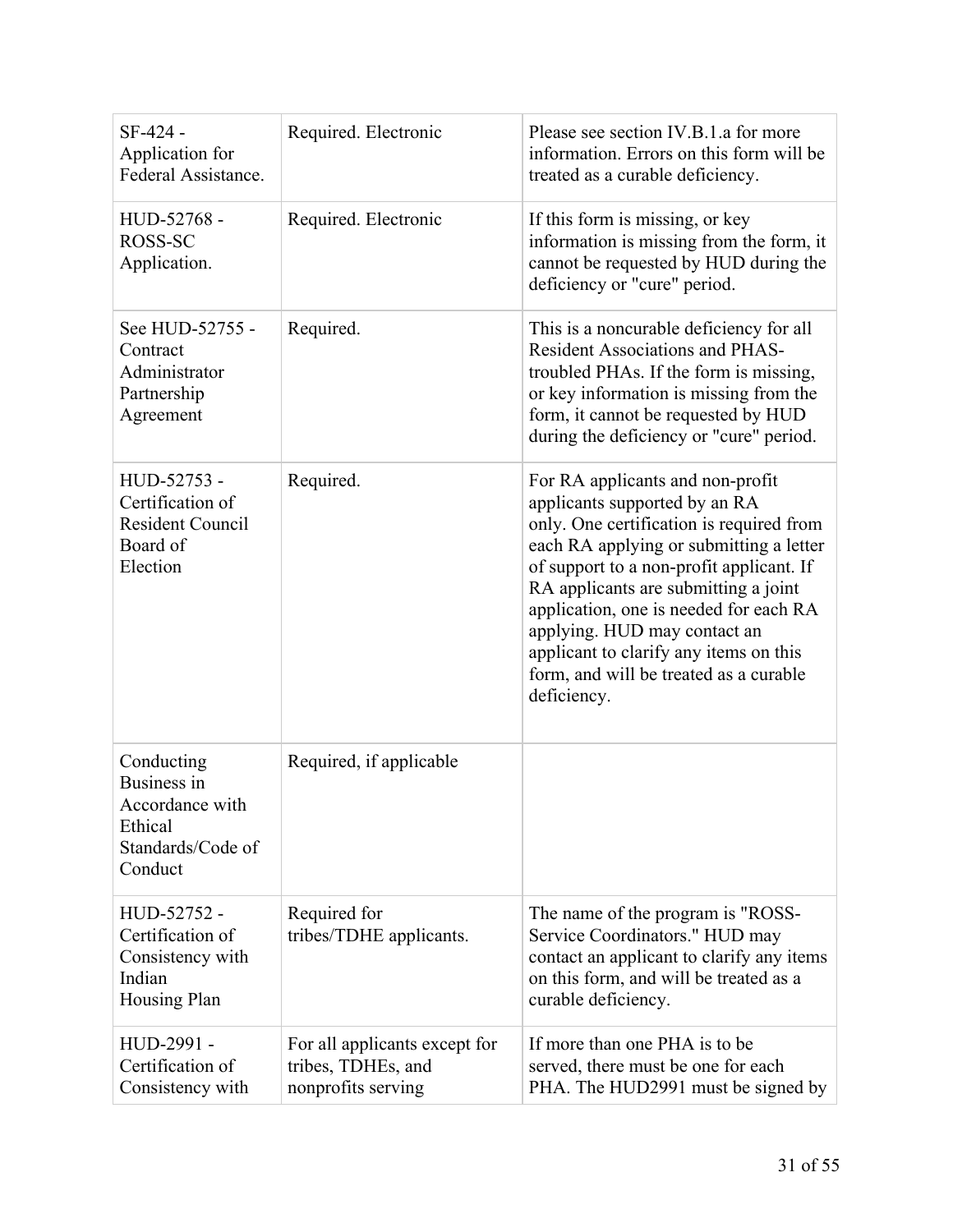| SF-424 - Application for Federal Assistance. | Required. Electronic | Please see section IV.B.1.a for more information. Errors on this form will be treated as a curable deficiency. |
|---|---|---|
| HUD-52768 - ROSS-SC Application. | Required. Electronic | If this form is missing, or key information is missing from the form, it cannot be requested by HUD during the deficiency or "cure" period. |
| See HUD-52755 - Contract Administrator Partnership Agreement | Required. | This is a noncurable deficiency for all Resident Associations and PHAS-troubled PHAs. If the form is missing, or key information is missing from the form, it cannot be requested by HUD during the deficiency or "cure" period. |
| HUD-52753 - Certification of Resident Council Board of Election | Required. | For RA applicants and non-profit applicants supported by an RA only. One certification is required from each RA applying or submitting a letter of support to a non-profit applicant. If RA applicants are submitting a joint application, one is needed for each RA applying. HUD may contact an applicant to clarify any items on this form, and will be treated as a curable deficiency. |
| Conducting Business in Accordance with Ethical Standards/Code of Conduct | Required, if applicable | |
| HUD-52752 - Certification of Consistency with Indian Housing Plan | Required for tribes/TDHE applicants. | The name of the program is "ROSS-Service Coordinators." HUD may contact an applicant to clarify any items on this form, and will be treated as a curable deficiency. |
| HUD-2991 - Certification of Consistency with | For all applicants except for tribes, TDHEs, and nonprofits serving | If more than one PHA is to be served, there must be one for each PHA. The HUD2991 must be signed by |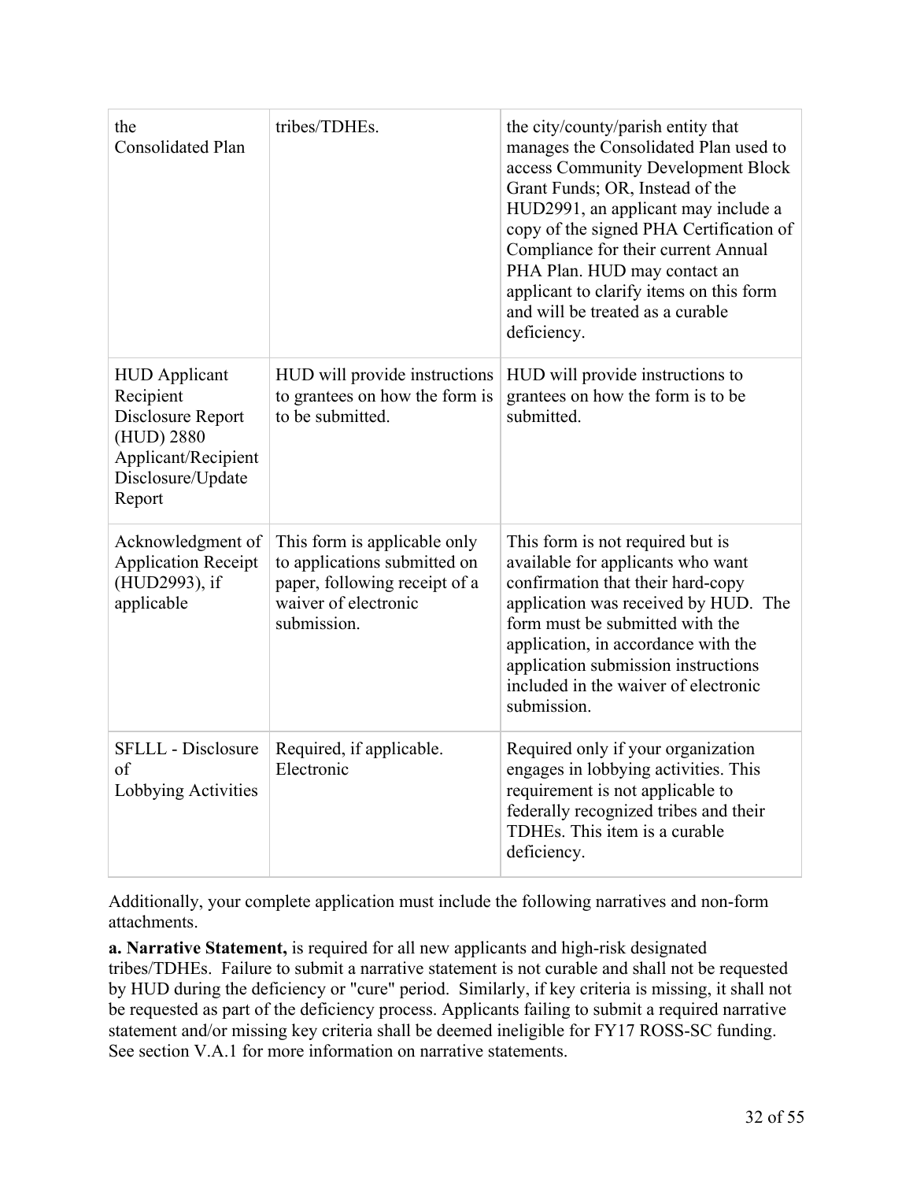| | | |
|---|---|---|
| the Consolidated Plan | tribes/TDHEs. | the city/county/parish entity that manages the Consolidated Plan used to access Community Development Block Grant Funds; OR, Instead of the HUD2991, an applicant may include a copy of the signed PHA Certification of Compliance for their current Annual PHA Plan. HUD may contact an applicant to clarify items on this form and will be treated as a curable deficiency. |
| HUD Applicant Recipient Disclosure Report (HUD) 2880 Applicant/Recipient Disclosure/Update Report | HUD will provide instructions to grantees on how the form is to be submitted. | HUD will provide instructions to grantees on how the form is to be submitted. |
| Acknowledgment of Application Receipt (HUD2993), if applicable | This form is applicable only to applications submitted on paper, following receipt of a waiver of electronic submission. | This form is not required but is available for applicants who want confirmation that their hard-copy application was received by HUD. The form must be submitted with the application, in accordance with the application submission instructions included in the waiver of electronic submission. |
| SFLLL - Disclosure of Lobbying Activities | Required, if applicable. Electronic | Required only if your organization engages in lobbying activities. This requirement is not applicable to federally recognized tribes and their TDHEs. This item is a curable deficiency. |

Additionally, your complete application must include the following narratives and non-form attachments.

**a. Narrative Statement,** is required for all new applicants and high-risk designated tribes/TDHEs. Failure to submit a narrative statement is not curable and shall not be requested by HUD during the deficiency or "cure" period. Similarly, if key criteria is missing, it shall not be requested as part of the deficiency process. Applicants failing to submit a required narrative statement and/or missing key criteria shall be deemed ineligible for FY17 ROSS-SC funding. See section V.A.1 for more information on narrative statements.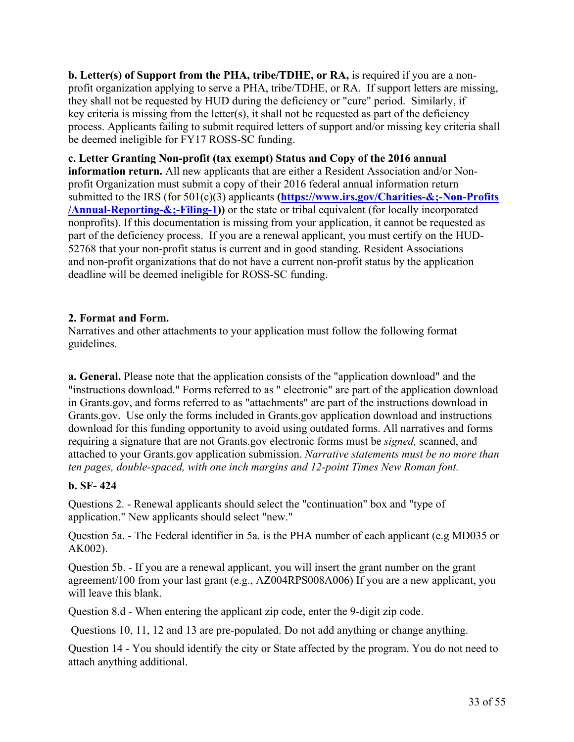**b. Letter(s) of Support from the PHA, tribe/TDHE, or RA,** is required if you are a non-profit organization applying to serve a PHA, tribe/TDHE, or RA. If support letters are missing, they shall not be requested by HUD during the deficiency or "cure" period. Similarly, if key criteria is missing from the letter(s), it shall not be requested as part of the deficiency process. Applicants failing to submit required letters of support and/or missing key criteria shall be deemed ineligible for FY17 ROSS-SC funding.

**c. Letter Granting Non-profit (tax exempt) Status and Copy of the 2016 annual information return.** All new applicants that are either a Resident Association and/or Non-profit Organization must submit a copy of their 2016 federal annual information return submitted to the IRS (for 501(c)(3) applicants **([https://www.irs.gov/Charities-&;-Non-Profits/Annual-Reporting-&;-Filing-1](https://www.irs.gov/Charities-&;-Non-Profits/Annual-Reporting-&;-Filing-1)))** or the state or tribal equivalent (for locally incorporated nonprofits). If this documentation is missing from your application, it cannot be requested as part of the deficiency process. If you are a renewal applicant, you must certify on the HUD-52768 that your non-profit status is current and in good standing. Resident Associations and non-profit organizations that do not have a current non-profit status by the application deadline will be deemed ineligible for ROSS-SC funding.

**2. Format and Form.**

Narratives and other attachments to your application must follow the following format guidelines.

**a. General.** Please note that the application consists of the "application download" and the "instructions download." Forms referred to as " electronic" are part of the application download in Grants.gov, and forms referred to as "attachments" are part of the instructions download in Grants.gov. Use only the forms included in Grants.gov application download and instructions download for this funding opportunity to avoid using outdated forms. All narratives and forms requiring a signature that are not Grants.gov electronic forms must be *signed,* scanned, and attached to your Grants.gov application submission. *Narrative statements must be no more than ten pages, double-spaced, with one inch margins and 12-point Times New Roman font.*

**b. SF- 424**

Questions 2. - Renewal applicants should select the "continuation" box and "type of application." New applicants should select "new."

Question 5a. - The Federal identifier in 5a. is the PHA number of each applicant (e.g MD035 or AK002).

Question 5b. - If you are a renewal applicant, you will insert the grant number on the grant agreement/100 from your last grant (e.g., AZ004RPS008A006) If you are a new applicant, you will leave this blank.

Question 8.d - When entering the applicant zip code, enter the 9-digit zip code.

Questions 10, 11, 12 and 13 are pre-populated. Do not add anything or change anything.

Question 14 - You should identify the city or State affected by the program. You do not need to attach anything additional.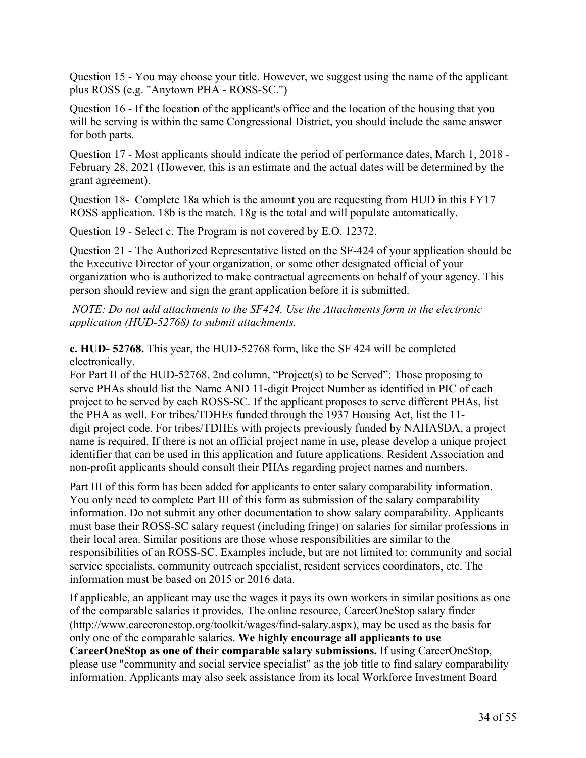Question 15 - You may choose your title. However, we suggest using the name of the applicant plus ROSS (e.g. "Anytown PHA - ROSS-SC.")

Question 16 - If the location of the applicant's office and the location of the housing that you will be serving is within the same Congressional District, you should include the same answer for both parts.

Question 17 - Most applicants should indicate the period of performance dates, March 1, 2018 - February 28, 2021 (However, this is an estimate and the actual dates will be determined by the grant agreement).

Question 18- Complete 18a which is the amount you are requesting from HUD in this FY17 ROSS application. 18b is the match. 18g is the total and will populate automatically.

Question 19 - Select c. The Program is not covered by E.O. 12372.

Question 21 - The Authorized Representative listed on the SF-424 of your application should be the Executive Director of your organization, or some other designated official of your organization who is authorized to make contractual agreements on behalf of your agency. This person should review and sign the grant application before it is submitted.

*NOTE: Do not add attachments to the SF424. Use the Attachments form in the electronic application (HUD-52768) to submit attachments.*

**c. HUD- 52768.** This year, the HUD-52768 form, like the SF 424 will be completed electronically.
For Part II of the HUD-52768, 2nd column, "Project(s) to be Served": Those proposing to serve PHAs should list the Name AND 11-digit Project Number as identified in PIC of each project to be served by each ROSS-SC. If the applicant proposes to serve different PHAs, list the PHA as well. For tribes/TDHEs funded through the 1937 Housing Act, list the 11-digit project code. For tribes/TDHEs with projects previously funded by NAHASDA, a project name is required. If there is not an official project name in use, please develop a unique project identifier that can be used in this application and future applications. Resident Association and non-profit applicants should consult their PHAs regarding project names and numbers.

Part III of this form has been added for applicants to enter salary comparability information. You only need to complete Part III of this form as submission of the salary comparability information. Do not submit any other documentation to show salary comparability. Applicants must base their ROSS-SC salary request (including fringe) on salaries for similar professions in their local area. Similar positions are those whose responsibilities are similar to the responsibilities of an ROSS-SC. Examples include, but are not limited to: community and social service specialists, community outreach specialist, resident services coordinators, etc. The information must be based on 2015 or 2016 data.

If applicable, an applicant may use the wages it pays its own workers in similar positions as one of the comparable salaries it provides. The online resource, CareerOneStop salary finder (http://www.careeronestop.org/toolkit/wages/find-salary.aspx), may be used as the basis for only one of the comparable salaries. **We highly encourage all applicants to use CareerOneStop as one of their comparable salary submissions.** If using CareerOneStop, please use "community and social service specialist" as the job title to find salary comparability information. Applicants may also seek assistance from its local Workforce Investment Board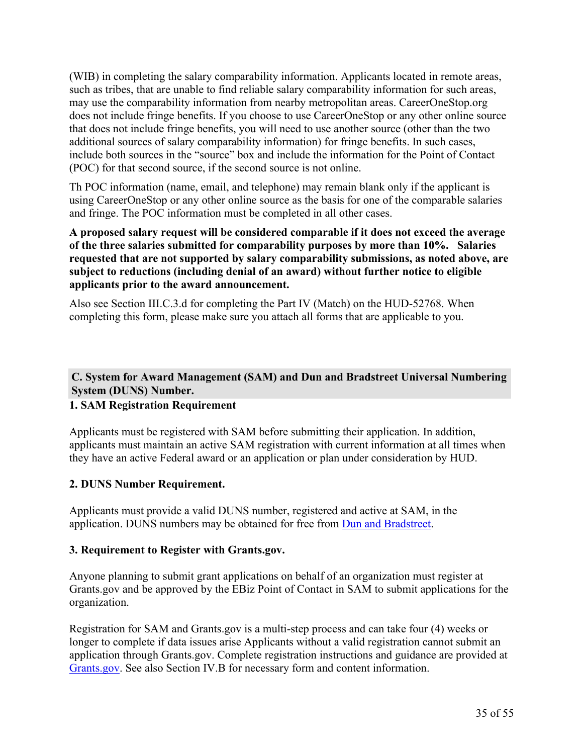(WIB) in completing the salary comparability information. Applicants located in remote areas, such as tribes, that are unable to find reliable salary comparability information for such areas, may use the comparability information from nearby metropolitan areas. CareerOneStop.org does not include fringe benefits. If you choose to use CareerOneStop or any other online source that does not include fringe benefits, you will need to use another source (other than the two additional sources of salary comparability information) for fringe benefits. In such cases, include both sources in the "source" box and include the information for the Point of Contact (POC) for that second source, if the second source is not online.

Th POC information (name, email, and telephone) may remain blank only if the applicant is using CareerOneStop or any other online source as the basis for one of the comparable salaries and fringe. The POC information must be completed in all other cases.

**A proposed salary request will be considered comparable if it does not exceed the average of the three salaries submitted for comparability purposes by more than 10%. Salaries requested that are not supported by salary comparability submissions, as noted above, are subject to reductions (including denial of an award) without further notice to eligible applicants prior to the award announcement.**

Also see Section III.C.3.d for completing the Part IV (Match) on the HUD-52768. When completing this form, please make sure you attach all forms that are applicable to you.

## C. System for Award Management (SAM) and Dun and Bradstreet Universal Numbering System (DUNS) Number.

### 1. SAM Registration Requirement

Applicants must be registered with SAM before submitting their application. In addition, applicants must maintain an active SAM registration with current information at all times when they have an active Federal award or an application or plan under consideration by HUD.

### 2. DUNS Number Requirement.

Applicants must provide a valid DUNS number, registered and active at SAM, in the application. DUNS numbers may be obtained for free from Dun and Bradstreet.

### 3. Requirement to Register with Grants.gov.

Anyone planning to submit grant applications on behalf of an organization must register at Grants.gov and be approved by the EBiz Point of Contact in SAM to submit applications for the organization.

Registration for SAM and Grants.gov is a multi-step process and can take four (4) weeks or longer to complete if data issues arise Applicants without a valid registration cannot submit an application through Grants.gov. Complete registration instructions and guidance are provided at Grants.gov. See also Section IV.B for necessary form and content information.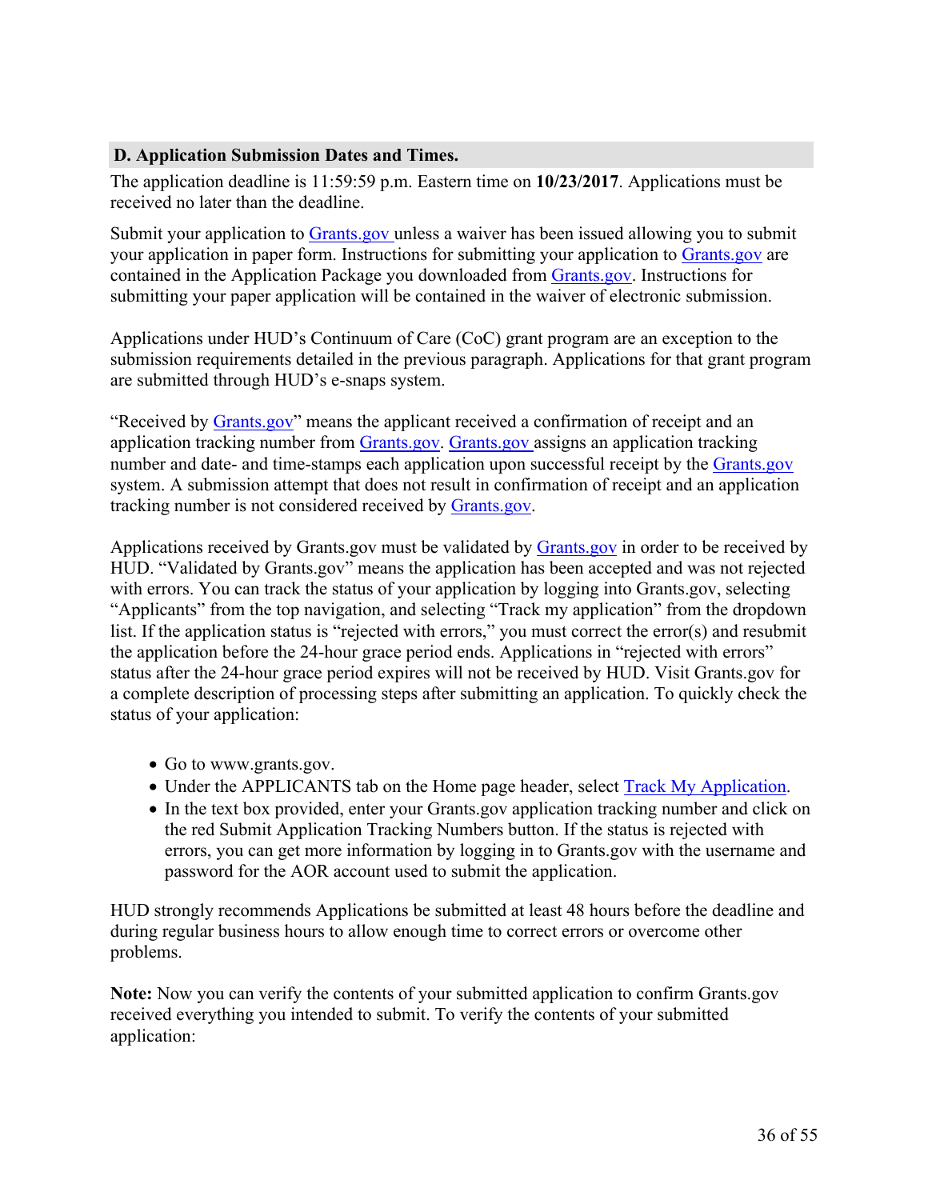## D. Application Submission Dates and Times.

The application deadline is 11:59:59 p.m. Eastern time on **10/23/2017**. Applications must be received no later than the deadline.

Submit your application to Grants.gov unless a waiver has been issued allowing you to submit your application in paper form. Instructions for submitting your application to Grants.gov are contained in the Application Package you downloaded from Grants.gov. Instructions for submitting your paper application will be contained in the waiver of electronic submission.

Applications under HUD's Continuum of Care (CoC) grant program are an exception to the submission requirements detailed in the previous paragraph. Applications for that grant program are submitted through HUD's e-snaps system.

"Received by Grants.gov" means the applicant received a confirmation of receipt and an application tracking number from Grants.gov. Grants.gov assigns an application tracking number and date- and time-stamps each application upon successful receipt by the Grants.gov system. A submission attempt that does not result in confirmation of receipt and an application tracking number is not considered received by Grants.gov.

Applications received by Grants.gov must be validated by Grants.gov in order to be received by HUD. "Validated by Grants.gov" means the application has been accepted and was not rejected with errors. You can track the status of your application by logging into Grants.gov, selecting "Applicants" from the top navigation, and selecting "Track my application" from the dropdown list. If the application status is "rejected with errors," you must correct the error(s) and resubmit the application before the 24-hour grace period ends. Applications in "rejected with errors" status after the 24-hour grace period expires will not be received by HUD. Visit Grants.gov for a complete description of processing steps after submitting an application. To quickly check the status of your application:

- Go to www.grants.gov.
- Under the APPLICANTS tab on the Home page header, select Track My Application.
- In the text box provided, enter your Grants.gov application tracking number and click on the red Submit Application Tracking Numbers button. If the status is rejected with errors, you can get more information by logging in to Grants.gov with the username and password for the AOR account used to submit the application.

HUD strongly recommends Applications be submitted at least 48 hours before the deadline and during regular business hours to allow enough time to correct errors or overcome other problems.

**Note:** Now you can verify the contents of your submitted application to confirm Grants.gov received everything you intended to submit. To verify the contents of your submitted application: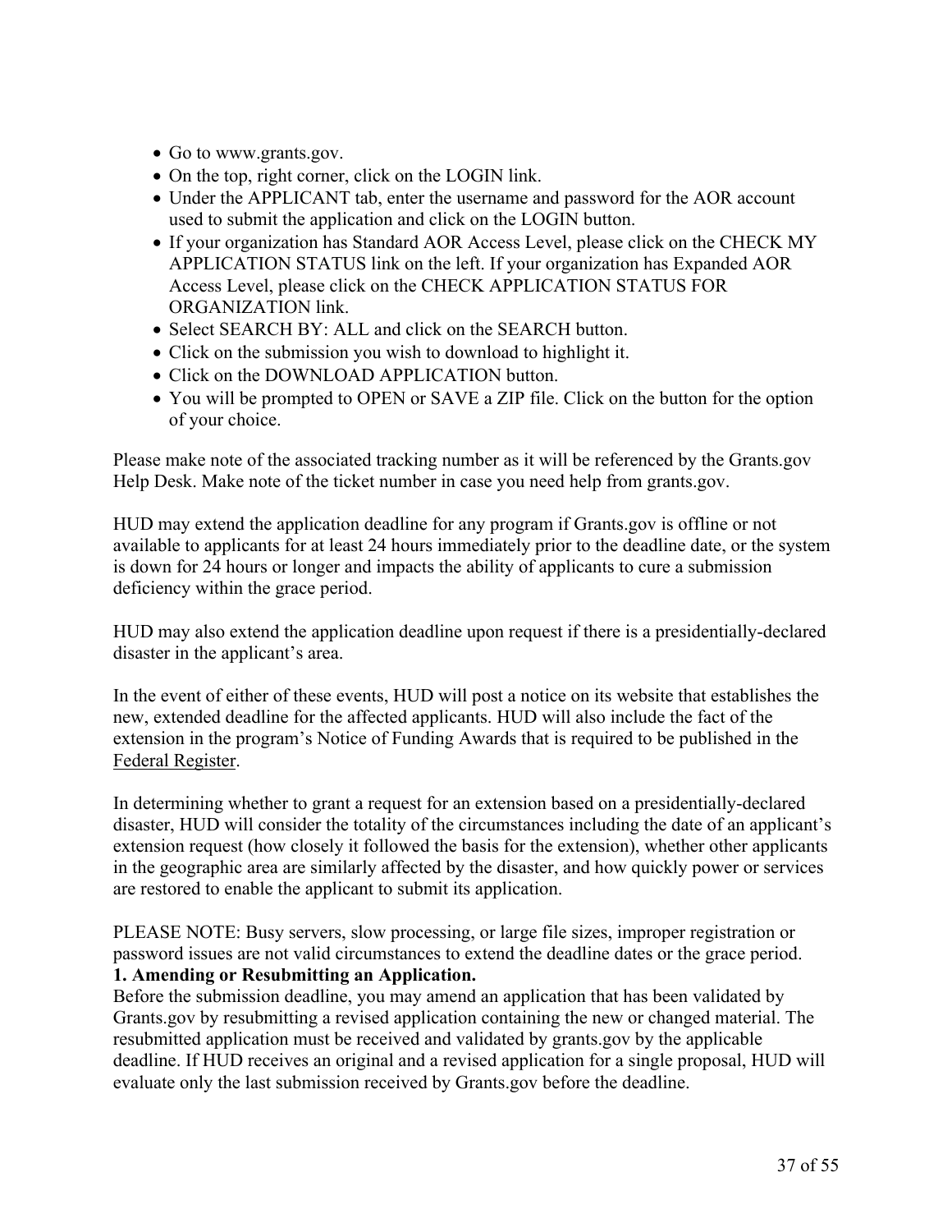- Go to www.grants.gov.
- On the top, right corner, click on the LOGIN link.
- Under the APPLICANT tab, enter the username and password for the AOR account used to submit the application and click on the LOGIN button.
- If your organization has Standard AOR Access Level, please click on the CHECK MY APPLICATION STATUS link on the left. If your organization has Expanded AOR Access Level, please click on the CHECK APPLICATION STATUS FOR ORGANIZATION link.
- Select SEARCH BY: ALL and click on the SEARCH button.
- Click on the submission you wish to download to highlight it.
- Click on the DOWNLOAD APPLICATION button.
- You will be prompted to OPEN or SAVE a ZIP file. Click on the button for the option of your choice.

Please make note of the associated tracking number as it will be referenced by the Grants.gov Help Desk. Make note of the ticket number in case you need help from grants.gov.

HUD may extend the application deadline for any program if Grants.gov is offline or not available to applicants for at least 24 hours immediately prior to the deadline date, or the system is down for 24 hours or longer and impacts the ability of applicants to cure a submission deficiency within the grace period.

HUD may also extend the application deadline upon request if there is a presidentially-declared disaster in the applicant's area.

In the event of either of these events, HUD will post a notice on its website that establishes the new, extended deadline for the affected applicants. HUD will also include the fact of the extension in the program's Notice of Funding Awards that is required to be published in the Federal Register.

In determining whether to grant a request for an extension based on a presidentially-declared disaster, HUD will consider the totality of the circumstances including the date of an applicant's extension request (how closely it followed the basis for the extension), whether other applicants in the geographic area are similarly affected by the disaster, and how quickly power or services are restored to enable the applicant to submit its application.

PLEASE NOTE: Busy servers, slow processing, or large file sizes, improper registration or password issues are not valid circumstances to extend the deadline dates or the grace period.

**1. Amending or Resubmitting an Application.**

Before the submission deadline, you may amend an application that has been validated by Grants.gov by resubmitting a revised application containing the new or changed material. The resubmitted application must be received and validated by grants.gov by the applicable deadline. If HUD receives an original and a revised application for a single proposal, HUD will evaluate only the last submission received by Grants.gov before the deadline.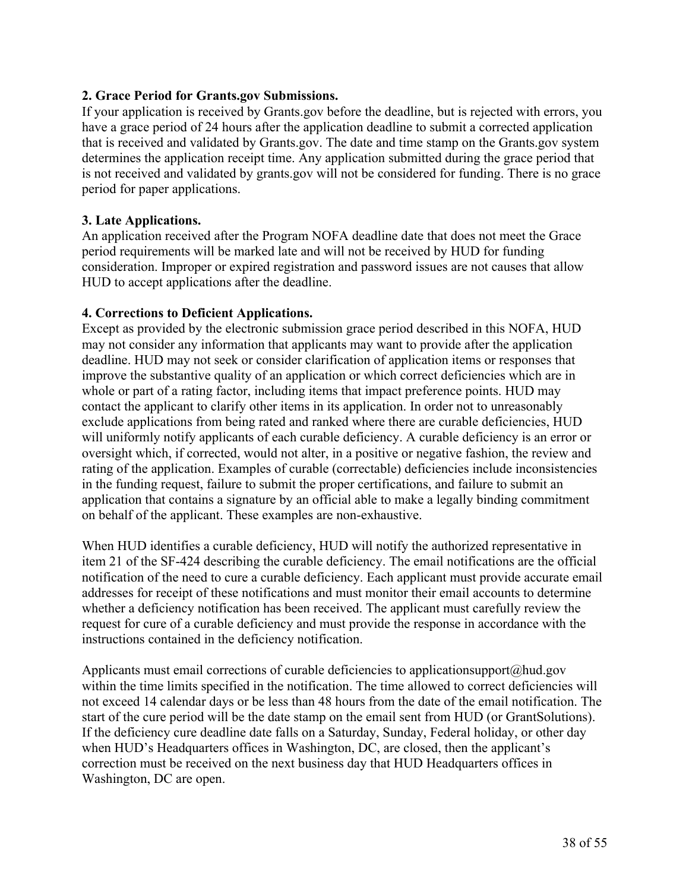**2. Grace Period for Grants.gov Submissions.**
If your application is received by Grants.gov before the deadline, but is rejected with errors, you have a grace period of 24 hours after the application deadline to submit a corrected application that is received and validated by Grants.gov. The date and time stamp on the Grants.gov system determines the application receipt time. Any application submitted during the grace period that is not received and validated by grants.gov will not be considered for funding. There is no grace period for paper applications.

**3. Late Applications.**
An application received after the Program NOFA deadline date that does not meet the Grace period requirements will be marked late and will not be received by HUD for funding consideration. Improper or expired registration and password issues are not causes that allow HUD to accept applications after the deadline.

**4. Corrections to Deficient Applications.**
Except as provided by the electronic submission grace period described in this NOFA, HUD may not consider any information that applicants may want to provide after the application deadline. HUD may not seek or consider clarification of application items or responses that improve the substantive quality of an application or which correct deficiencies which are in whole or part of a rating factor, including items that impact preference points. HUD may contact the applicant to clarify other items in its application. In order not to unreasonably exclude applications from being rated and ranked where there are curable deficiencies, HUD will uniformly notify applicants of each curable deficiency. A curable deficiency is an error or oversight which, if corrected, would not alter, in a positive or negative fashion, the review and rating of the application. Examples of curable (correctable) deficiencies include inconsistencies in the funding request, failure to submit the proper certifications, and failure to submit an application that contains a signature by an official able to make a legally binding commitment on behalf of the applicant. These examples are non-exhaustive.

When HUD identifies a curable deficiency, HUD will notify the authorized representative in item 21 of the SF-424 describing the curable deficiency. The email notifications are the official notification of the need to cure a curable deficiency. Each applicant must provide accurate email addresses for receipt of these notifications and must monitor their email accounts to determine whether a deficiency notification has been received. The applicant must carefully review the request for cure of a curable deficiency and must provide the response in accordance with the instructions contained in the deficiency notification.

Applicants must email corrections of curable deficiencies to applicationsupport@hud.gov within the time limits specified in the notification. The time allowed to correct deficiencies will not exceed 14 calendar days or be less than 48 hours from the date of the email notification. The start of the cure period will be the date stamp on the email sent from HUD (or GrantSolutions). If the deficiency cure deadline date falls on a Saturday, Sunday, Federal holiday, or other day when HUD's Headquarters offices in Washington, DC, are closed, then the applicant's correction must be received on the next business day that HUD Headquarters offices in Washington, DC are open.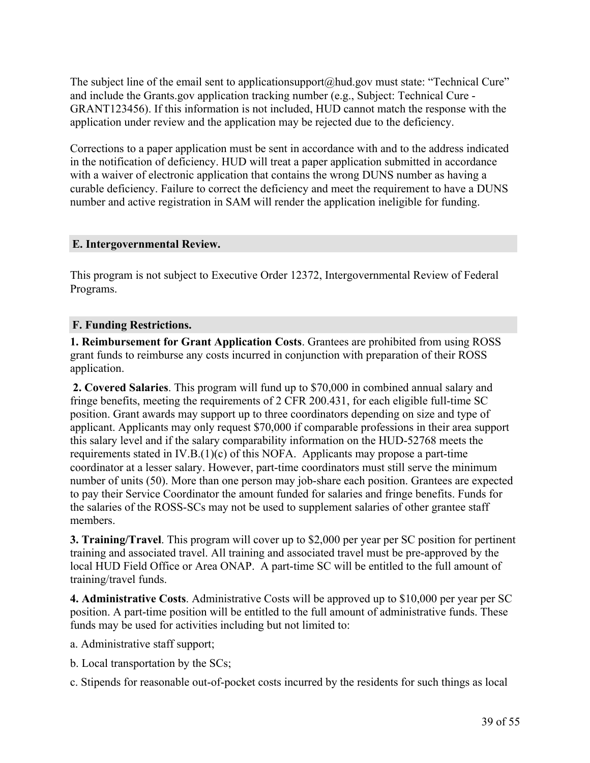The subject line of the email sent to applicationsupport@hud.gov must state: "Technical Cure" and include the Grants.gov application tracking number (e.g., Subject: Technical Cure - GRANT123456). If this information is not included, HUD cannot match the response with the application under review and the application may be rejected due to the deficiency.

Corrections to a paper application must be sent in accordance with and to the address indicated in the notification of deficiency. HUD will treat a paper application submitted in accordance with a waiver of electronic application that contains the wrong DUNS number as having a curable deficiency. Failure to correct the deficiency and meet the requirement to have a DUNS number and active registration in SAM will render the application ineligible for funding.

## E. Intergovernmental Review.

This program is not subject to Executive Order 12372, Intergovernmental Review of Federal Programs.

## F. Funding Restrictions.

**1. Reimbursement for Grant Application Costs**. Grantees are prohibited from using ROSS grant funds to reimburse any costs incurred in conjunction with preparation of their ROSS application.

**2. Covered Salaries**. This program will fund up to $70,000 in combined annual salary and fringe benefits, meeting the requirements of 2 CFR 200.431, for each eligible full-time SC position. Grant awards may support up to three coordinators depending on size and type of applicant. Applicants may only request $70,000 if comparable professions in their area support this salary level and if the salary comparability information on the HUD-52768 meets the requirements stated in IV.B.(1)(c) of this NOFA. Applicants may propose a part-time coordinator at a lesser salary. However, part-time coordinators must still serve the minimum number of units (50). More than one person may job-share each position. Grantees are expected to pay their Service Coordinator the amount funded for salaries and fringe benefits. Funds for the salaries of the ROSS-SCs may not be used to supplement salaries of other grantee staff members.

**3. Training/Travel**. This program will cover up to $2,000 per year per SC position for pertinent training and associated travel. All training and associated travel must be pre-approved by the local HUD Field Office or Area ONAP. A part-time SC will be entitled to the full amount of training/travel funds.

**4. Administrative Costs**. Administrative Costs will be approved up to $10,000 per year per SC position. A part-time position will be entitled to the full amount of administrative funds. These funds may be used for activities including but not limited to:

a. Administrative staff support;

b. Local transportation by the SCs;

c. Stipends for reasonable out-of-pocket costs incurred by the residents for such things as local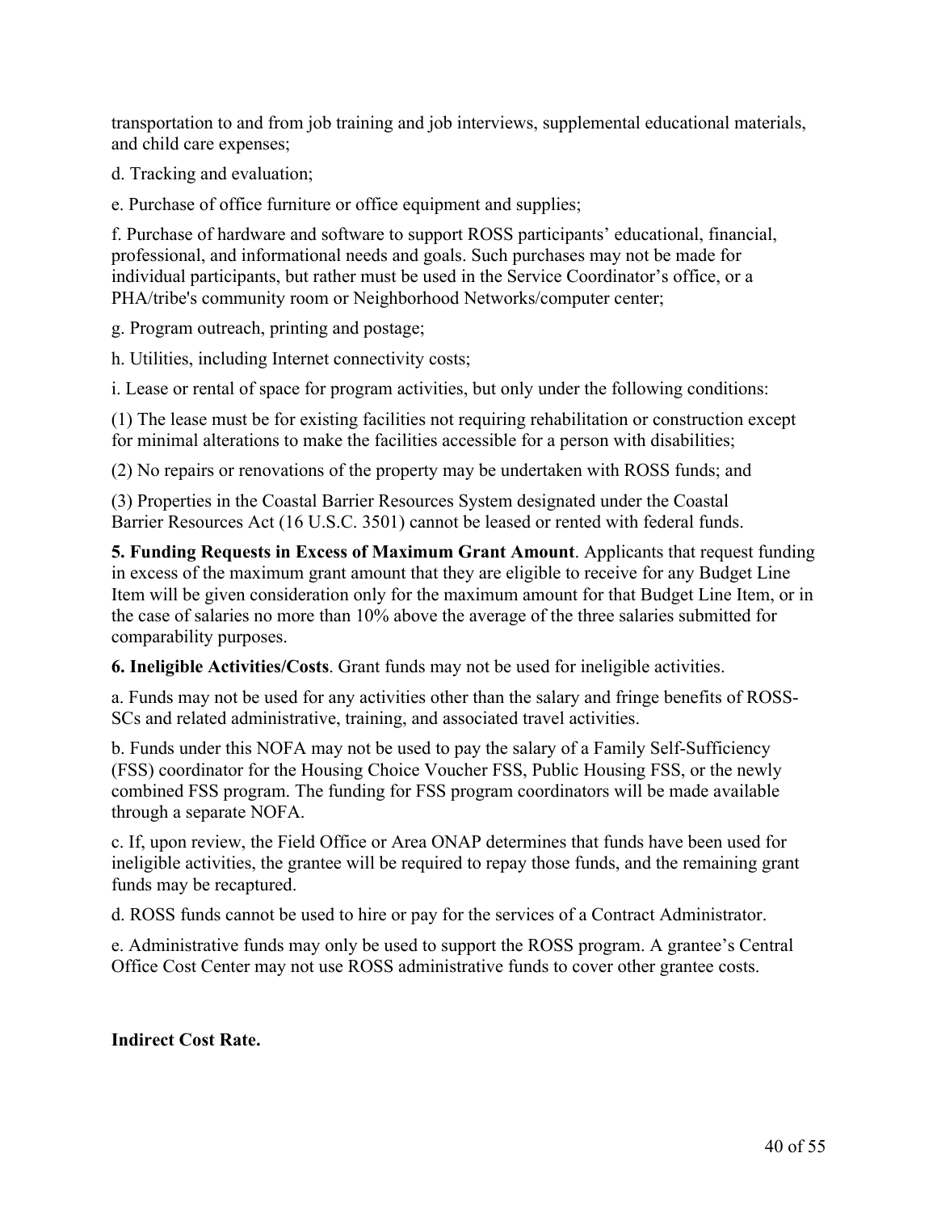transportation to and from job training and job interviews, supplemental educational materials, and child care expenses;

d. Tracking and evaluation;

e. Purchase of office furniture or office equipment and supplies;

f. Purchase of hardware and software to support ROSS participants' educational, financial, professional, and informational needs and goals. Such purchases may not be made for individual participants, but rather must be used in the Service Coordinator's office, or a PHA/tribe's community room or Neighborhood Networks/computer center;

g. Program outreach, printing and postage;

h. Utilities, including Internet connectivity costs;

i. Lease or rental of space for program activities, but only under the following conditions:

(1) The lease must be for existing facilities not requiring rehabilitation or construction except for minimal alterations to make the facilities accessible for a person with disabilities;

(2) No repairs or renovations of the property may be undertaken with ROSS funds; and

(3) Properties in the Coastal Barrier Resources System designated under the Coastal Barrier Resources Act (16 U.S.C. 3501) cannot be leased or rented with federal funds.

**5. Funding Requests in Excess of Maximum Grant Amount**. Applicants that request funding in excess of the maximum grant amount that they are eligible to receive for any Budget Line Item will be given consideration only for the maximum amount for that Budget Line Item, or in the case of salaries no more than 10% above the average of the three salaries submitted for comparability purposes.

**6. Ineligible Activities/Costs**. Grant funds may not be used for ineligible activities.

a. Funds may not be used for any activities other than the salary and fringe benefits of ROSS-SCs and related administrative, training, and associated travel activities.

b. Funds under this NOFA may not be used to pay the salary of a Family Self-Sufficiency (FSS) coordinator for the Housing Choice Voucher FSS, Public Housing FSS, or the newly combined FSS program. The funding for FSS program coordinators will be made available through a separate NOFA.

c. If, upon review, the Field Office or Area ONAP determines that funds have been used for ineligible activities, the grantee will be required to repay those funds, and the remaining grant funds may be recaptured.

d. ROSS funds cannot be used to hire or pay for the services of a Contract Administrator.

e. Administrative funds may only be used to support the ROSS program. A grantee's Central Office Cost Center may not use ROSS administrative funds to cover other grantee costs.

**Indirect Cost Rate.**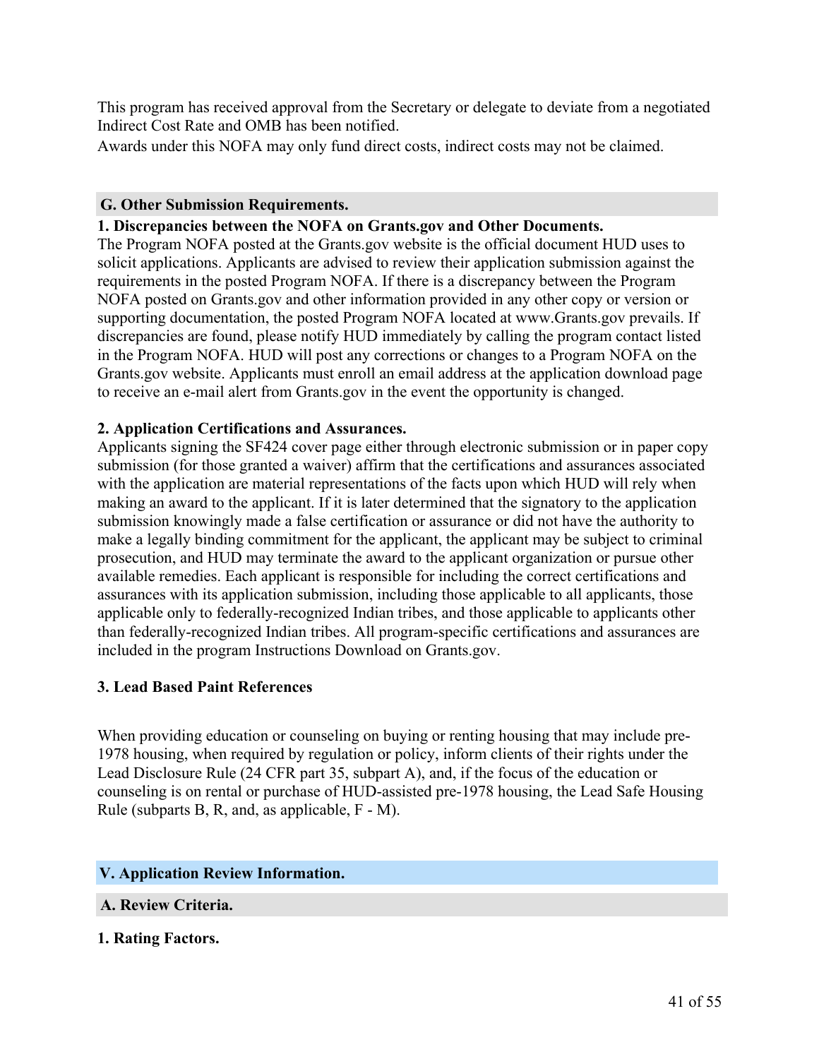This program has received approval from the Secretary or delegate to deviate from a negotiated Indirect Cost Rate and OMB has been notified.

Awards under this NOFA may only fund direct costs, indirect costs may not be claimed.

### G. Other Submission Requirements.

**1. Discrepancies between the NOFA on Grants.gov and Other Documents.**

The Program NOFA posted at the Grants.gov website is the official document HUD uses to solicit applications. Applicants are advised to review their application submission against the requirements in the posted Program NOFA. If there is a discrepancy between the Program NOFA posted on Grants.gov and other information provided in any other copy or version or supporting documentation, the posted Program NOFA located at www.Grants.gov prevails. If discrepancies are found, please notify HUD immediately by calling the program contact listed in the Program NOFA. HUD will post any corrections or changes to a Program NOFA on the Grants.gov website. Applicants must enroll an email address at the application download page to receive an e-mail alert from Grants.gov in the event the opportunity is changed.

**2. Application Certifications and Assurances.**

Applicants signing the SF424 cover page either through electronic submission or in paper copy submission (for those granted a waiver) affirm that the certifications and assurances associated with the application are material representations of the facts upon which HUD will rely when making an award to the applicant. If it is later determined that the signatory to the application submission knowingly made a false certification or assurance or did not have the authority to make a legally binding commitment for the applicant, the applicant may be subject to criminal prosecution, and HUD may terminate the award to the applicant organization or pursue other available remedies. Each applicant is responsible for including the correct certifications and assurances with its application submission, including those applicable to all applicants, those applicable only to federally-recognized Indian tribes, and those applicable to applicants other than federally-recognized Indian tribes. All program-specific certifications and assurances are included in the program Instructions Download on Grants.gov.

**3. Lead Based Paint References**

When providing education or counseling on buying or renting housing that may include pre-1978 housing, when required by regulation or policy, inform clients of their rights under the Lead Disclosure Rule (24 CFR part 35, subpart A), and, if the focus of the education or counseling is on rental or purchase of HUD-assisted pre-1978 housing, the Lead Safe Housing Rule (subparts B, R, and, as applicable, F - M).

## V. Application Review Information.

### A. Review Criteria.

**1. Rating Factors.**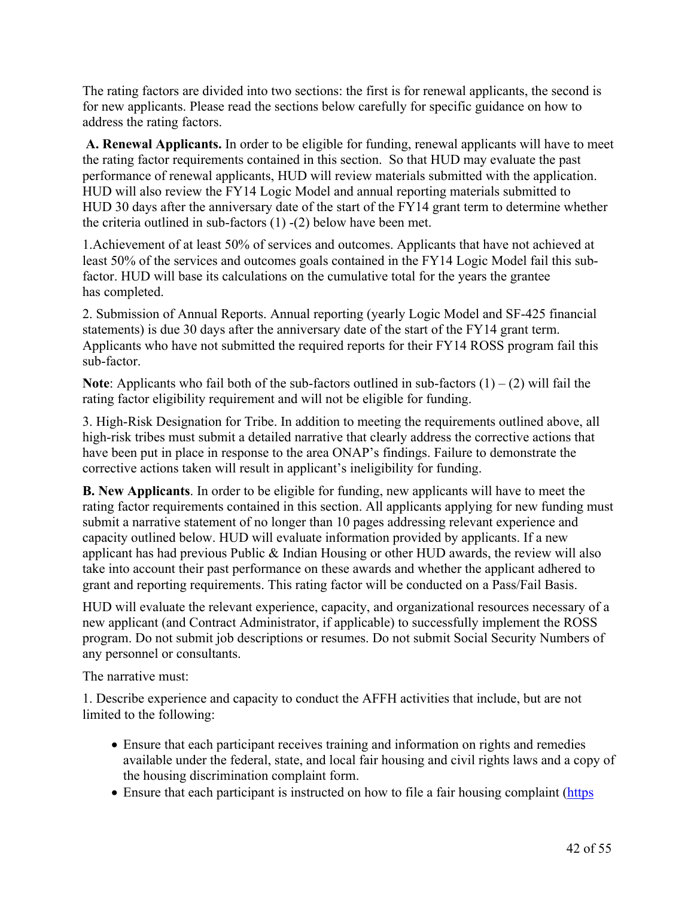The rating factors are divided into two sections: the first is for renewal applicants, the second is for new applicants. Please read the sections below carefully for specific guidance on how to address the rating factors.

**A. Renewal Applicants.** In order to be eligible for funding, renewal applicants will have to meet the rating factor requirements contained in this section. So that HUD may evaluate the past performance of renewal applicants, HUD will review materials submitted with the application. HUD will also review the FY14 Logic Model and annual reporting materials submitted to HUD 30 days after the anniversary date of the start of the FY14 grant term to determine whether the criteria outlined in sub-factors (1) -(2) below have been met.

1.Achievement of at least 50% of services and outcomes. Applicants that have not achieved at least 50% of the services and outcomes goals contained in the FY14 Logic Model fail this sub-factor. HUD will base its calculations on the cumulative total for the years the grantee has completed.

2. Submission of Annual Reports. Annual reporting (yearly Logic Model and SF-425 financial statements) is due 30 days after the anniversary date of the start of the FY14 grant term. Applicants who have not submitted the required reports for their FY14 ROSS program fail this sub-factor.

**Note**: Applicants who fail both of the sub-factors outlined in sub-factors (1) – (2) will fail the rating factor eligibility requirement and will not be eligible for funding.

3. High-Risk Designation for Tribe. In addition to meeting the requirements outlined above, all high-risk tribes must submit a detailed narrative that clearly address the corrective actions that have been put in place in response to the area ONAP's findings. Failure to demonstrate the corrective actions taken will result in applicant's ineligibility for funding.

**B. New Applicants**. In order to be eligible for funding, new applicants will have to meet the rating factor requirements contained in this section. All applicants applying for new funding must submit a narrative statement of no longer than 10 pages addressing relevant experience and capacity outlined below. HUD will evaluate information provided by applicants. If a new applicant has had previous Public & Indian Housing or other HUD awards, the review will also take into account their past performance on these awards and whether the applicant adhered to grant and reporting requirements. This rating factor will be conducted on a Pass/Fail Basis.

HUD will evaluate the relevant experience, capacity, and organizational resources necessary of a new applicant (and Contract Administrator, if applicable) to successfully implement the ROSS program. Do not submit job descriptions or resumes. Do not submit Social Security Numbers of any personnel or consultants.

The narrative must:

1. Describe experience and capacity to conduct the AFFH activities that include, but are not limited to the following:

- Ensure that each participant receives training and information on rights and remedies available under the federal, state, and local fair housing and civil rights laws and a copy of the housing discrimination complaint form.
- Ensure that each participant is instructed on how to file a fair housing complaint (https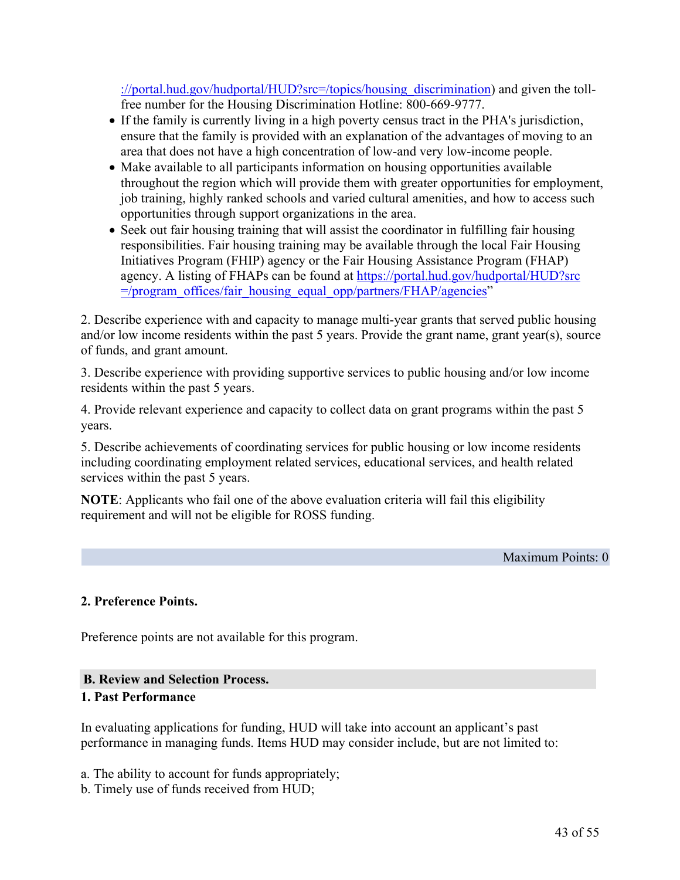://portal.hud.gov/hudportal/HUD?src=/topics/housing_discrimination) and given the toll-free number for the Housing Discrimination Hotline: 800-669-9777.
- If the family is currently living in a high poverty census tract in the PHA's jurisdiction, ensure that the family is provided with an explanation of the advantages of moving to an area that does not have a high concentration of low-and very low-income people.
- Make available to all participants information on housing opportunities available throughout the region which will provide them with greater opportunities for employment, job training, highly ranked schools and varied cultural amenities, and how to access such opportunities through support organizations in the area.
- Seek out fair housing training that will assist the coordinator in fulfilling fair housing responsibilities. Fair housing training may be available through the local Fair Housing Initiatives Program (FHIP) agency or the Fair Housing Assistance Program (FHAP) agency. A listing of FHAPs can be found at https://portal.hud.gov/hudportal/HUD?src=/program_offices/fair_housing_equal_opp/partners/FHAP/agencies"

2. Describe experience with and capacity to manage multi-year grants that served public housing and/or low income residents within the past 5 years. Provide the grant name, grant year(s), source of funds, and grant amount.

3. Describe experience with providing supportive services to public housing and/or low income residents within the past 5 years.

4. Provide relevant experience and capacity to collect data on grant programs within the past 5 years.

5. Describe achievements of coordinating services for public housing or low income residents including coordinating employment related services, educational services, and health related services within the past 5 years.

**NOTE**: Applicants who fail one of the above evaluation criteria will fail this eligibility requirement and will not be eligible for ROSS funding.

Maximum Points: 0

**2. Preference Points.**

Preference points are not available for this program.

## B. Review and Selection Process.

**1. Past Performance**

In evaluating applications for funding, HUD will take into account an applicant's past performance in managing funds. Items HUD may consider include, but are not limited to:

a. The ability to account for funds appropriately;
b. Timely use of funds received from HUD;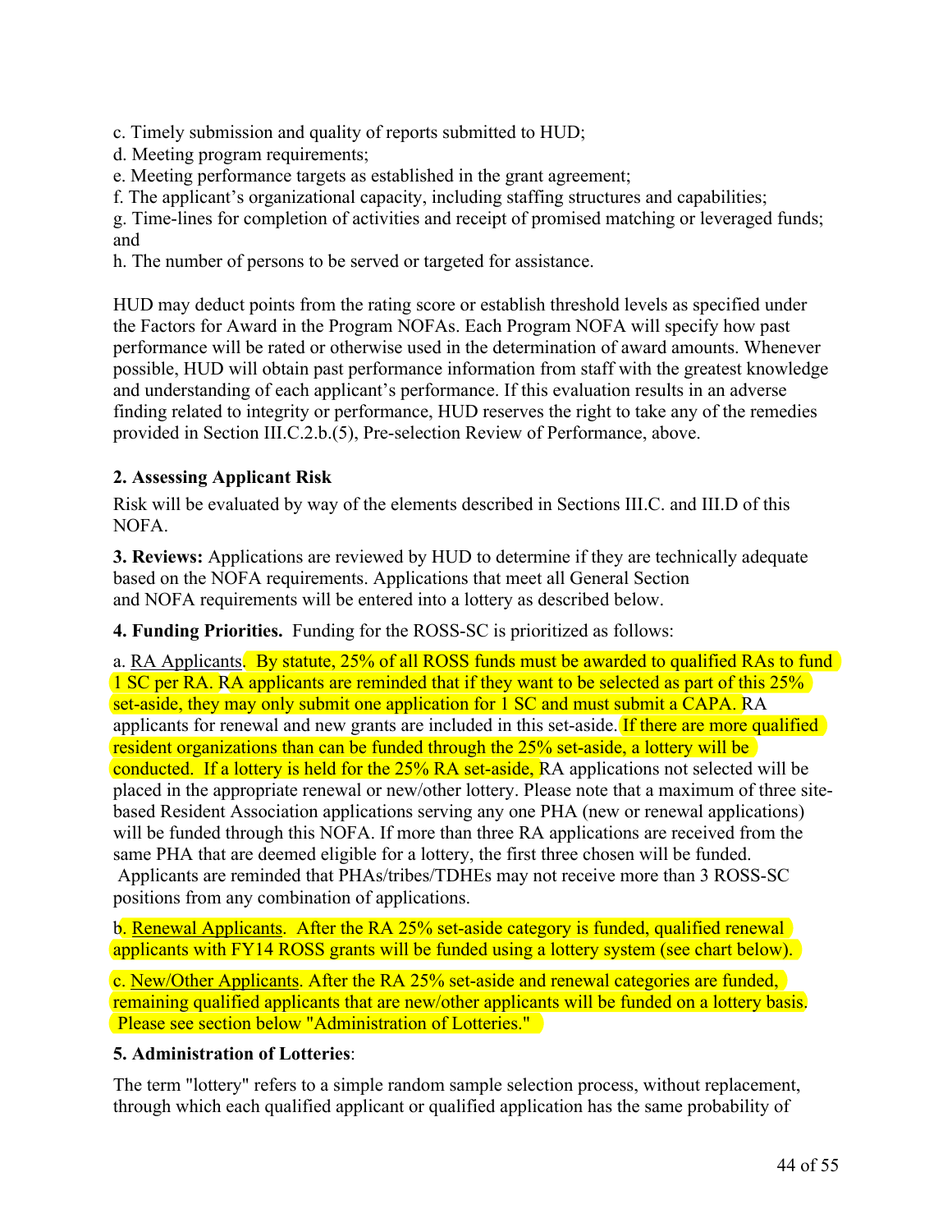c. Timely submission and quality of reports submitted to HUD;
d. Meeting program requirements;
e. Meeting performance targets as established in the grant agreement;
f. The applicant's organizational capacity, including staffing structures and capabilities;
g. Time-lines for completion of activities and receipt of promised matching or leveraged funds; and
h. The number of persons to be served or targeted for assistance.

HUD may deduct points from the rating score or establish threshold levels as specified under the Factors for Award in the Program NOFAs. Each Program NOFA will specify how past performance will be rated or otherwise used in the determination of award amounts. Whenever possible, HUD will obtain past performance information from staff with the greatest knowledge and understanding of each applicant's performance. If this evaluation results in an adverse finding related to integrity or performance, HUD reserves the right to take any of the remedies provided in Section III.C.2.b.(5), Pre-selection Review of Performance, above.

**2. Assessing Applicant Risk**

Risk will be evaluated by way of the elements described in Sections III.C. and III.D of this NOFA.

**3. Reviews:** Applications are reviewed by HUD to determine if they are technically adequate based on the NOFA requirements. Applications that meet all General Section and NOFA requirements will be entered into a lottery as described below.

**4. Funding Priorities.** Funding for the ROSS-SC is prioritized as follows:

a. RA Applicants. By statute, 25% of all ROSS funds must be awarded to qualified RAs to fund 1 SC per RA. RA applicants are reminded that if they want to be selected as part of this 25% set-aside, they may only submit one application for 1 SC and must submit a CAPA. RA applicants for renewal and new grants are included in this set-aside. If there are more qualified resident organizations than can be funded through the 25% set-aside, a lottery will be conducted. If a lottery is held for the 25% RA set-aside, RA applications not selected will be placed in the appropriate renewal or new/other lottery. Please note that a maximum of three site-based Resident Association applications serving any one PHA (new or renewal applications) will be funded through this NOFA. If more than three RA applications are received from the same PHA that are deemed eligible for a lottery, the first three chosen will be funded. Applicants are reminded that PHAs/tribes/TDHEs may not receive more than 3 ROSS-SC positions from any combination of applications.

b. Renewal Applicants. After the RA 25% set-aside category is funded, qualified renewal applicants with FY14 ROSS grants will be funded using a lottery system (see chart below).

c. New/Other Applicants. After the RA 25% set-aside and renewal categories are funded, remaining qualified applicants that are new/other applicants will be funded on a lottery basis. Please see section below "Administration of Lotteries."

**5. Administration of Lotteries**:

The term "lottery" refers to a simple random sample selection process, without replacement, through which each qualified applicant or qualified application has the same probability of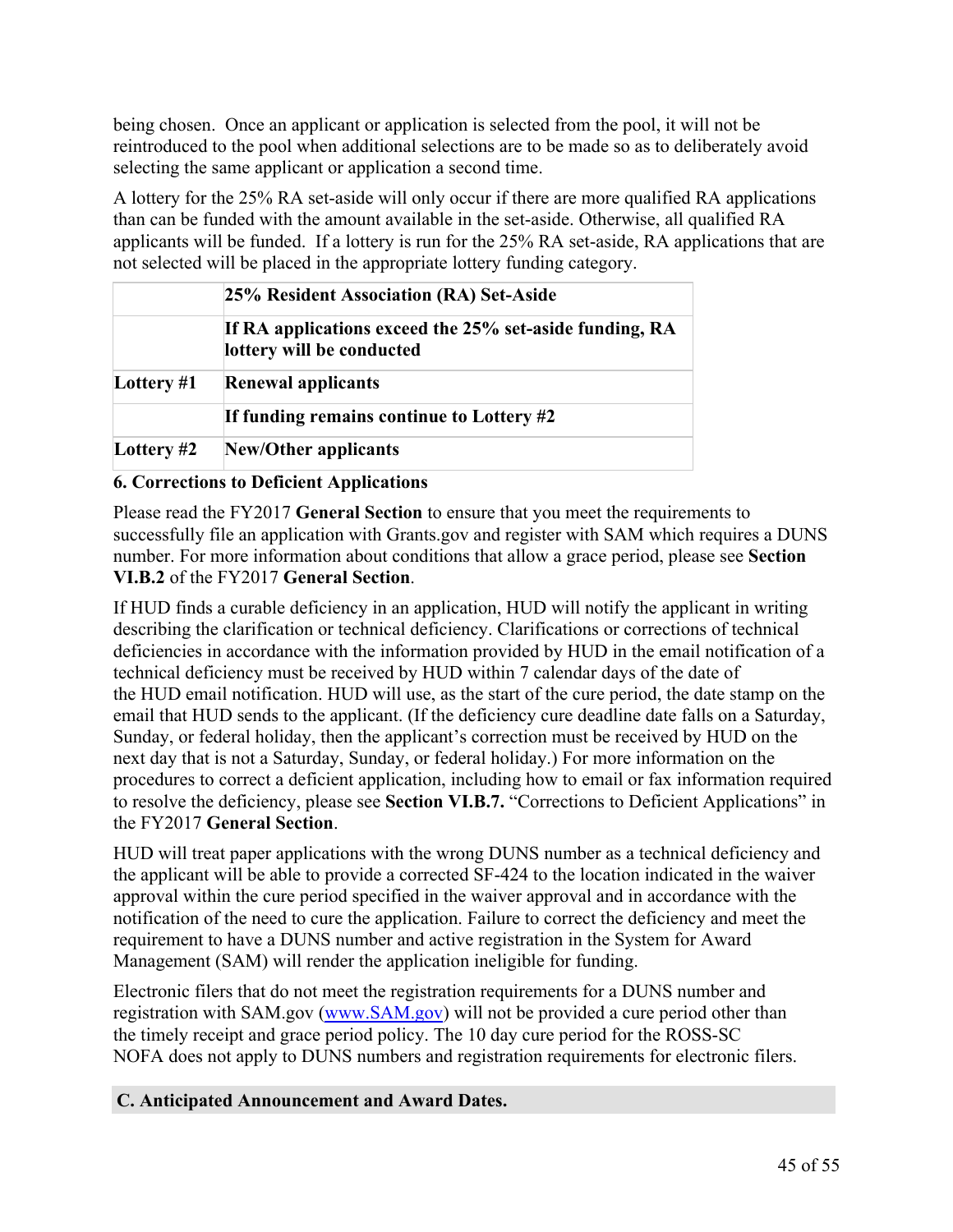being chosen. Once an applicant or application is selected from the pool, it will not be reintroduced to the pool when additional selections are to be made so as to deliberately avoid selecting the same applicant or application a second time.

A lottery for the 25% RA set-aside will only occur if there are more qualified RA applications than can be funded with the amount available in the set-aside. Otherwise, all qualified RA applicants will be funded. If a lottery is run for the 25% RA set-aside, RA applications that are not selected will be placed in the appropriate lottery funding category.

| | **25% Resident Association (RA) Set-Aside** |
|---|---|
| | **If RA applications exceed the 25% set-aside funding, RA lottery will be conducted** |
| **Lottery #1** | **Renewal applicants** |
| | **If funding remains continue to Lottery #2** |
| **Lottery #2** | **New/Other applicants** |

**6. Corrections to Deficient Applications**

Please read the FY2017 **General Section** to ensure that you meet the requirements to successfully file an application with Grants.gov and register with SAM which requires a DUNS number. For more information about conditions that allow a grace period, please see **Section VI.B.2** of the FY2017 **General Section**.

If HUD finds a curable deficiency in an application, HUD will notify the applicant in writing describing the clarification or technical deficiency. Clarifications or corrections of technical deficiencies in accordance with the information provided by HUD in the email notification of a technical deficiency must be received by HUD within 7 calendar days of the date of the HUD email notification. HUD will use, as the start of the cure period, the date stamp on the email that HUD sends to the applicant. (If the deficiency cure deadline date falls on a Saturday, Sunday, or federal holiday, then the applicant's correction must be received by HUD on the next day that is not a Saturday, Sunday, or federal holiday.) For more information on the procedures to correct a deficient application, including how to email or fax information required to resolve the deficiency, please see **Section VI.B.7.** "Corrections to Deficient Applications" in the FY2017 **General Section**.

HUD will treat paper applications with the wrong DUNS number as a technical deficiency and the applicant will be able to provide a corrected SF-424 to the location indicated in the waiver approval within the cure period specified in the waiver approval and in accordance with the notification of the need to cure the application. Failure to correct the deficiency and meet the requirement to have a DUNS number and active registration in the System for Award Management (SAM) will render the application ineligible for funding.

Electronic filers that do not meet the registration requirements for a DUNS number and registration with SAM.gov (www.SAM.gov) will not be provided a cure period other than the timely receipt and grace period policy. The 10 day cure period for the ROSS-SC NOFA does not apply to DUNS numbers and registration requirements for electronic filers.

## C. Anticipated Announcement and Award Dates.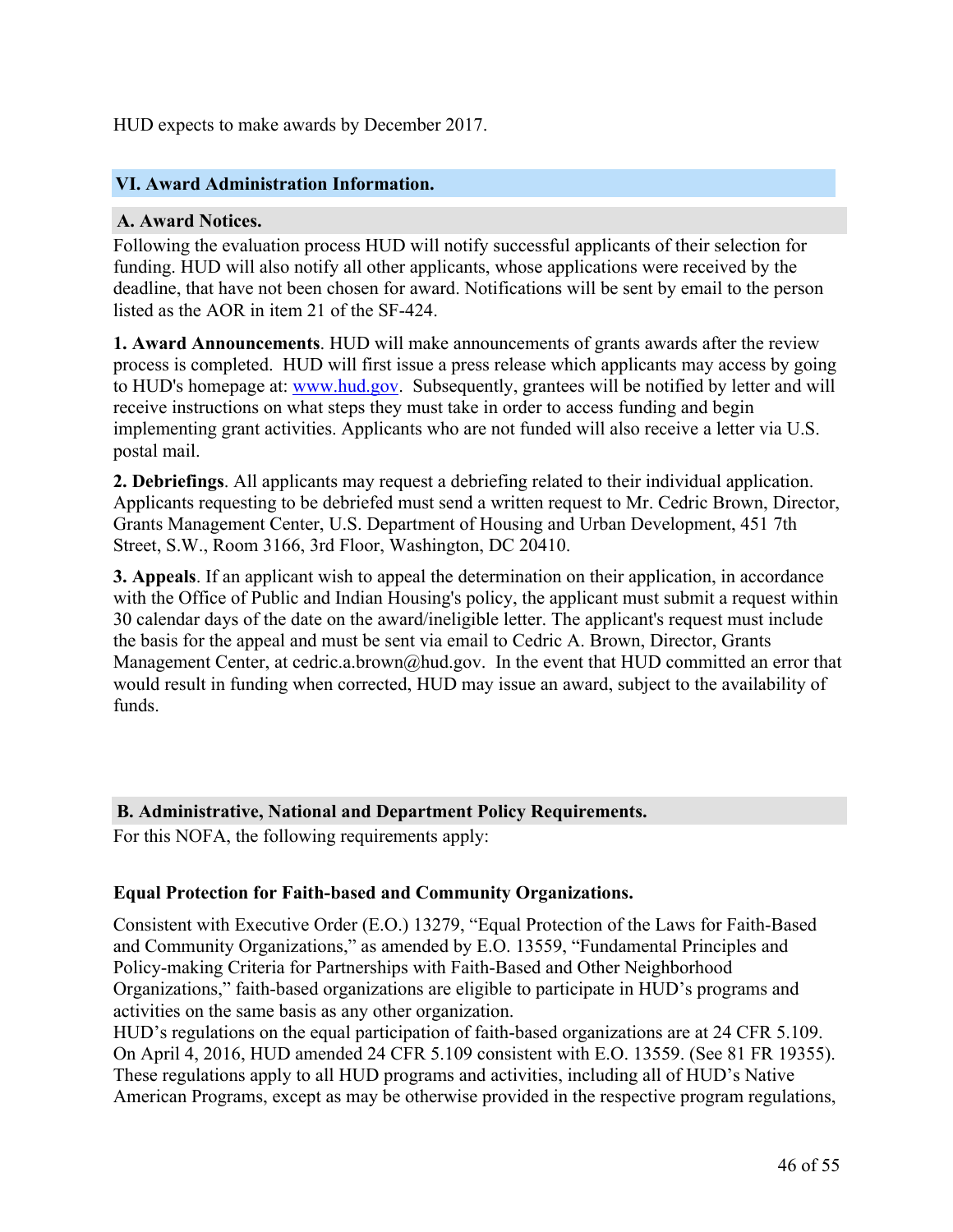HUD expects to make awards by December 2017.

## VI. Award Administration Information.

### A. Award Notices.

Following the evaluation process HUD will notify successful applicants of their selection for funding. HUD will also notify all other applicants, whose applications were received by the deadline, that have not been chosen for award. Notifications will be sent by email to the person listed as the AOR in item 21 of the SF-424.

**1. Award Announcements**. HUD will make announcements of grants awards after the review process is completed. HUD will first issue a press release which applicants may access by going to HUD's homepage at: [www.hud.gov](http://www.hud.gov). Subsequently, grantees will be notified by letter and will receive instructions on what steps they must take in order to access funding and begin implementing grant activities. Applicants who are not funded will also receive a letter via U.S. postal mail.

**2. Debriefings**. All applicants may request a debriefing related to their individual application. Applicants requesting to be debriefed must send a written request to Mr. Cedric Brown, Director, Grants Management Center, U.S. Department of Housing and Urban Development, 451 7th Street, S.W., Room 3166, 3rd Floor, Washington, DC 20410.

**3. Appeals**. If an applicant wish to appeal the determination on their application, in accordance with the Office of Public and Indian Housing's policy, the applicant must submit a request within 30 calendar days of the date on the award/ineligible letter. The applicant's request must include the basis for the appeal and must be sent via email to Cedric A. Brown, Director, Grants Management Center, at cedric.a.brown@hud.gov. In the event that HUD committed an error that would result in funding when corrected, HUD may issue an award, subject to the availability of funds.

### B. Administrative, National and Department Policy Requirements.

For this NOFA, the following requirements apply:

**Equal Protection for Faith-based and Community Organizations.**

Consistent with Executive Order (E.O.) 13279, "Equal Protection of the Laws for Faith-Based and Community Organizations," as amended by E.O. 13559, "Fundamental Principles and Policy-making Criteria for Partnerships with Faith-Based and Other Neighborhood Organizations," faith-based organizations are eligible to participate in HUD's programs and activities on the same basis as any other organization.

HUD's regulations on the equal participation of faith-based organizations are at 24 CFR 5.109. On April 4, 2016, HUD amended 24 CFR 5.109 consistent with E.O. 13559. (See 81 FR 19355). These regulations apply to all HUD programs and activities, including all of HUD's Native American Programs, except as may be otherwise provided in the respective program regulations,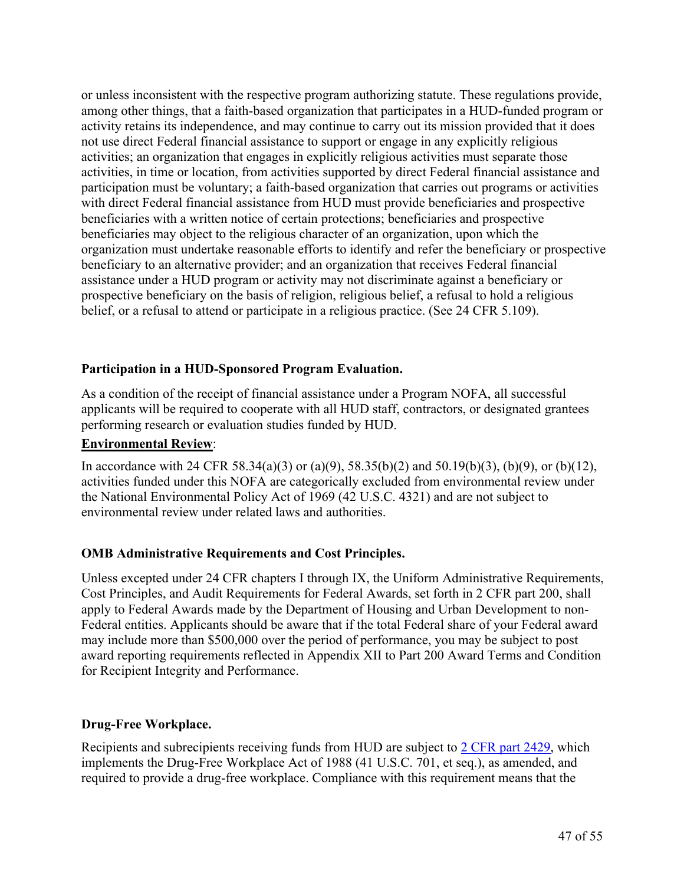or unless inconsistent with the respective program authorizing statute. These regulations provide, among other things, that a faith-based organization that participates in a HUD-funded program or activity retains its independence, and may continue to carry out its mission provided that it does not use direct Federal financial assistance to support or engage in any explicitly religious activities; an organization that engages in explicitly religious activities must separate those activities, in time or location, from activities supported by direct Federal financial assistance and participation must be voluntary; a faith-based organization that carries out programs or activities with direct Federal financial assistance from HUD must provide beneficiaries and prospective beneficiaries with a written notice of certain protections; beneficiaries and prospective beneficiaries may object to the religious character of an organization, upon which the organization must undertake reasonable efforts to identify and refer the beneficiary or prospective beneficiary to an alternative provider; and an organization that receives Federal financial assistance under a HUD program or activity may not discriminate against a beneficiary or prospective beneficiary on the basis of religion, religious belief, a refusal to hold a religious belief, or a refusal to attend or participate in a religious practice. (See 24 CFR 5.109).

**Participation in a HUD-Sponsored Program Evaluation.**

As a condition of the receipt of financial assistance under a Program NOFA, all successful applicants will be required to cooperate with all HUD staff, contractors, or designated grantees performing research or evaluation studies funded by HUD.

**Environmental Review**:

In accordance with 24 CFR 58.34(a)(3) or (a)(9), 58.35(b)(2) and 50.19(b)(3), (b)(9), or (b)(12), activities funded under this NOFA are categorically excluded from environmental review under the National Environmental Policy Act of 1969 (42 U.S.C. 4321) and are not subject to environmental review under related laws and authorities.

**OMB Administrative Requirements and Cost Principles.**

Unless excepted under 24 CFR chapters I through IX, the Uniform Administrative Requirements, Cost Principles, and Audit Requirements for Federal Awards, set forth in 2 CFR part 200, shall apply to Federal Awards made by the Department of Housing and Urban Development to non-Federal entities. Applicants should be aware that if the total Federal share of your Federal award may include more than $500,000 over the period of performance, you may be subject to post award reporting requirements reflected in Appendix XII to Part 200 Award Terms and Condition for Recipient Integrity and Performance.

**Drug-Free Workplace.**

Recipients and subrecipients receiving funds from HUD are subject to 2 CFR part 2429, which implements the Drug-Free Workplace Act of 1988 (41 U.S.C. 701, et seq.), as amended, and required to provide a drug-free workplace. Compliance with this requirement means that the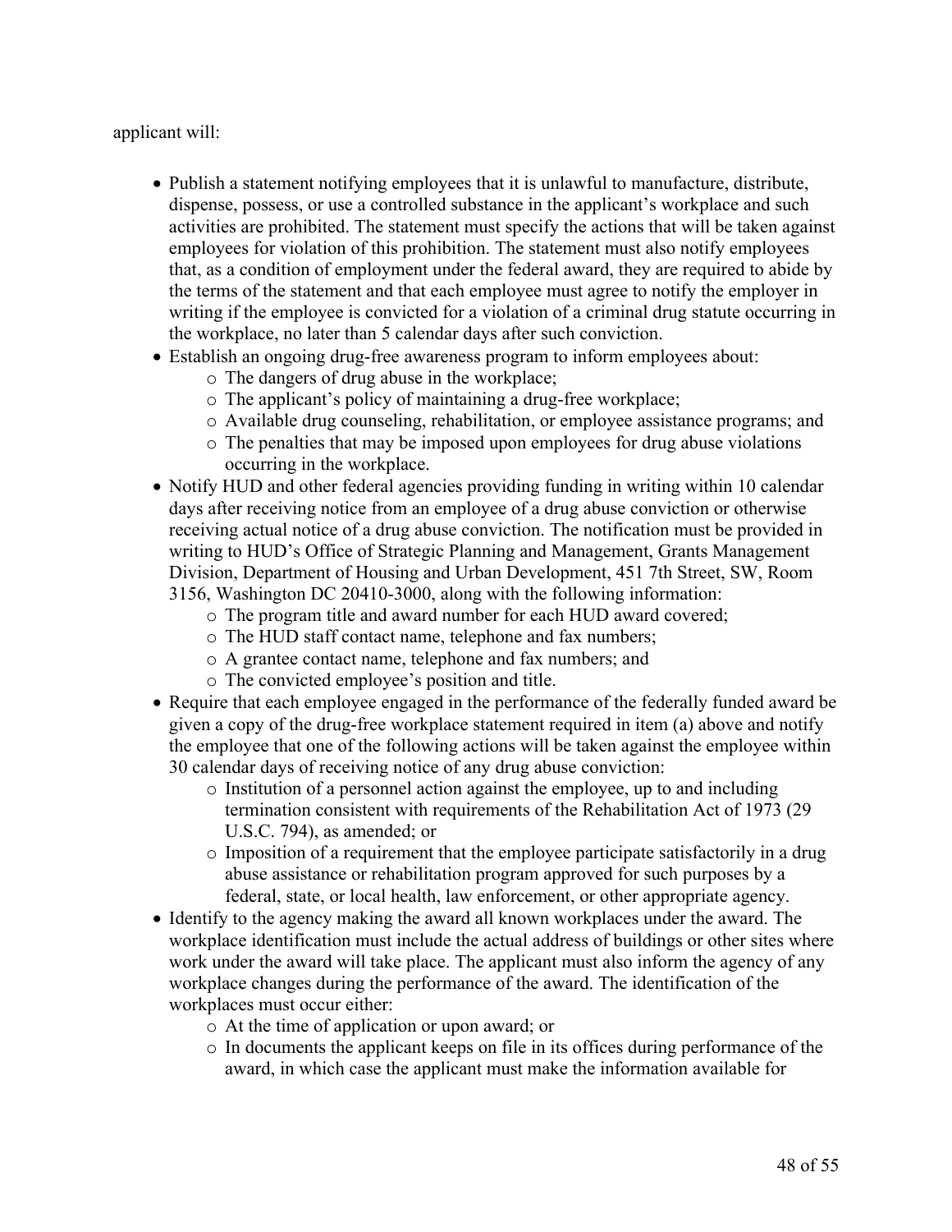applicant will:

- Publish a statement notifying employees that it is unlawful to manufacture, distribute, dispense, possess, or use a controlled substance in the applicant's workplace and such activities are prohibited. The statement must specify the actions that will be taken against employees for violation of this prohibition. The statement must also notify employees that, as a condition of employment under the federal award, they are required to abide by the terms of the statement and that each employee must agree to notify the employer in writing if the employee is convicted for a violation of a criminal drug statute occurring in the workplace, no later than 5 calendar days after such conviction.
- Establish an ongoing drug-free awareness program to inform employees about:
  - The dangers of drug abuse in the workplace;
  - The applicant's policy of maintaining a drug-free workplace;
  - Available drug counseling, rehabilitation, or employee assistance programs; and
  - The penalties that may be imposed upon employees for drug abuse violations occurring in the workplace.
- Notify HUD and other federal agencies providing funding in writing within 10 calendar days after receiving notice from an employee of a drug abuse conviction or otherwise receiving actual notice of a drug abuse conviction. The notification must be provided in writing to HUD's Office of Strategic Planning and Management, Grants Management Division, Department of Housing and Urban Development, 451 7th Street, SW, Room 3156, Washington DC 20410-3000, along with the following information:
  - The program title and award number for each HUD award covered;
  - The HUD staff contact name, telephone and fax numbers;
  - A grantee contact name, telephone and fax numbers; and
  - The convicted employee's position and title.
- Require that each employee engaged in the performance of the federally funded award be given a copy of the drug-free workplace statement required in item (a) above and notify the employee that one of the following actions will be taken against the employee within 30 calendar days of receiving notice of any drug abuse conviction:
  - Institution of a personnel action against the employee, up to and including termination consistent with requirements of the Rehabilitation Act of 1973 (29 U.S.C. 794), as amended; or
  - Imposition of a requirement that the employee participate satisfactorily in a drug abuse assistance or rehabilitation program approved for such purposes by a federal, state, or local health, law enforcement, or other appropriate agency.
- Identify to the agency making the award all known workplaces under the award. The workplace identification must include the actual address of buildings or other sites where work under the award will take place. The applicant must also inform the agency of any workplace changes during the performance of the award. The identification of the workplaces must occur either:
  - At the time of application or upon award; or
  - In documents the applicant keeps on file in its offices during performance of the award, in which case the applicant must make the information available for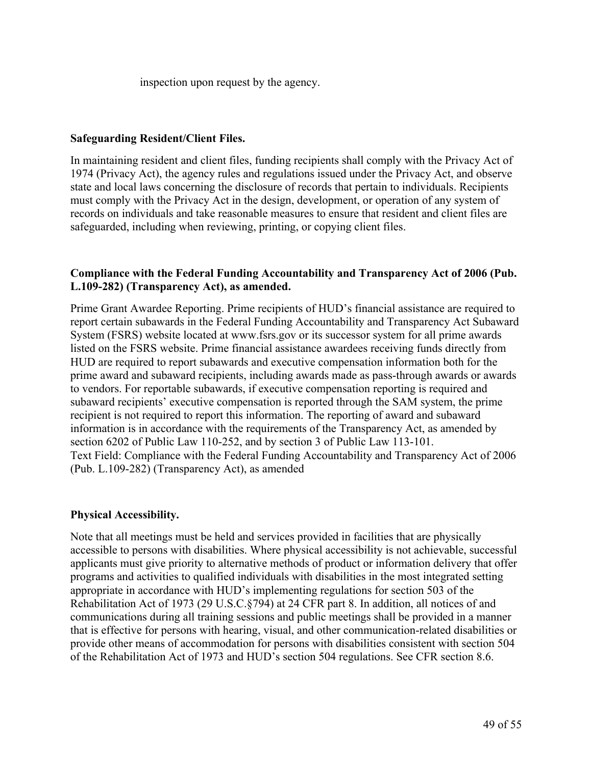inspection upon request by the agency.

**Safeguarding Resident/Client Files.**

In maintaining resident and client files, funding recipients shall comply with the Privacy Act of 1974 (Privacy Act), the agency rules and regulations issued under the Privacy Act, and observe state and local laws concerning the disclosure of records that pertain to individuals. Recipients must comply with the Privacy Act in the design, development, or operation of any system of records on individuals and take reasonable measures to ensure that resident and client files are safeguarded, including when reviewing, printing, or copying client files.

**Compliance with the Federal Funding Accountability and Transparency Act of 2006 (Pub. L.109-282) (Transparency Act), as amended.**

Prime Grant Awardee Reporting. Prime recipients of HUD's financial assistance are required to report certain subawards in the Federal Funding Accountability and Transparency Act Subaward System (FSRS) website located at www.fsrs.gov or its successor system for all prime awards listed on the FSRS website. Prime financial assistance awardees receiving funds directly from HUD are required to report subawards and executive compensation information both for the prime award and subaward recipients, including awards made as pass-through awards or awards to vendors. For reportable subawards, if executive compensation reporting is required and subaward recipients' executive compensation is reported through the SAM system, the prime recipient is not required to report this information. The reporting of award and subaward information is in accordance with the requirements of the Transparency Act, as amended by section 6202 of Public Law 110-252, and by section 3 of Public Law 113-101.
Text Field: Compliance with the Federal Funding Accountability and Transparency Act of 2006 (Pub. L.109-282) (Transparency Act), as amended

**Physical Accessibility.**

Note that all meetings must be held and services provided in facilities that are physically accessible to persons with disabilities. Where physical accessibility is not achievable, successful applicants must give priority to alternative methods of product or information delivery that offer programs and activities to qualified individuals with disabilities in the most integrated setting appropriate in accordance with HUD's implementing regulations for section 503 of the Rehabilitation Act of 1973 (29 U.S.C.§794) at 24 CFR part 8. In addition, all notices of and communications during all training sessions and public meetings shall be provided in a manner that is effective for persons with hearing, visual, and other communication-related disabilities or provide other means of accommodation for persons with disabilities consistent with section 504 of the Rehabilitation Act of 1973 and HUD's section 504 regulations. See CFR section 8.6.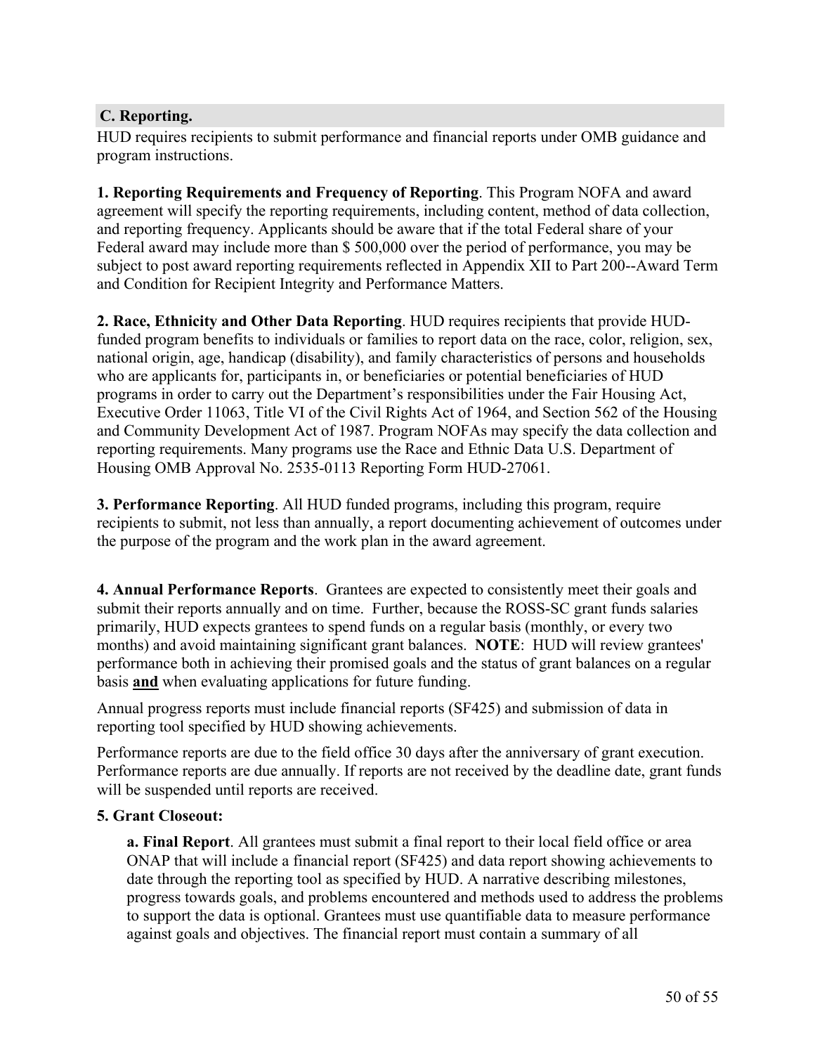## C. Reporting.

HUD requires recipients to submit performance and financial reports under OMB guidance and program instructions.

**1. Reporting Requirements and Frequency of Reporting**. This Program NOFA and award agreement will specify the reporting requirements, including content, method of data collection, and reporting frequency. Applicants should be aware that if the total Federal share of your Federal award may include more than $ 500,000 over the period of performance, you may be subject to post award reporting requirements reflected in Appendix XII to Part 200--Award Term and Condition for Recipient Integrity and Performance Matters.

**2. Race, Ethnicity and Other Data Reporting**. HUD requires recipients that provide HUD-funded program benefits to individuals or families to report data on the race, color, religion, sex, national origin, age, handicap (disability), and family characteristics of persons and households who are applicants for, participants in, or beneficiaries or potential beneficiaries of HUD programs in order to carry out the Department's responsibilities under the Fair Housing Act, Executive Order 11063, Title VI of the Civil Rights Act of 1964, and Section 562 of the Housing and Community Development Act of 1987. Program NOFAs may specify the data collection and reporting requirements. Many programs use the Race and Ethnic Data U.S. Department of Housing OMB Approval No. 2535-0113 Reporting Form HUD-27061.

**3. Performance Reporting**. All HUD funded programs, including this program, require recipients to submit, not less than annually, a report documenting achievement of outcomes under the purpose of the program and the work plan in the award agreement.

**4. Annual Performance Reports**. Grantees are expected to consistently meet their goals and submit their reports annually and on time. Further, because the ROSS-SC grant funds salaries primarily, HUD expects grantees to spend funds on a regular basis (monthly, or every two months) and avoid maintaining significant grant balances. **NOTE**: HUD will review grantees' performance both in achieving their promised goals and the status of grant balances on a regular basis **and** when evaluating applications for future funding.

Annual progress reports must include financial reports (SF425) and submission of data in reporting tool specified by HUD showing achievements.

Performance reports are due to the field office 30 days after the anniversary of grant execution. Performance reports are due annually. If reports are not received by the deadline date, grant funds will be suspended until reports are received.

**5. Grant Closeout:**

**a. Final Report**. All grantees must submit a final report to their local field office or area ONAP that will include a financial report (SF425) and data report showing achievements to date through the reporting tool as specified by HUD. A narrative describing milestones, progress towards goals, and problems encountered and methods used to address the problems to support the data is optional. Grantees must use quantifiable data to measure performance against goals and objectives. The financial report must contain a summary of all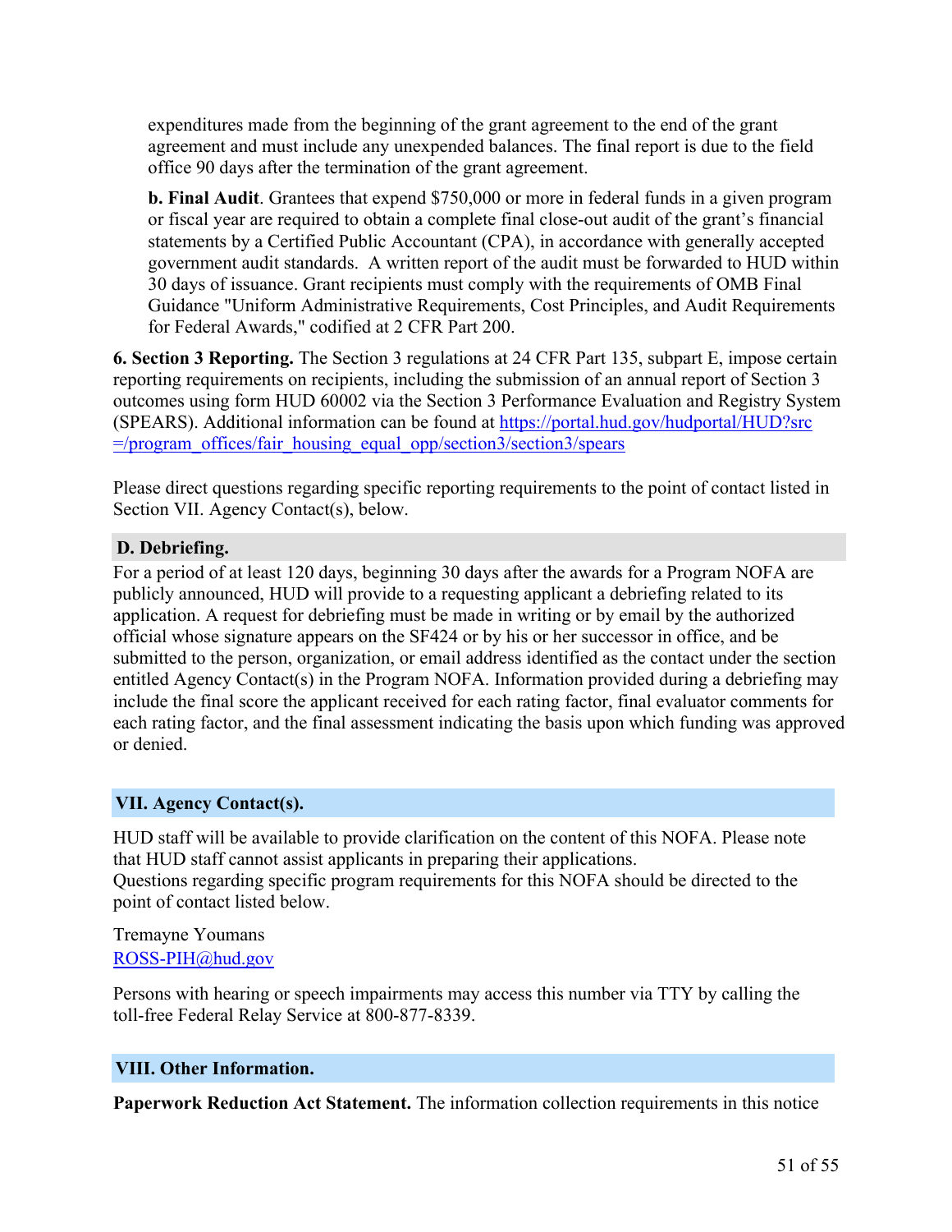expenditures made from the beginning of the grant agreement to the end of the grant agreement and must include any unexpended balances. The final report is due to the field office 90 days after the termination of the grant agreement.

**b. Final Audit**. Grantees that expend $750,000 or more in federal funds in a given program or fiscal year are required to obtain a complete final close-out audit of the grant's financial statements by a Certified Public Accountant (CPA), in accordance with generally accepted government audit standards. A written report of the audit must be forwarded to HUD within 30 days of issuance. Grant recipients must comply with the requirements of OMB Final Guidance "Uniform Administrative Requirements, Cost Principles, and Audit Requirements for Federal Awards," codified at 2 CFR Part 200.

**6. Section 3 Reporting.** The Section 3 regulations at 24 CFR Part 135, subpart E, impose certain reporting requirements on recipients, including the submission of an annual report of Section 3 outcomes using form HUD 60002 via the Section 3 Performance Evaluation and Registry System (SPEARS). Additional information can be found at [https://portal.hud.gov/hudportal/HUD?src=/program_offices/fair_housing_equal_opp/section3/section3/spears](https://portal.hud.gov/hudportal/HUD?src=/program_offices/fair_housing_equal_opp/section3/section3/spears)

Please direct questions regarding specific reporting requirements to the point of contact listed in Section VII. Agency Contact(s), below.

### D. Debriefing.

For a period of at least 120 days, beginning 30 days after the awards for a Program NOFA are publicly announced, HUD will provide to a requesting applicant a debriefing related to its application. A request for debriefing must be made in writing or by email by the authorized official whose signature appears on the SF424 or by his or her successor in office, and be submitted to the person, organization, or email address identified as the contact under the section entitled Agency Contact(s) in the Program NOFA. Information provided during a debriefing may include the final score the applicant received for each rating factor, final evaluator comments for each rating factor, and the final assessment indicating the basis upon which funding was approved or denied.

## VII. Agency Contact(s).

HUD staff will be available to provide clarification on the content of this NOFA. Please note that HUD staff cannot assist applicants in preparing their applications.
Questions regarding specific program requirements for this NOFA should be directed to the point of contact listed below.

Tremayne Youmans
[ROSS-PIH@hud.gov](mailto:ROSS-PIH@hud.gov)

Persons with hearing or speech impairments may access this number via TTY by calling the toll-free Federal Relay Service at 800-877-8339.

## VIII. Other Information.

**Paperwork Reduction Act Statement.** The information collection requirements in this notice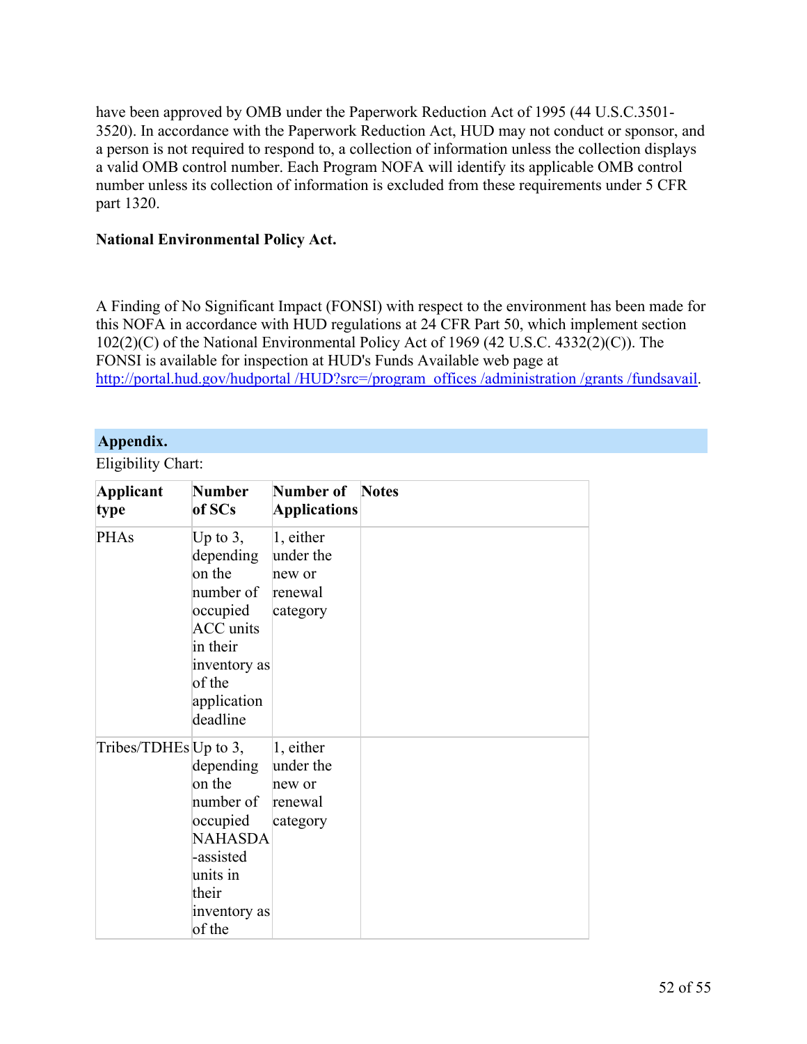have been approved by OMB under the Paperwork Reduction Act of 1995 (44 U.S.C.3501-3520). In accordance with the Paperwork Reduction Act, HUD may not conduct or sponsor, and a person is not required to respond to, a collection of information unless the collection displays a valid OMB control number. Each Program NOFA will identify its applicable OMB control number unless its collection of information is excluded from these requirements under 5 CFR part 1320.

**National Environmental Policy Act.**

A Finding of No Significant Impact (FONSI) with respect to the environment has been made for this NOFA in accordance with HUD regulations at 24 CFR Part 50, which implement section 102(2)(C) of the National Environmental Policy Act of 1969 (42 U.S.C. 4332(2)(C)). The FONSI is available for inspection at HUD's Funds Available web page at [http://portal.hud.gov/hudportal /HUD?src=/program_offices /administration /grants /fundsavail](http://portal.hud.gov/hudportal/HUD?src=/program_offices/administration/grants/fundsavail).

## Appendix.

Eligibility Chart:

| Applicant type | Number of SCs | Number of Applications | Notes |
|---|---|---|---|
| PHAs | Up to 3, depending on the number of occupied ACC units in their inventory as of the application deadline | 1, either under the new or renewal category | |
| Tribes/TDHEs | Up to 3, depending on the number of occupied NAHASDA -assisted units in their inventory as of the | 1, either under the new or renewal category | |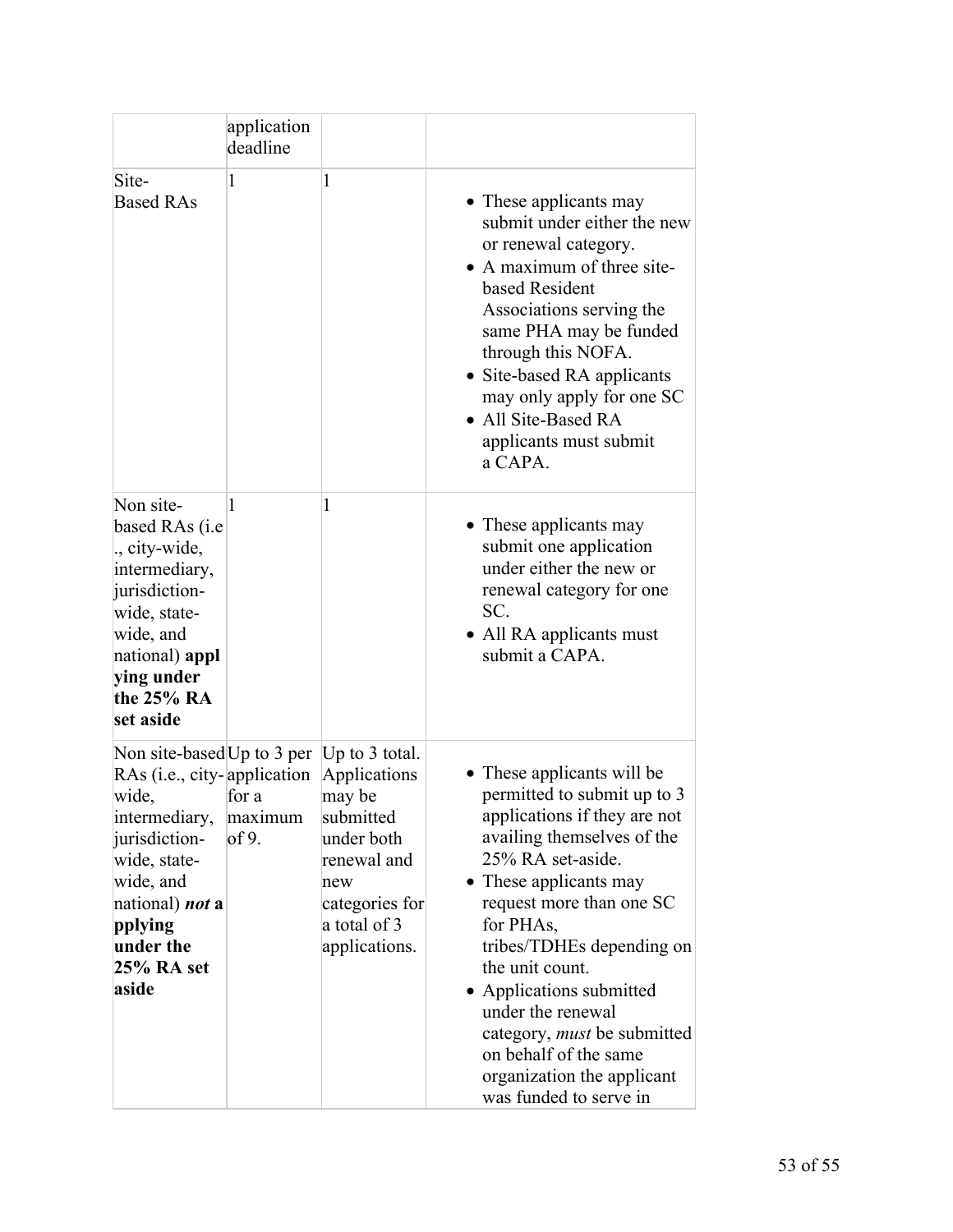|  | application deadline |  |  |
| --- | --- | --- | --- |
| Site-Based RAs | 1 | 1 | • These applicants may submit under either the new or renewal category.<br>• A maximum of three site-based Resident Associations serving the same PHA may be funded through this NOFA.<br>• Site-based RA applicants may only apply for one SC<br>• All Site-Based RA applicants must submit a CAPA. |
| Non site-based RAs (i.e., city-wide, intermediary, jurisdiction-wide, state-wide, and national) **applying under the 25% RA set aside** | 1 | 1 | • These applicants may submit one application under either the new or renewal category for one SC.<br>• All RA applicants must submit a CAPA. |
| Non site-based RAs (i.e., city-wide, intermediary, jurisdiction-wide, state-wide, and national) ***not* applying under the 25% RA set aside** | Up to 3 per application for a maximum of 9. | Up to 3 total. Applications may be submitted under both renewal and new categories for a total of 3 applications. | • These applicants will be permitted to submit up to 3 applications if they are not availing themselves of the 25% RA set-aside.<br>• These applicants may request more than one SC for PHAs, tribes/TDHEs depending on the unit count.<br>• Applications submitted under the renewal category, *must* be submitted on behalf of the same organization the applicant was funded to serve in |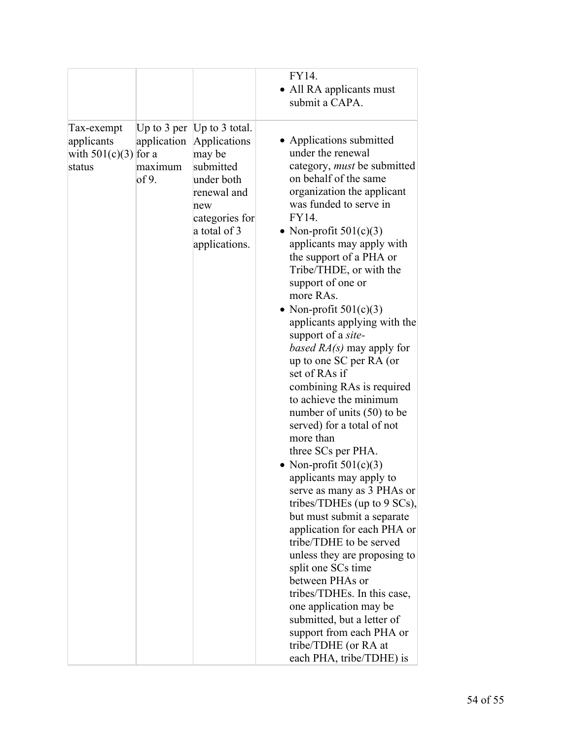| | | | <ul><li>FY14.</li><li>All RA applicants must submit a CAPA.</li></ul> |
|---|---|---|---|
| Tax-exempt applicants with 501(c)(3) status | Up to 3 per application for a maximum of 9. | Up to 3 total. Applications may be submitted under both renewal and new categories for a total of 3 applications. | <ul><li>Applications submitted under the renewal category, *must* be submitted on behalf of the same organization the applicant was funded to serve in FY14.</li><li>Non-profit 501(c)(3) applicants may apply with the support of a PHA or Tribe/THDE, or with the support of one or more RAs.</li><li>Non-profit 501(c)(3) applicants applying with the support of a *site-based RA(s)* may apply for up to one SC per RA (or set of RAs if combining RAs is required to achieve the minimum number of units (50) to be served) for a total of not more than three SCs per PHA.</li><li>Non-profit 501(c)(3) applicants may apply to serve as many as 3 PHAs or tribes/TDHEs (up to 9 SCs), but must submit a separate application for each PHA or tribe/TDHE to be served unless they are proposing to split one SCs time between PHAs or tribes/TDHEs. In this case, one application may be submitted, but a letter of support from each PHA or tribe/TDHE (or RA at each PHA, tribe/TDHE) is</li></ul> |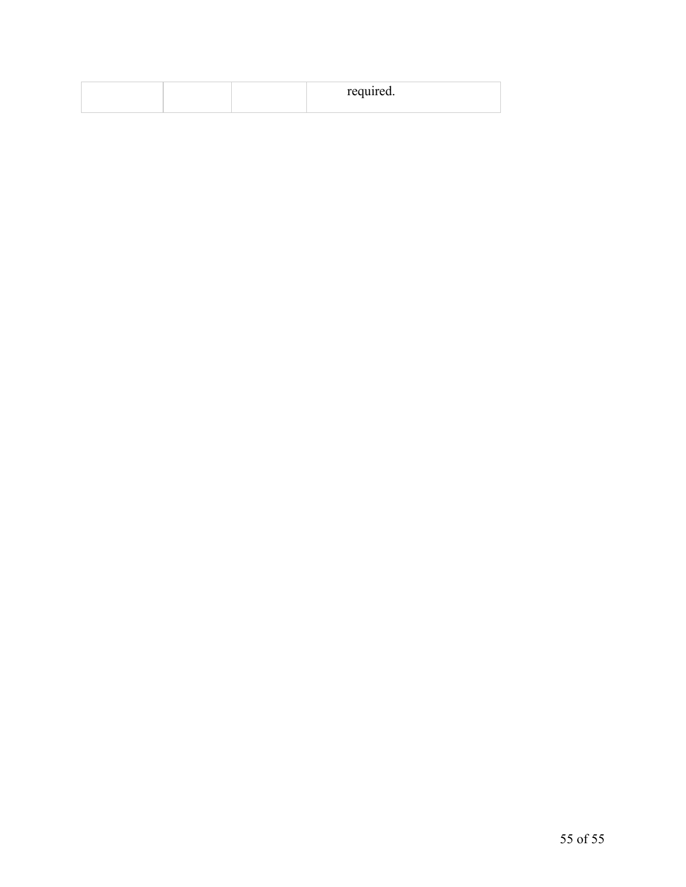| | | | |
|---|---|---|---|
| | | | required. |